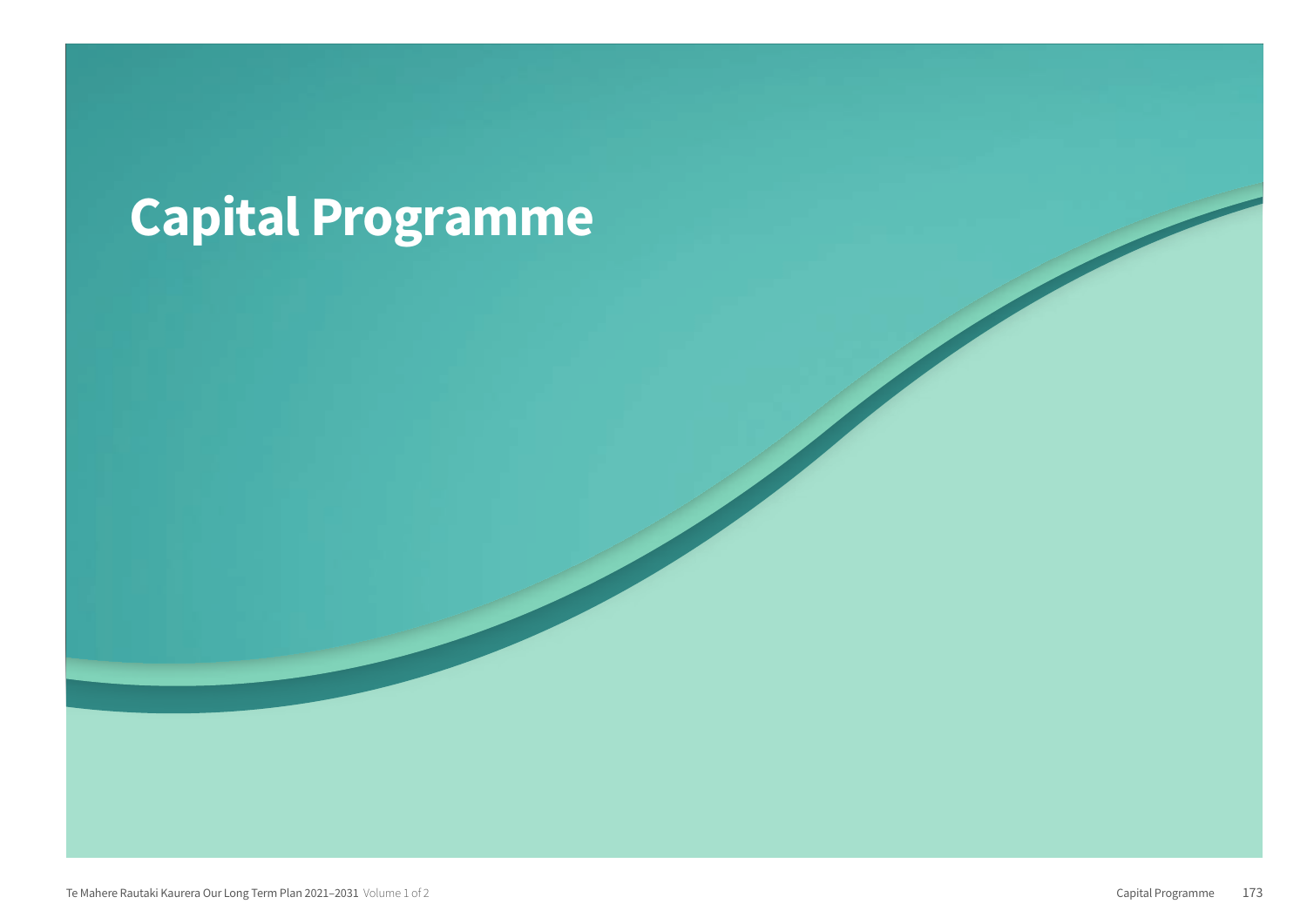# Capital Programme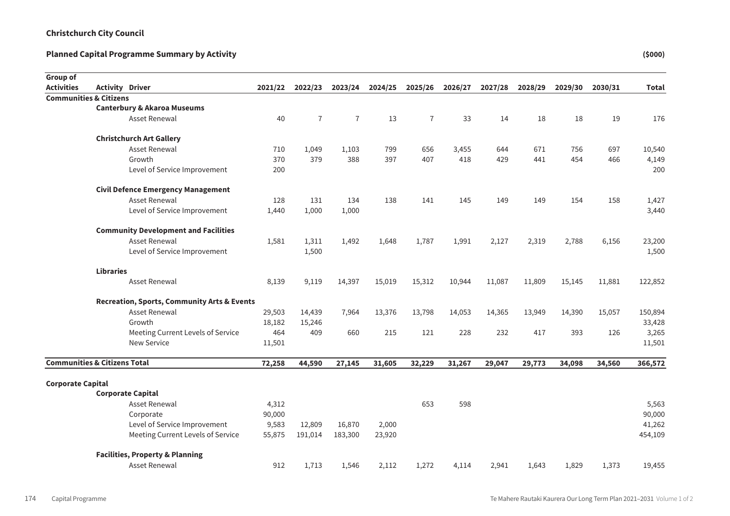**Christchurch City Council**

**Planned Capital Programme Summary by Activity** **($000)**

| Group of Activities | Activity | Driver | 2021/22 | 2022/23 | 2023/24 | 2024/25 | 2025/26 | 2026/27 | 2027/28 | 2028/29 | 2029/30 | 2030/31 | Total |
|---|---|---|---|---|---|---|---|---|---|---|---|---|---|
| **Communities & Citizens** | | | | | | | | | | | | | |
| | **Canterbury & Akaroa Museums** | | | | | | | | | | | | |
| | | Asset Renewal | 40 | 7 | 7 | 13 | 7 | 33 | 14 | 18 | 18 | 19 | 176 |
| | **Christchurch Art Gallery** | | | | | | | | | | | | |
| | | Asset Renewal | 710 | 1,049 | 1,103 | 799 | 656 | 3,455 | 644 | 671 | 756 | 697 | 10,540 |
| | | Growth | 370 | 379 | 388 | 397 | 407 | 418 | 429 | 441 | 454 | 466 | 4,149 |
| | | Level of Service Improvement | 200 | | | | | | | | | | 200 |
| | **Civil Defence Emergency Management** | | | | | | | | | | | | |
| | | Asset Renewal | 128 | 131 | 134 | 138 | 141 | 145 | 149 | 149 | 154 | 158 | 1,427 |
| | | Level of Service Improvement | 1,440 | 1,000 | 1,000 | | | | | | | | 3,440 |
| | **Community Development and Facilities** | | | | | | | | | | | | |
| | | Asset Renewal | 1,581 | 1,311 | 1,492 | 1,648 | 1,787 | 1,991 | 2,127 | 2,319 | 2,788 | 6,156 | 23,200 |
| | | Level of Service Improvement | | 1,500 | | | | | | | | | 1,500 |
| | **Libraries** | | | | | | | | | | | | |
| | | Asset Renewal | 8,139 | 9,119 | 14,397 | 15,019 | 15,312 | 10,944 | 11,087 | 11,809 | 15,145 | 11,881 | 122,852 |
| | **Recreation, Sports, Community Arts & Events** | | | | | | | | | | | | |
| | | Asset Renewal | 29,503 | 14,439 | 7,964 | 13,376 | 13,798 | 14,053 | 14,365 | 13,949 | 14,390 | 15,057 | 150,894 |
| | | Growth | 18,182 | 15,246 | | | | | | | | | 33,428 |
| | | Meeting Current Levels of Service | 464 | 409 | 660 | 215 | 121 | 228 | 232 | 417 | 393 | 126 | 3,265 |
| | | New Service | 11,501 | | | | | | | | | | 11,501 |
| **Communities & Citizens Total** | | | **72,258** | **44,590** | **27,145** | **31,605** | **32,229** | **31,267** | **29,047** | **29,773** | **34,098** | **34,560** | **366,572** |
| **Corporate Capital** | | | | | | | | | | | | | |
| | **Corporate Capital** | | | | | | | | | | | | |
| | | Asset Renewal | 4,312 | | | | 653 | 598 | | | | | 5,563 |
| | | Corporate | 90,000 | | | | | | | | | | 90,000 |
| | | Level of Service Improvement | 9,583 | 12,809 | 16,870 | 2,000 | | | | | | | 41,262 |
| | | Meeting Current Levels of Service | 55,875 | 191,014 | 183,300 | 23,920 | | | | | | | 454,109 |
| | **Facilities, Property & Planning** | | | | | | | | | | | | |
| | | Asset Renewal | 912 | 1,713 | 1,546 | 2,112 | 1,272 | 4,114 | 2,941 | 1,643 | 1,829 | 1,373 | 19,455 |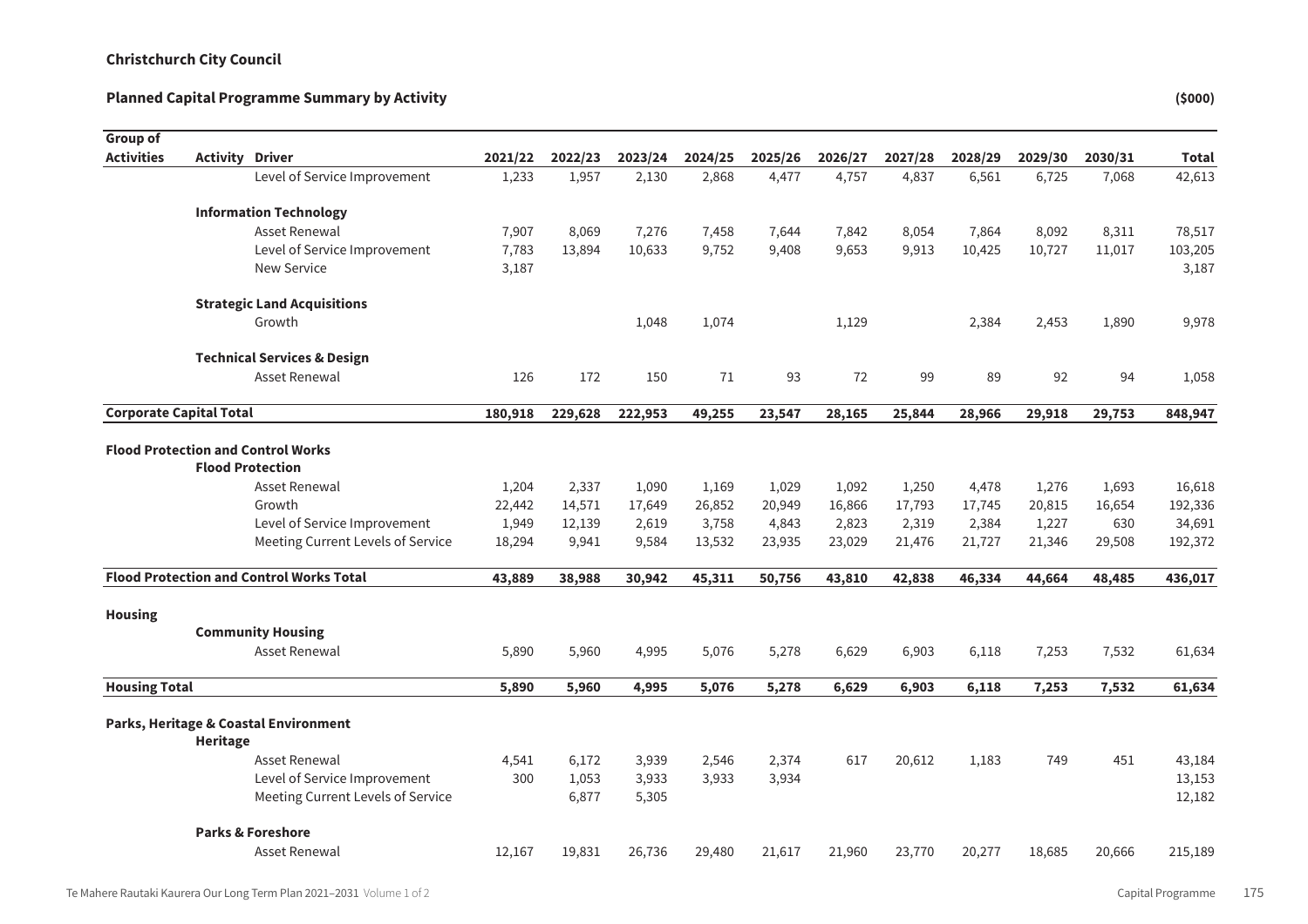**Christchurch City Council**

**Planned Capital Programme Summary by Activity** **($000)**

| Group of Activities | Activity | Driver | 2021/22 | 2022/23 | 2023/24 | 2024/25 | 2025/26 | 2026/27 | 2027/28 | 2028/29 | 2029/30 | 2030/31 | Total |
|---|---|---|---|---|---|---|---|---|---|---|---|---|---|
| | | Level of Service Improvement | 1,233 | 1,957 | 2,130 | 2,868 | 4,477 | 4,757 | 4,837 | 6,561 | 6,725 | 7,068 | 42,613 |
| | **Information Technology** | | | | | | | | | | | | |
| | | Asset Renewal | 7,907 | 8,069 | 7,276 | 7,458 | 7,644 | 7,842 | 8,054 | 7,864 | 8,092 | 8,311 | 78,517 |
| | | Level of Service Improvement | 7,783 | 13,894 | 10,633 | 9,752 | 9,408 | 9,653 | 9,913 | 10,425 | 10,727 | 11,017 | 103,205 |
| | | New Service | 3,187 | | | | | | | | | | 3,187 |
| | **Strategic Land Acquisitions** | | | | | | | | | | | | |
| | | Growth | | | 1,048 | 1,074 | | 1,129 | | 2,384 | 2,453 | 1,890 | 9,978 |
| | **Technical Services & Design** | | | | | | | | | | | | |
| | | Asset Renewal | 126 | 172 | 150 | 71 | 93 | 72 | 99 | 89 | 92 | 94 | 1,058 |
| **Corporate Capital Total** | | | **180,918** | **229,628** | **222,953** | **49,255** | **23,547** | **28,165** | **25,844** | **28,966** | **29,918** | **29,753** | **848,947** |
| **Flood Protection and Control Works** | | | | | | | | | | | | | |
| | **Flood Protection** | | | | | | | | | | | | |
| | | Asset Renewal | 1,204 | 2,337 | 1,090 | 1,169 | 1,029 | 1,092 | 1,250 | 4,478 | 1,276 | 1,693 | 16,618 |
| | | Growth | 22,442 | 14,571 | 17,649 | 26,852 | 20,949 | 16,866 | 17,793 | 17,745 | 20,815 | 16,654 | 192,336 |
| | | Level of Service Improvement | 1,949 | 12,139 | 2,619 | 3,758 | 4,843 | 2,823 | 2,319 | 2,384 | 1,227 | 630 | 34,691 |
| | | Meeting Current Levels of Service | 18,294 | 9,941 | 9,584 | 13,532 | 23,935 | 23,029 | 21,476 | 21,727 | 21,346 | 29,508 | 192,372 |
| **Flood Protection and Control Works Total** | | | **43,889** | **38,988** | **30,942** | **45,311** | **50,756** | **43,810** | **42,838** | **46,334** | **44,664** | **48,485** | **436,017** |
| **Housing** | | | | | | | | | | | | | |
| | **Community Housing** | | | | | | | | | | | | |
| | | Asset Renewal | 5,890 | 5,960 | 4,995 | 5,076 | 5,278 | 6,629 | 6,903 | 6,118 | 7,253 | 7,532 | 61,634 |
| **Housing Total** | | | **5,890** | **5,960** | **4,995** | **5,076** | **5,278** | **6,629** | **6,903** | **6,118** | **7,253** | **7,532** | **61,634** |
| **Parks, Heritage & Coastal Environment** | | | | | | | | | | | | | |
| | **Heritage** | | | | | | | | | | | | |
| | | Asset Renewal | 4,541 | 6,172 | 3,939 | 2,546 | 2,374 | 617 | 20,612 | 1,183 | 749 | 451 | 43,184 |
| | | Level of Service Improvement | 300 | 1,053 | 3,933 | 3,933 | 3,934 | | | | | | 13,153 |
| | | Meeting Current Levels of Service | | 6,877 | 5,305 | | | | | | | | 12,182 |
| | **Parks & Foreshore** | | | | | | | | | | | | |
| | | Asset Renewal | 12,167 | 19,831 | 26,736 | 29,480 | 21,617 | 21,960 | 23,770 | 20,277 | 18,685 | 20,666 | 215,189 |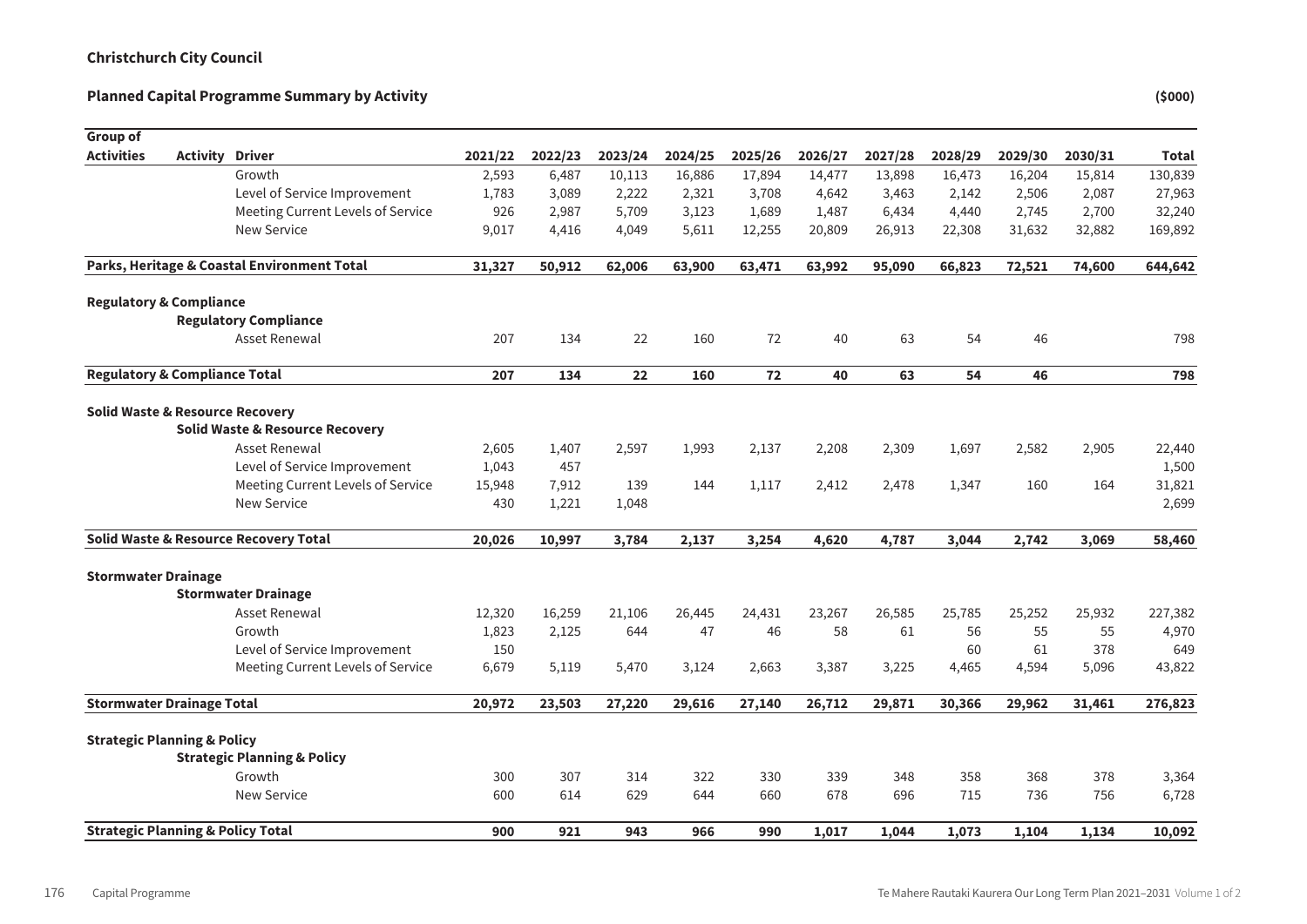**Christchurch City Council**

**Planned Capital Programme Summary by Activity** **($000)**

| Group of Activities | Activity | Driver | 2021/22 | 2022/23 | 2023/24 | 2024/25 | 2025/26 | 2026/27 | 2027/28 | 2028/29 | 2029/30 | 2030/31 | Total |
|---|---|---|---|---|---|---|---|---|---|---|---|---|---|
| | | Growth | 2,593 | 6,487 | 10,113 | 16,886 | 17,894 | 14,477 | 13,898 | 16,473 | 16,204 | 15,814 | 130,839 |
| | | Level of Service Improvement | 1,783 | 3,089 | 2,222 | 2,321 | 3,708 | 4,642 | 3,463 | 2,142 | 2,506 | 2,087 | 27,963 |
| | | Meeting Current Levels of Service | 926 | 2,987 | 5,709 | 3,123 | 1,689 | 1,487 | 6,434 | 4,440 | 2,745 | 2,700 | 32,240 |
| | | New Service | 9,017 | 4,416 | 4,049 | 5,611 | 12,255 | 20,809 | 26,913 | 22,308 | 31,632 | 32,882 | 169,892 |
| **Parks, Heritage & Coastal Environment Total** | | | **31,327** | **50,912** | **62,006** | **63,900** | **63,471** | **63,992** | **95,090** | **66,823** | **72,521** | **74,600** | **644,642** |
| **Regulatory & Compliance** | | | | | | | | | | | | | |
| | **Regulatory Compliance** | | | | | | | | | | | | |
| | | Asset Renewal | 207 | 134 | 22 | 160 | 72 | 40 | 63 | 54 | 46 | | 798 |
| **Regulatory & Compliance Total** | | | **207** | **134** | **22** | **160** | **72** | **40** | **63** | **54** | **46** | | **798** |
| **Solid Waste & Resource Recovery** | | | | | | | | | | | | | |
| | **Solid Waste & Resource Recovery** | | | | | | | | | | | | |
| | | Asset Renewal | 2,605 | 1,407 | 2,597 | 1,993 | 2,137 | 2,208 | 2,309 | 1,697 | 2,582 | 2,905 | 22,440 |
| | | Level of Service Improvement | 1,043 | 457 | | | | | | | | | 1,500 |
| | | Meeting Current Levels of Service | 15,948 | 7,912 | 139 | 144 | 1,117 | 2,412 | 2,478 | 1,347 | 160 | 164 | 31,821 |
| | | New Service | 430 | 1,221 | 1,048 | | | | | | | | 2,699 |
| **Solid Waste & Resource Recovery Total** | | | **20,026** | **10,997** | **3,784** | **2,137** | **3,254** | **4,620** | **4,787** | **3,044** | **2,742** | **3,069** | **58,460** |
| **Stormwater Drainage** | | | | | | | | | | | | | |
| | **Stormwater Drainage** | | | | | | | | | | | | |
| | | Asset Renewal | 12,320 | 16,259 | 21,106 | 26,445 | 24,431 | 23,267 | 26,585 | 25,785 | 25,252 | 25,932 | 227,382 |
| | | Growth | 1,823 | 2,125 | 644 | 47 | 46 | 58 | 61 | 56 | 55 | 55 | 4,970 |
| | | Level of Service Improvement | 150 | | | | | | | 60 | 61 | 378 | 649 |
| | | Meeting Current Levels of Service | 6,679 | 5,119 | 5,470 | 3,124 | 2,663 | 3,387 | 3,225 | 4,465 | 4,594 | 5,096 | 43,822 |
| **Stormwater Drainage Total** | | | **20,972** | **23,503** | **27,220** | **29,616** | **27,140** | **26,712** | **29,871** | **30,366** | **29,962** | **31,461** | **276,823** |
| **Strategic Planning & Policy** | | | | | | | | | | | | | |
| | **Strategic Planning & Policy** | | | | | | | | | | | | |
| | | Growth | 300 | 307 | 314 | 322 | 330 | 339 | 348 | 358 | 368 | 378 | 3,364 |
| | | New Service | 600 | 614 | 629 | 644 | 660 | 678 | 696 | 715 | 736 | 756 | 6,728 |
| **Strategic Planning & Policy Total** | | | **900** | **921** | **943** | **966** | **990** | **1,017** | **1,044** | **1,073** | **1,104** | **1,134** | **10,092** |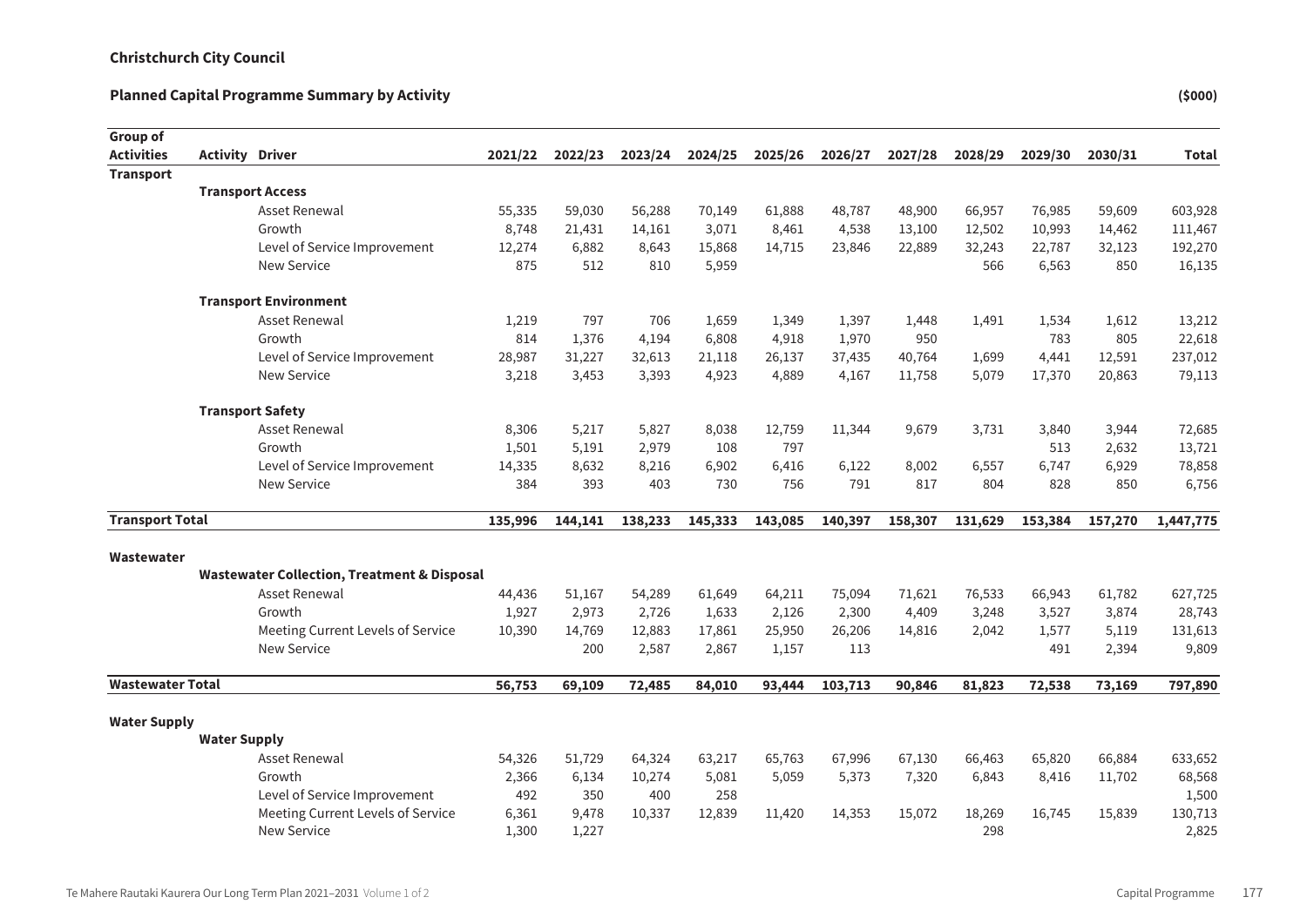**Christchurch City Council**

**Planned Capital Programme Summary by Activity** **($000)**

| Group of Activities | Activity | Driver | 2021/22 | 2022/23 | 2023/24 | 2024/25 | 2025/26 | 2026/27 | 2027/28 | 2028/29 | 2029/30 | 2030/31 | Total |
|---|---|---|---|---|---|---|---|---|---|---|---|---|---|
| **Transport** | | | | | | | | | | | | | |
| | **Transport Access** | | | | | | | | | | | | |
| | | Asset Renewal | 55,335 | 59,030 | 56,288 | 70,149 | 61,888 | 48,787 | 48,900 | 66,957 | 76,985 | 59,609 | 603,928 |
| | | Growth | 8,748 | 21,431 | 14,161 | 3,071 | 8,461 | 4,538 | 13,100 | 12,502 | 10,993 | 14,462 | 111,467 |
| | | Level of Service Improvement | 12,274 | 6,882 | 8,643 | 15,868 | 14,715 | 23,846 | 22,889 | 32,243 | 22,787 | 32,123 | 192,270 |
| | | New Service | 875 | 512 | 810 | 5,959 | | | | 566 | 6,563 | 850 | 16,135 |
| | **Transport Environment** | | | | | | | | | | | | |
| | | Asset Renewal | 1,219 | 797 | 706 | 1,659 | 1,349 | 1,397 | 1,448 | 1,491 | 1,534 | 1,612 | 13,212 |
| | | Growth | 814 | 1,376 | 4,194 | 6,808 | 4,918 | 1,970 | 950 | | 783 | 805 | 22,618 |
| | | Level of Service Improvement | 28,987 | 31,227 | 32,613 | 21,118 | 26,137 | 37,435 | 40,764 | 1,699 | 4,441 | 12,591 | 237,012 |
| | | New Service | 3,218 | 3,453 | 3,393 | 4,923 | 4,889 | 4,167 | 11,758 | 5,079 | 17,370 | 20,863 | 79,113 |
| | **Transport Safety** | | | | | | | | | | | | |
| | | Asset Renewal | 8,306 | 5,217 | 5,827 | 8,038 | 12,759 | 11,344 | 9,679 | 3,731 | 3,840 | 3,944 | 72,685 |
| | | Growth | 1,501 | 5,191 | 2,979 | 108 | 797 | | | | 513 | 2,632 | 13,721 |
| | | Level of Service Improvement | 14,335 | 8,632 | 8,216 | 6,902 | 6,416 | 6,122 | 8,002 | 6,557 | 6,747 | 6,929 | 78,858 |
| | | New Service | 384 | 393 | 403 | 730 | 756 | 791 | 817 | 804 | 828 | 850 | 6,756 |
| **Transport Total** | | | **135,996** | **144,141** | **138,233** | **145,333** | **143,085** | **140,397** | **158,307** | **131,629** | **153,384** | **157,270** | **1,447,775** |
| **Wastewater** | | | | | | | | | | | | | |
| | **Wastewater Collection, Treatment & Disposal** | | | | | | | | | | | | |
| | | Asset Renewal | 44,436 | 51,167 | 54,289 | 61,649 | 64,211 | 75,094 | 71,621 | 76,533 | 66,943 | 61,782 | 627,725 |
| | | Growth | 1,927 | 2,973 | 2,726 | 1,633 | 2,126 | 2,300 | 4,409 | 3,248 | 3,527 | 3,874 | 28,743 |
| | | Meeting Current Levels of Service | 10,390 | 14,769 | 12,883 | 17,861 | 25,950 | 26,206 | 14,816 | 2,042 | 1,577 | 5,119 | 131,613 |
| | | New Service | | 200 | 2,587 | 2,867 | 1,157 | 113 | | | 491 | 2,394 | 9,809 |
| **Wastewater Total** | | | **56,753** | **69,109** | **72,485** | **84,010** | **93,444** | **103,713** | **90,846** | **81,823** | **72,538** | **73,169** | **797,890** |
| **Water Supply** | | | | | | | | | | | | | |
| | **Water Supply** | | | | | | | | | | | | |
| | | Asset Renewal | 54,326 | 51,729 | 64,324 | 63,217 | 65,763 | 67,996 | 67,130 | 66,463 | 65,820 | 66,884 | 633,652 |
| | | Growth | 2,366 | 6,134 | 10,274 | 5,081 | 5,059 | 5,373 | 7,320 | 6,843 | 8,416 | 11,702 | 68,568 |
| | | Level of Service Improvement | 492 | 350 | 400 | 258 | | | | | | | 1,500 |
| | | Meeting Current Levels of Service | 6,361 | 9,478 | 10,337 | 12,839 | 11,420 | 14,353 | 15,072 | 18,269 | 16,745 | 15,839 | 130,713 |
| | | New Service | 1,300 | 1,227 | | | | | | 298 | | | 2,825 |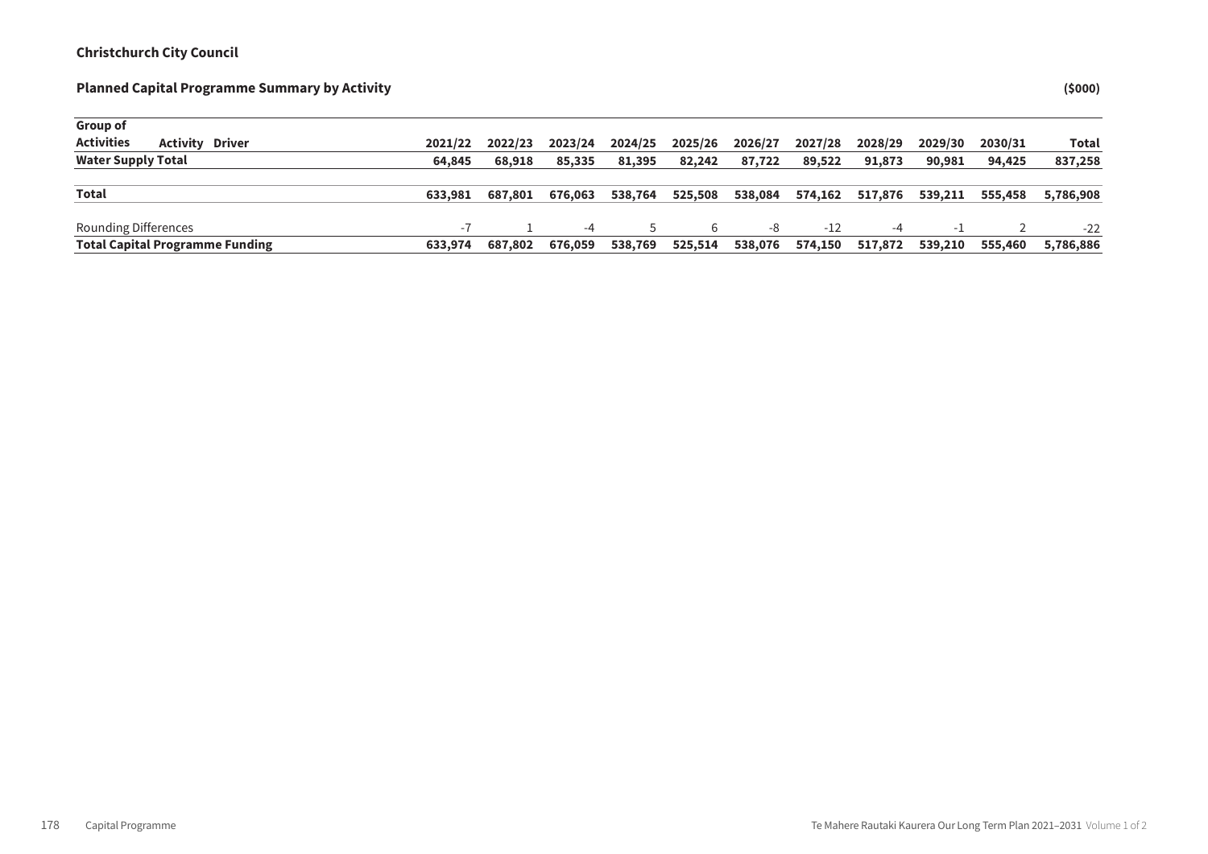**Christchurch City Council**

**Planned Capital Programme Summary by Activity** **($000)**

| Group of Activities | Activity | Driver | 2021/22 | 2022/23 | 2023/24 | 2024/25 | 2025/26 | 2026/27 | 2027/28 | 2028/29 | 2029/30 | 2030/31 | Total |
|---|---|---|---|---|---|---|---|---|---|---|---|---|---|
| **Water Supply Total** | | | **64,845** | **68,918** | **85,335** | **81,395** | **82,242** | **87,722** | **89,522** | **91,873** | **90,981** | **94,425** | **837,258** |
| **Total** | | | **633,981** | **687,801** | **676,063** | **538,764** | **525,508** | **538,084** | **574,162** | **517,876** | **539,211** | **555,458** | **5,786,908** |
| Rounding Differences | | | -7 | 1 | -4 | 5 | 6 | -8 | -12 | -4 | -1 | 2 | -22 |
| **Total Capital Programme Funding** | | | **633,974** | **687,802** | **676,059** | **538,769** | **525,514** | **538,076** | **574,150** | **517,872** | **539,210** | **555,460** | **5,786,886** |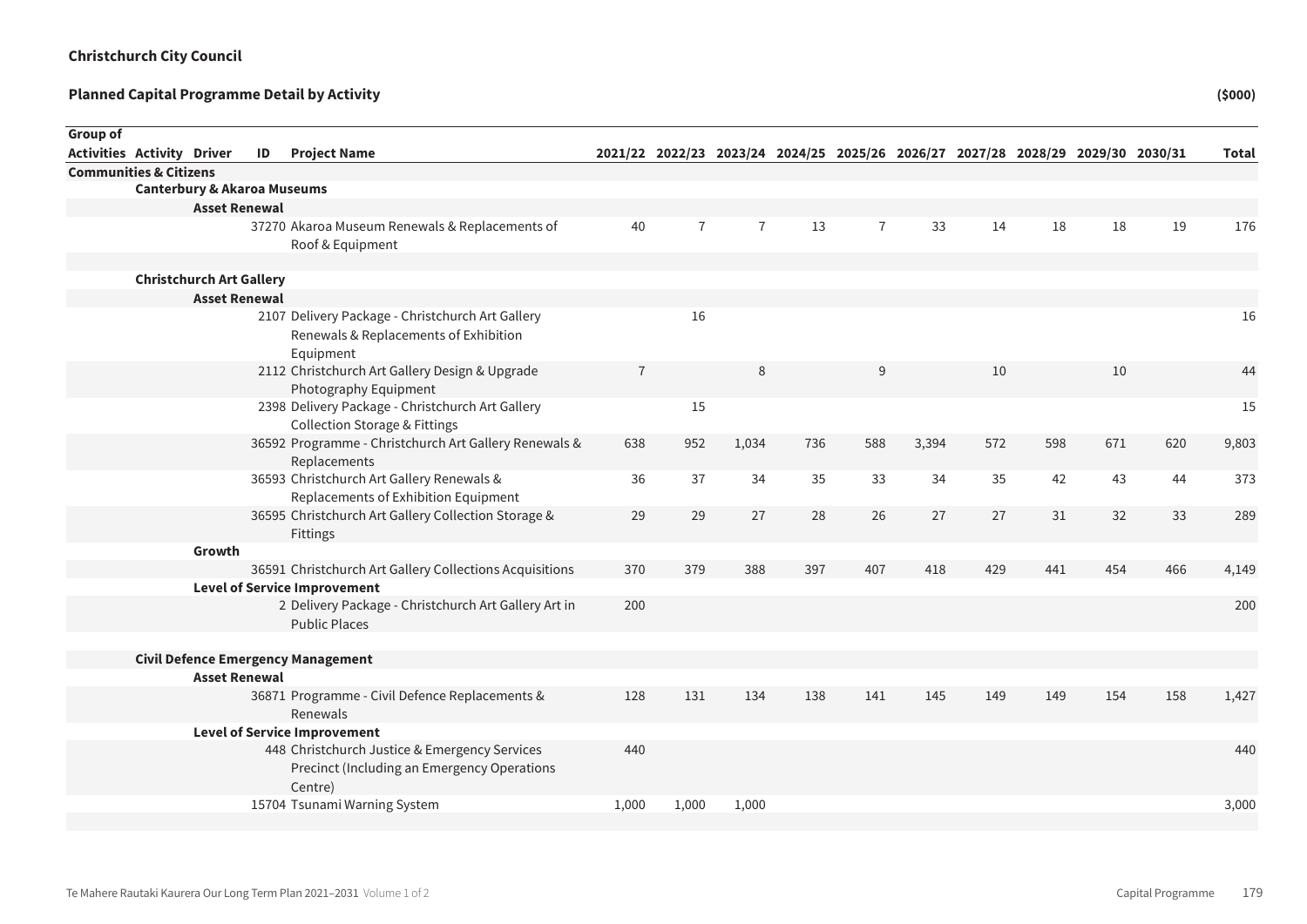**Christchurch City Council**

**Planned Capital Programme Detail by Activity** **($000)**

| Group of Activities | Activity | Driver | ID | Project Name | 2021/22 | 2022/23 | 2023/24 | 2024/25 | 2025/26 | 2026/27 | 2027/28 | 2028/29 | 2029/30 | 2030/31 | Total |
|---|---|---|---|---|---|---|---|---|---|---|---|---|---|---|---|
| **Communities & Citizens** | | | | | | | | | | | | | | | |
| | **Canterbury & Akaroa Museums** | | | | | | | | | | | | | | |
| | | **Asset Renewal** | | | | | | | | | | | | | |
| | | | 37270 | Akaroa Museum Renewals & Replacements of Roof & Equipment | 40 | 7 | 7 | 13 | 7 | 33 | 14 | 18 | 18 | 19 | 176 |
| | **Christchurch Art Gallery** | | | | | | | | | | | | | | |
| | | **Asset Renewal** | | | | | | | | | | | | | |
| | | | 2107 | Delivery Package - Christchurch Art Gallery Renewals & Replacements of Exhibition Equipment | | 16 | | | | | | | | | 16 |
| | | | 2112 | Christchurch Art Gallery Design & Upgrade Photography Equipment | 7 | | 8 | | 9 | | 10 | | 10 | | 44 |
| | | | 2398 | Delivery Package - Christchurch Art Gallery Collection Storage & Fittings | | 15 | | | | | | | | | 15 |
| | | | 36592 | Programme - Christchurch Art Gallery Renewals & Replacements | 638 | 952 | 1,034 | 736 | 588 | 3,394 | 572 | 598 | 671 | 620 | 9,803 |
| | | | 36593 | Christchurch Art Gallery Renewals & Replacements of Exhibition Equipment | 36 | 37 | 34 | 35 | 33 | 34 | 35 | 42 | 43 | 44 | 373 |
| | | | 36595 | Christchurch Art Gallery Collection Storage & Fittings | 29 | 29 | 27 | 28 | 26 | 27 | 27 | 31 | 32 | 33 | 289 |
| | | **Growth** | | | | | | | | | | | | | |
| | | | 36591 | Christchurch Art Gallery Collections Acquisitions | 370 | 379 | 388 | 397 | 407 | 418 | 429 | 441 | 454 | 466 | 4,149 |
| | | **Level of Service Improvement** | | | | | | | | | | | | | |
| | | | 2 | Delivery Package - Christchurch Art Gallery Art in Public Places | 200 | | | | | | | | | | 200 |
| | **Civil Defence Emergency Management** | | | | | | | | | | | | | | |
| | | **Asset Renewal** | | | | | | | | | | | | | |
| | | | 36871 | Programme - Civil Defence Replacements & Renewals | 128 | 131 | 134 | 138 | 141 | 145 | 149 | 149 | 154 | 158 | 1,427 |
| | | **Level of Service Improvement** | | | | | | | | | | | | | |
| | | | 448 | Christchurch Justice & Emergency Services Precinct (Including an Emergency Operations Centre) | 440 | | | | | | | | | | 440 |
| | | | 15704 | Tsunami Warning System | 1,000 | 1,000 | 1,000 | | | | | | | | 3,000 |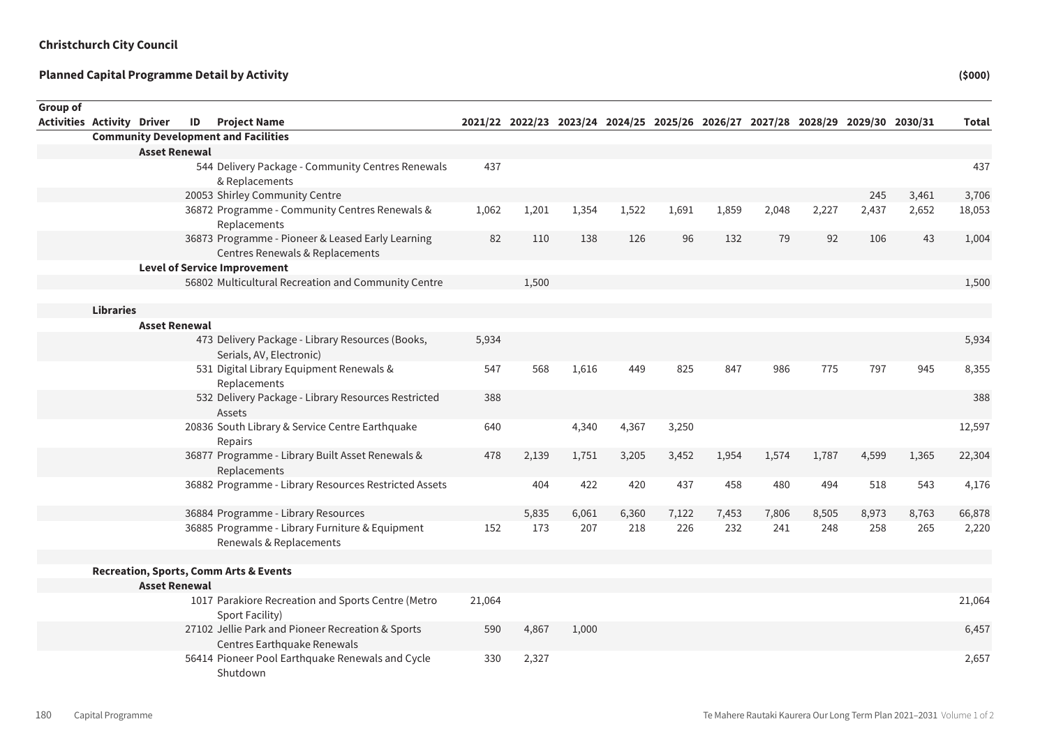**Christchurch City Council**

## Planned Capital Programme Detail by Activity

($000)

| Group of Activities | Activity | Driver | ID | Project Name | 2021/22 | 2022/23 | 2023/24 | 2024/25 | 2025/26 | 2026/27 | 2027/28 | 2028/29 | 2029/30 | 2030/31 | Total |
|---|---|---|---|---|---|---|---|---|---|---|---|---|---|---|---|
| | **Community Development and Facilities** | | | | | | | | | | | | | | |
| | | **Asset Renewal** | | | | | | | | | | | | | |
| | | | 544 | Delivery Package - Community Centres Renewals & Replacements | 437 | | | | | | | | | | 437 |
| | | | 20053 | Shirley Community Centre | | | | | | | | | 245 | 3,461 | 3,706 |
| | | | 36872 | Programme - Community Centres Renewals & Replacements | 1,062 | 1,201 | 1,354 | 1,522 | 1,691 | 1,859 | 2,048 | 2,227 | 2,437 | 2,652 | 18,053 |
| | | | 36873 | Programme - Pioneer & Leased Early Learning Centres Renewals & Replacements | 82 | 110 | 138 | 126 | 96 | 132 | 79 | 92 | 106 | 43 | 1,004 |
| | | **Level of Service Improvement** | | | | | | | | | | | | | |
| | | | 56802 | Multicultural Recreation and Community Centre | | 1,500 | | | | | | | | | 1,500 |
| | **Libraries** | | | | | | | | | | | | | | |
| | | **Asset Renewal** | | | | | | | | | | | | | |
| | | | 473 | Delivery Package - Library Resources (Books, Serials, AV, Electronic) | 5,934 | | | | | | | | | | 5,934 |
| | | | 531 | Digital Library Equipment Renewals & Replacements | 547 | 568 | 1,616 | 449 | 825 | 847 | 986 | 775 | 797 | 945 | 8,355 |
| | | | 532 | Delivery Package - Library Resources Restricted Assets | 388 | | | | | | | | | | 388 |
| | | | 20836 | South Library & Service Centre Earthquake Repairs | 640 | | 4,340 | 4,367 | 3,250 | | | | | | 12,597 |
| | | | 36877 | Programme - Library Built Asset Renewals & Replacements | 478 | 2,139 | 1,751 | 3,205 | 3,452 | 1,954 | 1,574 | 1,787 | 4,599 | 1,365 | 22,304 |
| | | | 36882 | Programme - Library Resources Restricted Assets | | 404 | 422 | 420 | 437 | 458 | 480 | 494 | 518 | 543 | 4,176 |
| | | | 36884 | Programme - Library Resources | | 5,835 | 6,061 | 6,360 | 7,122 | 7,453 | 7,806 | 8,505 | 8,973 | 8,763 | 66,878 |
| | | | 36885 | Programme - Library Furniture & Equipment Renewals & Replacements | 152 | 173 | 207 | 218 | 226 | 232 | 241 | 248 | 258 | 265 | 2,220 |
| | **Recreation, Sports, Comm Arts & Events** | | | | | | | | | | | | | | |
| | | **Asset Renewal** | | | | | | | | | | | | | |
| | | | 1017 | Parakiore Recreation and Sports Centre (Metro Sport Facility) | 21,064 | | | | | | | | | | 21,064 |
| | | | 27102 | Jellie Park and Pioneer Recreation & Sports Centres Earthquake Renewals | 590 | 4,867 | 1,000 | | | | | | | | 6,457 |
| | | | 56414 | Pioneer Pool Earthquake Renewals and Cycle Shutdown | 330 | 2,327 | | | | | | | | | 2,657 |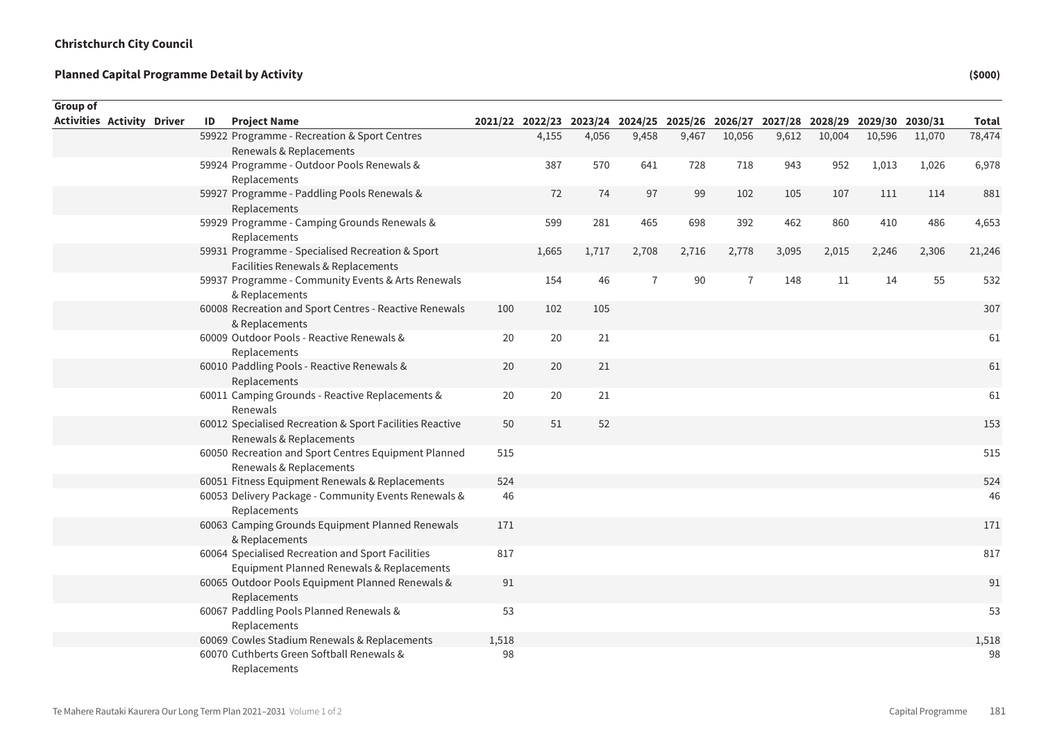**Christchurch City Council**

**Planned Capital Programme Detail by Activity** **($000)**

| Group of Activities | Activity | Driver | ID | Project Name | 2021/22 | 2022/23 | 2023/24 | 2024/25 | 2025/26 | 2026/27 | 2027/28 | 2028/29 | 2029/30 | 2030/31 | Total |
|---|---|---|---|---|---|---|---|---|---|---|---|---|---|---|---|
| | | | 59922 | Programme - Recreation & Sport Centres Renewals & Replacements | | 4,155 | 4,056 | 9,458 | 9,467 | 10,056 | 9,612 | 10,004 | 10,596 | 11,070 | 78,474 |
| | | | 59924 | Programme - Outdoor Pools Renewals & Replacements | | 387 | 570 | 641 | 728 | 718 | 943 | 952 | 1,013 | 1,026 | 6,978 |
| | | | 59927 | Programme - Paddling Pools Renewals & Replacements | | 72 | 74 | 97 | 99 | 102 | 105 | 107 | 111 | 114 | 881 |
| | | | 59929 | Programme - Camping Grounds Renewals & Replacements | | 599 | 281 | 465 | 698 | 392 | 462 | 860 | 410 | 486 | 4,653 |
| | | | 59931 | Programme - Specialised Recreation & Sport Facilities Renewals & Replacements | | 1,665 | 1,717 | 2,708 | 2,716 | 2,778 | 3,095 | 2,015 | 2,246 | 2,306 | 21,246 |
| | | | 59937 | Programme - Community Events & Arts Renewals & Replacements | | 154 | 46 | 7 | 90 | 7 | 148 | 11 | 14 | 55 | 532 |
| | | | 60008 | Recreation and Sport Centres - Reactive Renewals & Replacements | 100 | 102 | 105 | | | | | | | | 307 |
| | | | 60009 | Outdoor Pools - Reactive Renewals & Replacements | 20 | 20 | 21 | | | | | | | | 61 |
| | | | 60010 | Paddling Pools - Reactive Renewals & Replacements | 20 | 20 | 21 | | | | | | | | 61 |
| | | | 60011 | Camping Grounds - Reactive Replacements & Renewals | 20 | 20 | 21 | | | | | | | | 61 |
| | | | 60012 | Specialised Recreation & Sport Facilities Reactive Renewals & Replacements | 50 | 51 | 52 | | | | | | | | 153 |
| | | | 60050 | Recreation and Sport Centres Equipment Planned Renewals & Replacements | 515 | | | | | | | | | | 515 |
| | | | 60051 | Fitness Equipment Renewals & Replacements | 524 | | | | | | | | | | 524 |
| | | | 60053 | Delivery Package - Community Events Renewals & Replacements | 46 | | | | | | | | | | 46 |
| | | | 60063 | Camping Grounds Equipment Planned Renewals & Replacements | 171 | | | | | | | | | | 171 |
| | | | 60064 | Specialised Recreation and Sport Facilities Equipment Planned Renewals & Replacements | 817 | | | | | | | | | | 817 |
| | | | 60065 | Outdoor Pools Equipment Planned Renewals & Replacements | 91 | | | | | | | | | | 91 |
| | | | 60067 | Paddling Pools Planned Renewals & Replacements | 53 | | | | | | | | | | 53 |
| | | | 60069 | Cowles Stadium Renewals & Replacements | 1,518 | | | | | | | | | | 1,518 |
| | | | 60070 | Cuthberts Green Softball Renewals & Replacements | 98 | | | | | | | | | | 98 |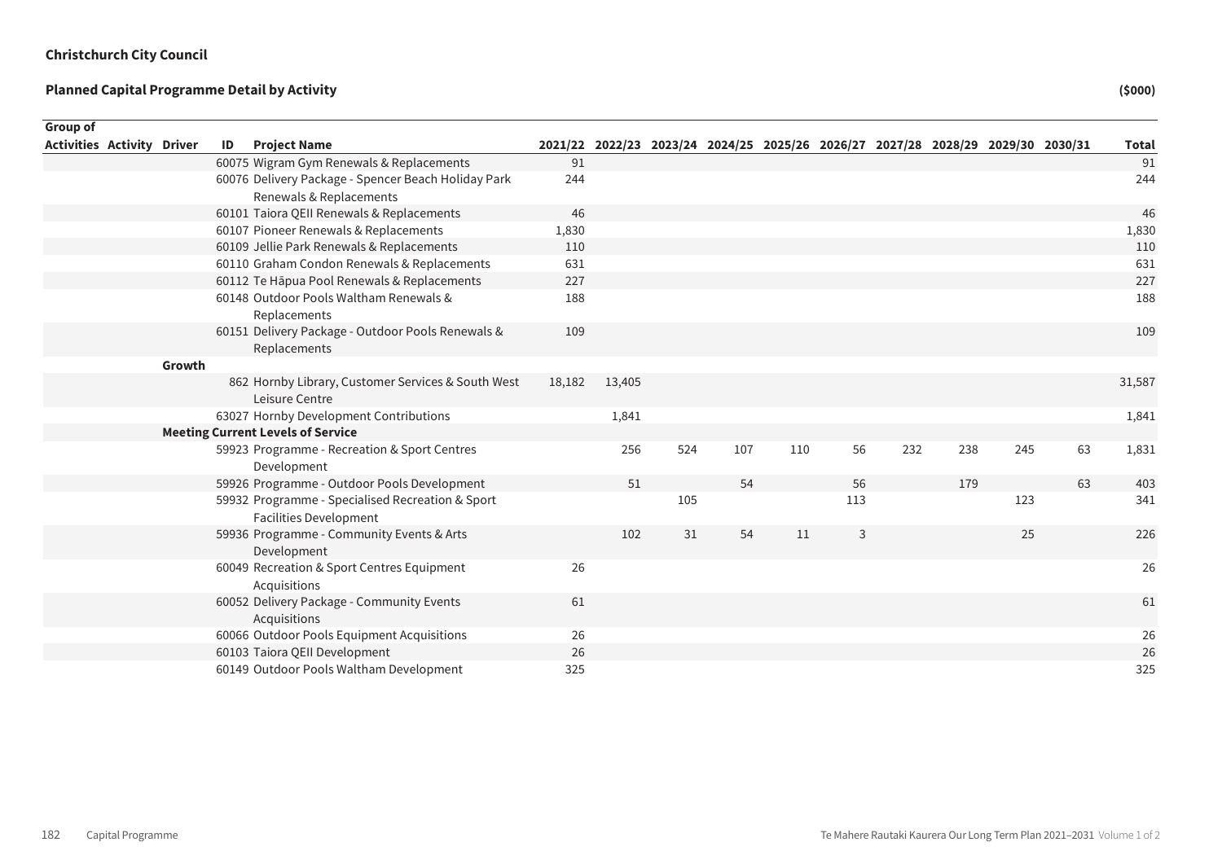**Christchurch City Council**

**Planned Capital Programme Detail by Activity** **($000)**

| Group of Activities | Activity | Driver | ID | Project Name | 2021/22 | 2022/23 | 2023/24 | 2024/25 | 2025/26 | 2026/27 | 2027/28 | 2028/29 | 2029/30 | 2030/31 | Total |
|---|---|---|---|---|---|---|---|---|---|---|---|---|---|---|---|
| | | | 60075 | Wigram Gym Renewals & Replacements | 91 | | | | | | | | | | 91 |
| | | | 60076 | Delivery Package - Spencer Beach Holiday Park Renewals & Replacements | 244 | | | | | | | | | | 244 |
| | | | 60101 | Taiora QEII Renewals & Replacements | 46 | | | | | | | | | | 46 |
| | | | 60107 | Pioneer Renewals & Replacements | 1,830 | | | | | | | | | | 1,830 |
| | | | 60109 | Jellie Park Renewals & Replacements | 110 | | | | | | | | | | 110 |
| | | | 60110 | Graham Condon Renewals & Replacements | 631 | | | | | | | | | | 631 |
| | | | 60112 | Te Hāpua Pool Renewals & Replacements | 227 | | | | | | | | | | 227 |
| | | | 60148 | Outdoor Pools Waltham Renewals & Replacements | 188 | | | | | | | | | | 188 |
| | | | 60151 | Delivery Package - Outdoor Pools Renewals & Replacements | 109 | | | | | | | | | | 109 |
| | | **Growth** | | | | | | | | | | | | | |
| | | | 862 | Hornby Library, Customer Services & South West Leisure Centre | 18,182 | 13,405 | | | | | | | | | 31,587 |
| | | | 63027 | Hornby Development Contributions | | 1,841 | | | | | | | | | 1,841 |
| | | **Meeting Current Levels of Service** | | | | | | | | | | | | | |
| | | | 59923 | Programme - Recreation & Sport Centres Development | | 256 | 524 | 107 | 110 | 56 | 232 | 238 | 245 | 63 | 1,831 |
| | | | 59926 | Programme - Outdoor Pools Development | | 51 | | 54 | | 56 | | 179 | | 63 | 403 |
| | | | 59932 | Programme - Specialised Recreation & Sport Facilities Development | | | 105 | | | 113 | | | 123 | | 341 |
| | | | 59936 | Programme - Community Events & Arts Development | | 102 | 31 | 54 | 11 | 3 | | | 25 | | 226 |
| | | | 60049 | Recreation & Sport Centres Equipment Acquisitions | 26 | | | | | | | | | | 26 |
| | | | 60052 | Delivery Package - Community Events Acquisitions | 61 | | | | | | | | | | 61 |
| | | | 60066 | Outdoor Pools Equipment Acquisitions | 26 | | | | | | | | | | 26 |
| | | | 60103 | Taiora QEII Development | 26 | | | | | | | | | | 26 |
| | | | 60149 | Outdoor Pools Waltham Development | 325 | | | | | | | | | | 325 |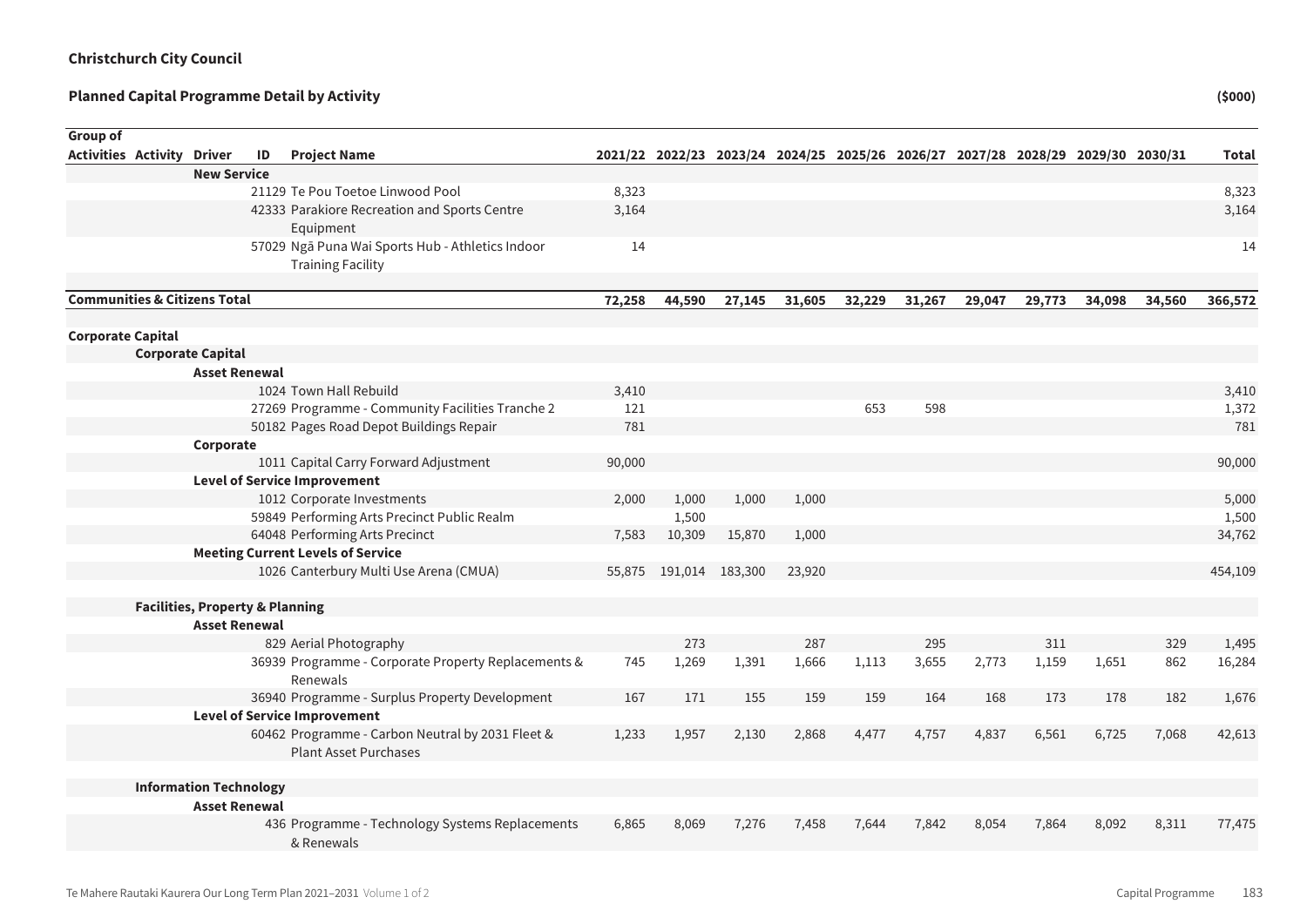**Christchurch City Council**

**Planned Capital Programme Detail by Activity** **($000)**

| Group of Activities | Activity | Driver | ID | Project Name | 2021/22 | 2022/23 | 2023/24 | 2024/25 | 2025/26 | 2026/27 | 2027/28 | 2028/29 | 2029/30 | 2030/31 | Total |
|---|---|---|---|---|---|---|---|---|---|---|---|---|---|---|---|
| | | **New Service** | | | | | | | | | | | | | |
| | | | 21129 | Te Pou Toetoe Linwood Pool | 8,323 | | | | | | | | | | 8,323 |
| | | | 42333 | Parakiore Recreation and Sports Centre Equipment | 3,164 | | | | | | | | | | 3,164 |
| | | | 57029 | Ngā Puna Wai Sports Hub - Athletics Indoor Training Facility | 14 | | | | | | | | | | 14 |
| **Communities & Citizens Total** | | | | | **72,258** | **44,590** | **27,145** | **31,605** | **32,229** | **31,267** | **29,047** | **29,773** | **34,098** | **34,560** | **366,572** |
| **Corporate Capital** | | | | | | | | | | | | | | | |
| | **Corporate Capital** | | | | | | | | | | | | | | |
| | | **Asset Renewal** | | | | | | | | | | | | | |
| | | | 1024 | Town Hall Rebuild | 3,410 | | | | | | | | | | 3,410 |
| | | | 27269 | Programme - Community Facilities Tranche 2 | 121 | | | | 653 | 598 | | | | | 1,372 |
| | | | 50182 | Pages Road Depot Buildings Repair | 781 | | | | | | | | | | 781 |
| | | **Corporate** | | | | | | | | | | | | | |
| | | | 1011 | Capital Carry Forward Adjustment | 90,000 | | | | | | | | | | 90,000 |
| | | **Level of Service Improvement** | | | | | | | | | | | | | |
| | | | 1012 | Corporate Investments | 2,000 | 1,000 | 1,000 | 1,000 | | | | | | | 5,000 |
| | | | 59849 | Performing Arts Precinct Public Realm | | 1,500 | | | | | | | | | 1,500 |
| | | | 64048 | Performing Arts Precinct | 7,583 | 10,309 | 15,870 | 1,000 | | | | | | | 34,762 |
| | | **Meeting Current Levels of Service** | | | | | | | | | | | | | |
| | | | 1026 | Canterbury Multi Use Arena (CMUA) | 55,875 | 191,014 | 183,300 | 23,920 | | | | | | | 454,109 |
| | **Facilities, Property & Planning** | | | | | | | | | | | | | | |
| | | **Asset Renewal** | | | | | | | | | | | | | |
| | | | 829 | Aerial Photography | | 273 | | 287 | | 295 | | 311 | | 329 | 1,495 |
| | | | 36939 | Programme - Corporate Property Replacements & Renewals | 745 | 1,269 | 1,391 | 1,666 | 1,113 | 3,655 | 2,773 | 1,159 | 1,651 | 862 | 16,284 |
| | | | 36940 | Programme - Surplus Property Development | 167 | 171 | 155 | 159 | 159 | 164 | 168 | 173 | 178 | 182 | 1,676 |
| | | **Level of Service Improvement** | | | | | | | | | | | | | |
| | | | 60462 | Programme - Carbon Neutral by 2031 Fleet & Plant Asset Purchases | 1,233 | 1,957 | 2,130 | 2,868 | 4,477 | 4,757 | 4,837 | 6,561 | 6,725 | 7,068 | 42,613 |
| | **Information Technology** | | | | | | | | | | | | | | |
| | | **Asset Renewal** | | | | | | | | | | | | | |
| | | | 436 | Programme - Technology Systems Replacements & Renewals | 6,865 | 8,069 | 7,276 | 7,458 | 7,644 | 7,842 | 8,054 | 7,864 | 8,092 | 8,311 | 77,475 |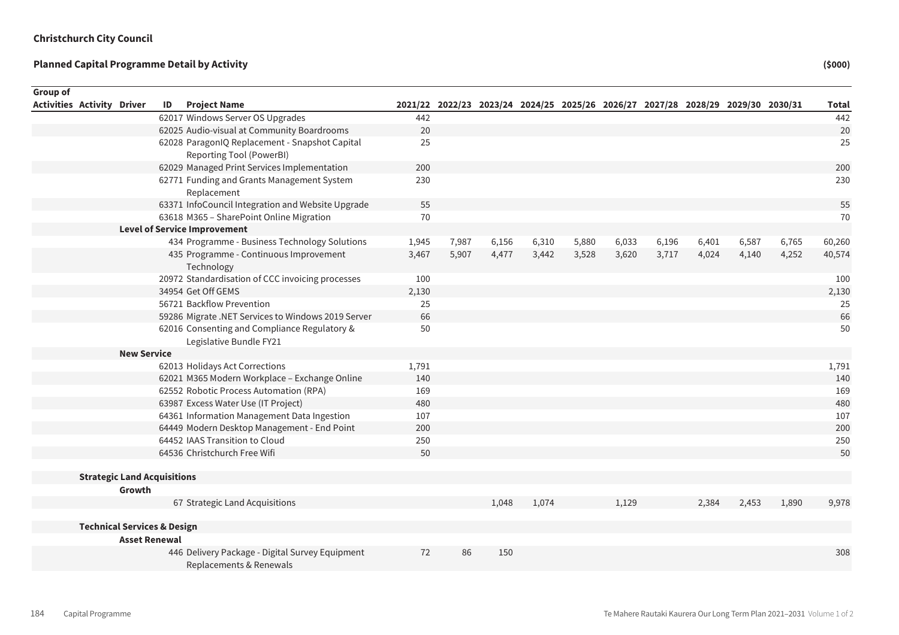**Christchurch City Council**

**Planned Capital Programme Detail by Activity** **($000)**

| Group of Activities | Activity | Driver | ID | Project Name | 2021/22 | 2022/23 | 2023/24 | 2024/25 | 2025/26 | 2026/27 | 2027/28 | 2028/29 | 2029/30 | 2030/31 | Total |
|---|---|---|---|---|---|---|---|---|---|---|---|---|---|---|---|
| | | | 62017 | Windows Server OS Upgrades | 442 | | | | | | | | | | 442 |
| | | | 62025 | Audio-visual at Community Boardrooms | 20 | | | | | | | | | | 20 |
| | | | 62028 | ParagonIQ Replacement - Snapshot Capital Reporting Tool (PowerBI) | 25 | | | | | | | | | | 25 |
| | | | 62029 | Managed Print Services Implementation | 200 | | | | | | | | | | 200 |
| | | | 62771 | Funding and Grants Management System Replacement | 230 | | | | | | | | | | 230 |
| | | | 63371 | InfoCouncil Integration and Website Upgrade | 55 | | | | | | | | | | 55 |
| | | | 63618 | M365 – SharePoint Online Migration | 70 | | | | | | | | | | 70 |
| | | **Level of Service Improvement** | | | | | | | | | | | | | |
| | | | 434 | Programme - Business Technology Solutions | 1,945 | 7,987 | 6,156 | 6,310 | 5,880 | 6,033 | 6,196 | 6,401 | 6,587 | 6,765 | 60,260 |
| | | | 435 | Programme - Continuous Improvement Technology | 3,467 | 5,907 | 4,477 | 3,442 | 3,528 | 3,620 | 3,717 | 4,024 | 4,140 | 4,252 | 40,574 |
| | | | 20972 | Standardisation of CCC invoicing processes | 100 | | | | | | | | | | 100 |
| | | | 34954 | Get Off GEMS | 2,130 | | | | | | | | | | 2,130 |
| | | | 56721 | Backflow Prevention | 25 | | | | | | | | | | 25 |
| | | | 59286 | Migrate .NET Services to Windows 2019 Server | 66 | | | | | | | | | | 66 |
| | | | 62016 | Consenting and Compliance Regulatory & Legislative Bundle FY21 | 50 | | | | | | | | | | 50 |
| | | **New Service** | | | | | | | | | | | | | |
| | | | 62013 | Holidays Act Corrections | 1,791 | | | | | | | | | | 1,791 |
| | | | 62021 | M365 Modern Workplace – Exchange Online | 140 | | | | | | | | | | 140 |
| | | | 62552 | Robotic Process Automation (RPA) | 169 | | | | | | | | | | 169 |
| | | | 63987 | Excess Water Use (IT Project) | 480 | | | | | | | | | | 480 |
| | | | 64361 | Information Management Data Ingestion | 107 | | | | | | | | | | 107 |
| | | | 64449 | Modern Desktop Management - End Point | 200 | | | | | | | | | | 200 |
| | | | 64452 | IAAS Transition to Cloud | 250 | | | | | | | | | | 250 |
| | | | 64536 | Christchurch Free Wifi | 50 | | | | | | | | | | 50 |
| | **Strategic Land Acquisitions** | | | | | | | | | | | | | | |
| | | **Growth** | | | | | | | | | | | | | |
| | | | 67 | Strategic Land Acquisitions | | | 1,048 | 1,074 | | 1,129 | | 2,384 | 2,453 | 1,890 | 9,978 |
| | **Technical Services & Design** | | | | | | | | | | | | | | |
| | | **Asset Renewal** | | | | | | | | | | | | | |
| | | | 446 | Delivery Package - Digital Survey Equipment Replacements & Renewals | 72 | 86 | 150 | | | | | | | | 308 |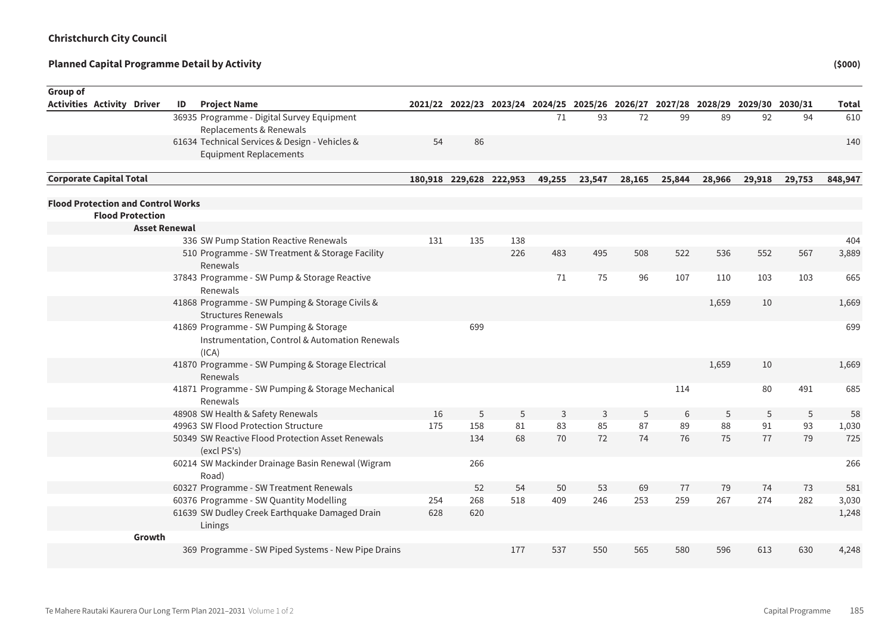**Christchurch City Council**

**Planned Capital Programme Detail by Activity** **($000)**

| Group of Activities | Activity | Driver | ID | Project Name | 2021/22 | 2022/23 | 2023/24 | 2024/25 | 2025/26 | 2026/27 | 2027/28 | 2028/29 | 2029/30 | 2030/31 | Total |
|---|---|---|---|---|---|---|---|---|---|---|---|---|---|---|---|
| | | | 36935 | Programme - Digital Survey Equipment Replacements & Renewals | | | | 71 | 93 | 72 | 99 | 89 | 92 | 94 | 610 |
| | | | 61634 | Technical Services & Design - Vehicles & Equipment Replacements | 54 | 86 | | | | | | | | | 140 |
| **Corporate Capital Total** | | | | | **180,918** | **229,628** | **222,953** | **49,255** | **23,547** | **28,165** | **25,844** | **28,966** | **29,918** | **29,753** | **848,947** |
| **Flood Protection and Control Works** | | | | | | | | | | | | | | | |
| | **Flood Protection** | | | | | | | | | | | | | | |
| | | **Asset Renewal** | | | | | | | | | | | | | |
| | | | 336 | SW Pump Station Reactive Renewals | 131 | 135 | 138 | | | | | | | | 404 |
| | | | 510 | Programme - SW Treatment & Storage Facility Renewals | | | 226 | 483 | 495 | 508 | 522 | 536 | 552 | 567 | 3,889 |
| | | | 37843 | Programme - SW Pump & Storage Reactive Renewals | | | | 71 | 75 | 96 | 107 | 110 | 103 | 103 | 665 |
| | | | 41868 | Programme - SW Pumping & Storage Civils & Structures Renewals | | | | | | | | 1,659 | 10 | | 1,669 |
| | | | 41869 | Programme - SW Pumping & Storage Instrumentation, Control & Automation Renewals (ICA) | | 699 | | | | | | | | | 699 |
| | | | 41870 | Programme - SW Pumping & Storage Electrical Renewals | | | | | | | | 1,659 | 10 | | 1,669 |
| | | | 41871 | Programme - SW Pumping & Storage Mechanical Renewals | | | | | | | 114 | | 80 | 491 | 685 |
| | | | 48908 | SW Health & Safety Renewals | 16 | 5 | 5 | 3 | 3 | 5 | 6 | 5 | 5 | 5 | 58 |
| | | | 49963 | SW Flood Protection Structure | 175 | 158 | 81 | 83 | 85 | 87 | 89 | 88 | 91 | 93 | 1,030 |
| | | | 50349 | SW Reactive Flood Protection Asset Renewals (excl PS's) | | 134 | 68 | 70 | 72 | 74 | 76 | 75 | 77 | 79 | 725 |
| | | | 60214 | SW Mackinder Drainage Basin Renewal (Wigram Road) | | 266 | | | | | | | | | 266 |
| | | | 60327 | Programme - SW Treatment Renewals | | 52 | 54 | 50 | 53 | 69 | 77 | 79 | 74 | 73 | 581 |
| | | | 60376 | Programme - SW Quantity Modelling | 254 | 268 | 518 | 409 | 246 | 253 | 259 | 267 | 274 | 282 | 3,030 |
| | | | 61639 | SW Dudley Creek Earthquake Damaged Drain Linings | 628 | 620 | | | | | | | | | 1,248 |
| | | **Growth** | | | | | | | | | | | | | |
| | | | 369 | Programme - SW Piped Systems - New Pipe Drains | | | 177 | 537 | 550 | 565 | 580 | 596 | 613 | 630 | 4,248 |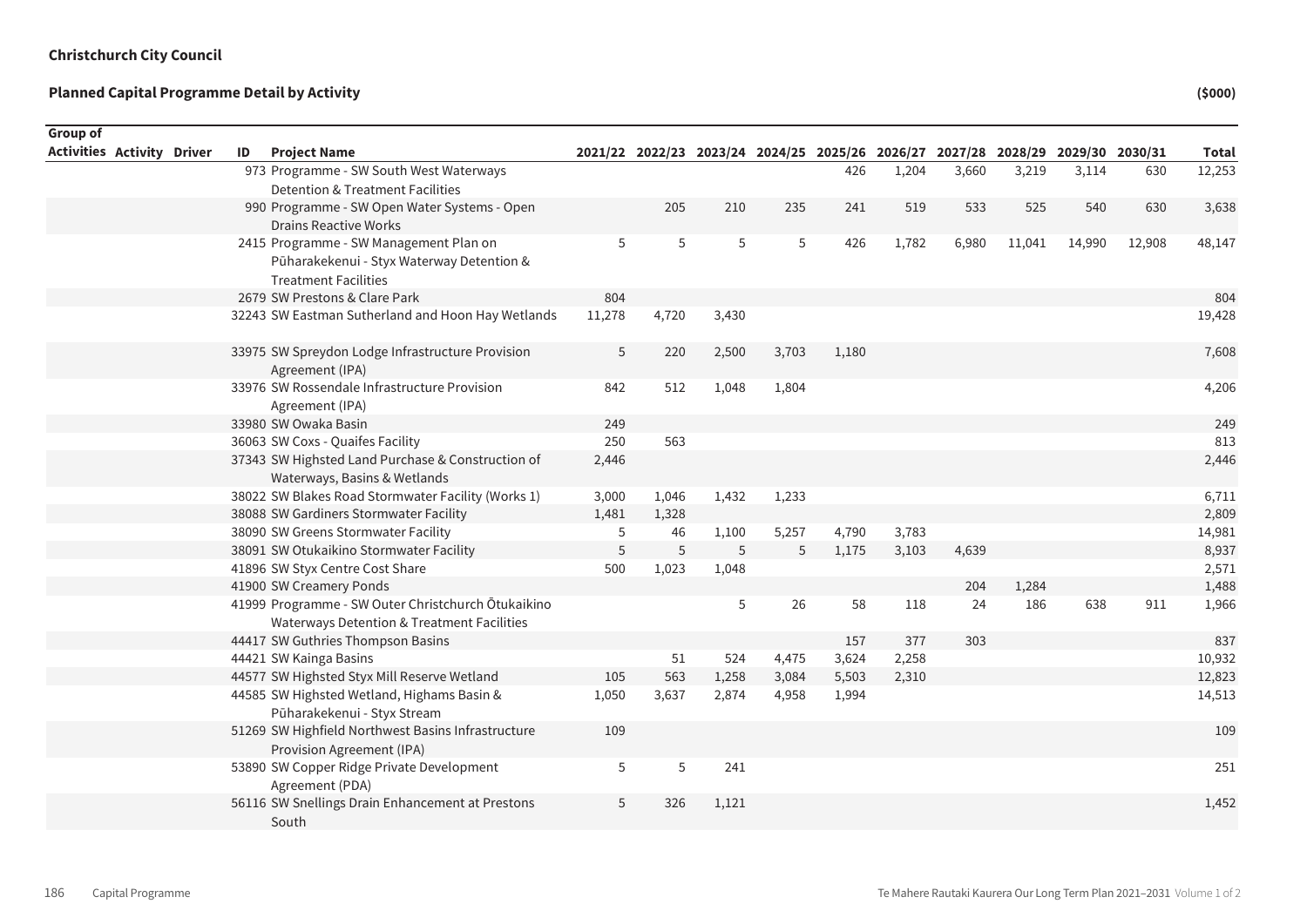**Christchurch City Council**

**Planned Capital Programme Detail by Activity**

($000)

| Group of Activities | Activity | Driver | ID | Project Name | 2021/22 | 2022/23 | 2023/24 | 2024/25 | 2025/26 | 2026/27 | 2027/28 | 2028/29 | 2029/30 | 2030/31 | Total |
|---|---|---|---|---|---|---|---|---|---|---|---|---|---|---|---|
| | | | 973 | Programme - SW South West Waterways Detention & Treatment Facilities | | | | | 426 | 1,204 | 3,660 | 3,219 | 3,114 | 630 | 12,253 |
| | | | 990 | Programme - SW Open Water Systems - Open Drains Reactive Works | | 205 | 210 | 235 | 241 | 519 | 533 | 525 | 540 | 630 | 3,638 |
| | | | 2415 | Programme - SW Management Plan on Pūharakekenui - Styx Waterway Detention & Treatment Facilities | 5 | 5 | 5 | 5 | 426 | 1,782 | 6,980 | 11,041 | 14,990 | 12,908 | 48,147 |
| | | | 2679 | SW Prestons & Clare Park | 804 | | | | | | | | | | 804 |
| | | | 32243 | SW Eastman Sutherland and Hoon Hay Wetlands | 11,278 | 4,720 | 3,430 | | | | | | | | 19,428 |
| | | | 33975 | SW Spreydon Lodge Infrastructure Provision Agreement (IPA) | 5 | 220 | 2,500 | 3,703 | 1,180 | | | | | | 7,608 |
| | | | 33976 | SW Rossendale Infrastructure Provision Agreement (IPA) | 842 | 512 | 1,048 | 1,804 | | | | | | | 4,206 |
| | | | 33980 | SW Owaka Basin | 249 | | | | | | | | | | 249 |
| | | | 36063 | SW Coxs - Quaifes Facility | 250 | 563 | | | | | | | | | 813 |
| | | | 37343 | SW Highsted Land Purchase & Construction of Waterways, Basins & Wetlands | 2,446 | | | | | | | | | | 2,446 |
| | | | 38022 | SW Blakes Road Stormwater Facility (Works 1) | 3,000 | 1,046 | 1,432 | 1,233 | | | | | | | 6,711 |
| | | | 38088 | SW Gardiners Stormwater Facility | 1,481 | 1,328 | | | | | | | | | 2,809 |
| | | | 38090 | SW Greens Stormwater Facility | 5 | 46 | 1,100 | 5,257 | 4,790 | 3,783 | | | | | 14,981 |
| | | | 38091 | SW Otukaikino Stormwater Facility | 5 | 5 | 5 | 5 | 1,175 | 3,103 | 4,639 | | | | 8,937 |
| | | | 41896 | SW Styx Centre Cost Share | 500 | 1,023 | 1,048 | | | | | | | | 2,571 |
| | | | 41900 | SW Creamery Ponds | | | | | | | 204 | 1,284 | | | 1,488 |
| | | | 41999 | Programme - SW Outer Christchurch Ōtukaikino Waterways Detention & Treatment Facilities | | | 5 | 26 | 58 | 118 | 24 | 186 | 638 | 911 | 1,966 |
| | | | 44417 | SW Guthries Thompson Basins | | | | | 157 | 377 | 303 | | | | 837 |
| | | | 44421 | SW Kainga Basins | | 51 | 524 | 4,475 | 3,624 | 2,258 | | | | | 10,932 |
| | | | 44577 | SW Highsted Styx Mill Reserve Wetland | 105 | 563 | 1,258 | 3,084 | 5,503 | 2,310 | | | | | 12,823 |
| | | | 44585 | SW Highsted Wetland, Highams Basin & Pūharakekenui - Styx Stream | 1,050 | 3,637 | 2,874 | 4,958 | 1,994 | | | | | | 14,513 |
| | | | 51269 | SW Highfield Northwest Basins Infrastructure Provision Agreement (IPA) | 109 | | | | | | | | | | 109 |
| | | | 53890 | SW Copper Ridge Private Development Agreement (PDA) | 5 | 5 | 241 | | | | | | | | 251 |
| | | | 56116 | SW Snellings Drain Enhancement at Prestons South | 5 | 326 | 1,121 | | | | | | | | 1,452 |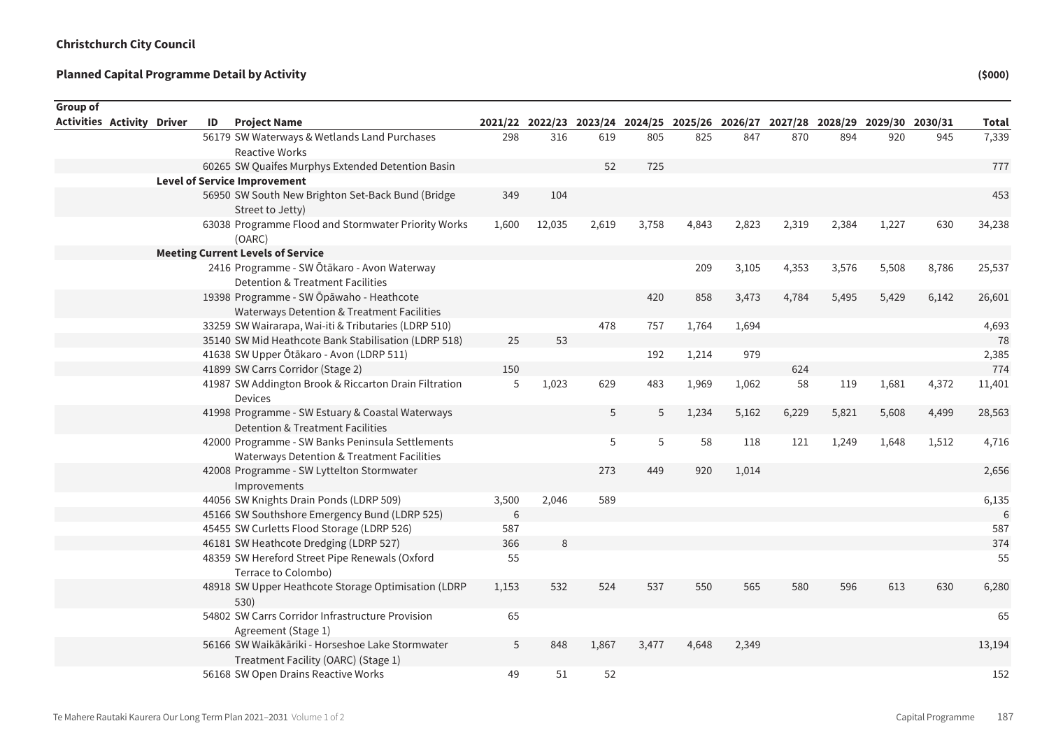**Christchurch City Council**

**Planned Capital Programme Detail by Activity**

**($000)**

| Group of Activities | Activity | Driver | ID | Project Name | 2021/22 | 2022/23 | 2023/24 | 2024/25 | 2025/26 | 2026/27 | 2027/28 | 2028/29 | 2029/30 | 2030/31 | Total |
|---|---|---|---|---|---|---|---|---|---|---|---|---|---|---|---|
| | | | 56179 | SW Waterways & Wetlands Land Purchases Reactive Works | 298 | 316 | 619 | 805 | 825 | 847 | 870 | 894 | 920 | 945 | 7,339 |
| | | | 60265 | SW Quaifes Murphys Extended Detention Basin | | | 52 | 725 | | | | | | | 777 |
| | | **Level of Service Improvement** | | | | | | | | | | | | | |
| | | | 56950 | SW South New Brighton Set-Back Bund (Bridge Street to Jetty) | 349 | 104 | | | | | | | | | 453 |
| | | | 63038 | Programme Flood and Stormwater Priority Works (OARC) | 1,600 | 12,035 | 2,619 | 3,758 | 4,843 | 2,823 | 2,319 | 2,384 | 1,227 | 630 | 34,238 |
| | | **Meeting Current Levels of Service** | | | | | | | | | | | | | |
| | | | 2416 | Programme - SW Ōtākaro - Avon Waterway Detention & Treatment Facilities | | | | | 209 | 3,105 | 4,353 | 3,576 | 5,508 | 8,786 | 25,537 |
| | | | 19398 | Programme - SW Ōpāwaho - Heathcote Waterways Detention & Treatment Facilities | | | | 420 | 858 | 3,473 | 4,784 | 5,495 | 5,429 | 6,142 | 26,601 |
| | | | 33259 | SW Wairarapa, Wai-iti & Tributaries (LDRP 510) | | | 478 | 757 | 1,764 | 1,694 | | | | | 4,693 |
| | | | 35140 | SW Mid Heathcote Bank Stabilisation (LDRP 518) | 25 | 53 | | | | | | | | | 78 |
| | | | 41638 | SW Upper Ōtākaro - Avon (LDRP 511) | | | | 192 | 1,214 | 979 | | | | | 2,385 |
| | | | 41899 | SW Carrs Corridor (Stage 2) | 150 | | | | | | 624 | | | | 774 |
| | | | 41987 | SW Addington Brook & Riccarton Drain Filtration Devices | 5 | 1,023 | 629 | 483 | 1,969 | 1,062 | 58 | 119 | 1,681 | 4,372 | 11,401 |
| | | | 41998 | Programme - SW Estuary & Coastal Waterways Detention & Treatment Facilities | | | 5 | 5 | 1,234 | 5,162 | 6,229 | 5,821 | 5,608 | 4,499 | 28,563 |
| | | | 42000 | Programme - SW Banks Peninsula Settlements Waterways Detention & Treatment Facilities | | | 5 | 5 | 58 | 118 | 121 | 1,249 | 1,648 | 1,512 | 4,716 |
| | | | 42008 | Programme - SW Lyttelton Stormwater Improvements | | | 273 | 449 | 920 | 1,014 | | | | | 2,656 |
| | | | 44056 | SW Knights Drain Ponds (LDRP 509) | 3,500 | 2,046 | 589 | | | | | | | | 6,135 |
| | | | 45166 | SW Southshore Emergency Bund (LDRP 525) | 6 | | | | | | | | | | 6 |
| | | | 45455 | SW Curletts Flood Storage (LDRP 526) | 587 | | | | | | | | | | 587 |
| | | | 46181 | SW Heathcote Dredging (LDRP 527) | 366 | 8 | | | | | | | | | 374 |
| | | | 48359 | SW Hereford Street Pipe Renewals (Oxford Terrace to Colombo) | 55 | | | | | | | | | | 55 |
| | | | 48918 | SW Upper Heathcote Storage Optimisation (LDRP 530) | 1,153 | 532 | 524 | 537 | 550 | 565 | 580 | 596 | 613 | 630 | 6,280 |
| | | | 54802 | SW Carrs Corridor Infrastructure Provision Agreement (Stage 1) | 65 | | | | | | | | | | 65 |
| | | | 56166 | SW Waikākāriki - Horseshoe Lake Stormwater Treatment Facility (OARC) (Stage 1) | 5 | 848 | 1,867 | 3,477 | 4,648 | 2,349 | | | | | 13,194 |
| | | | 56168 | SW Open Drains Reactive Works | 49 | 51 | 52 | | | | | | | | 152 |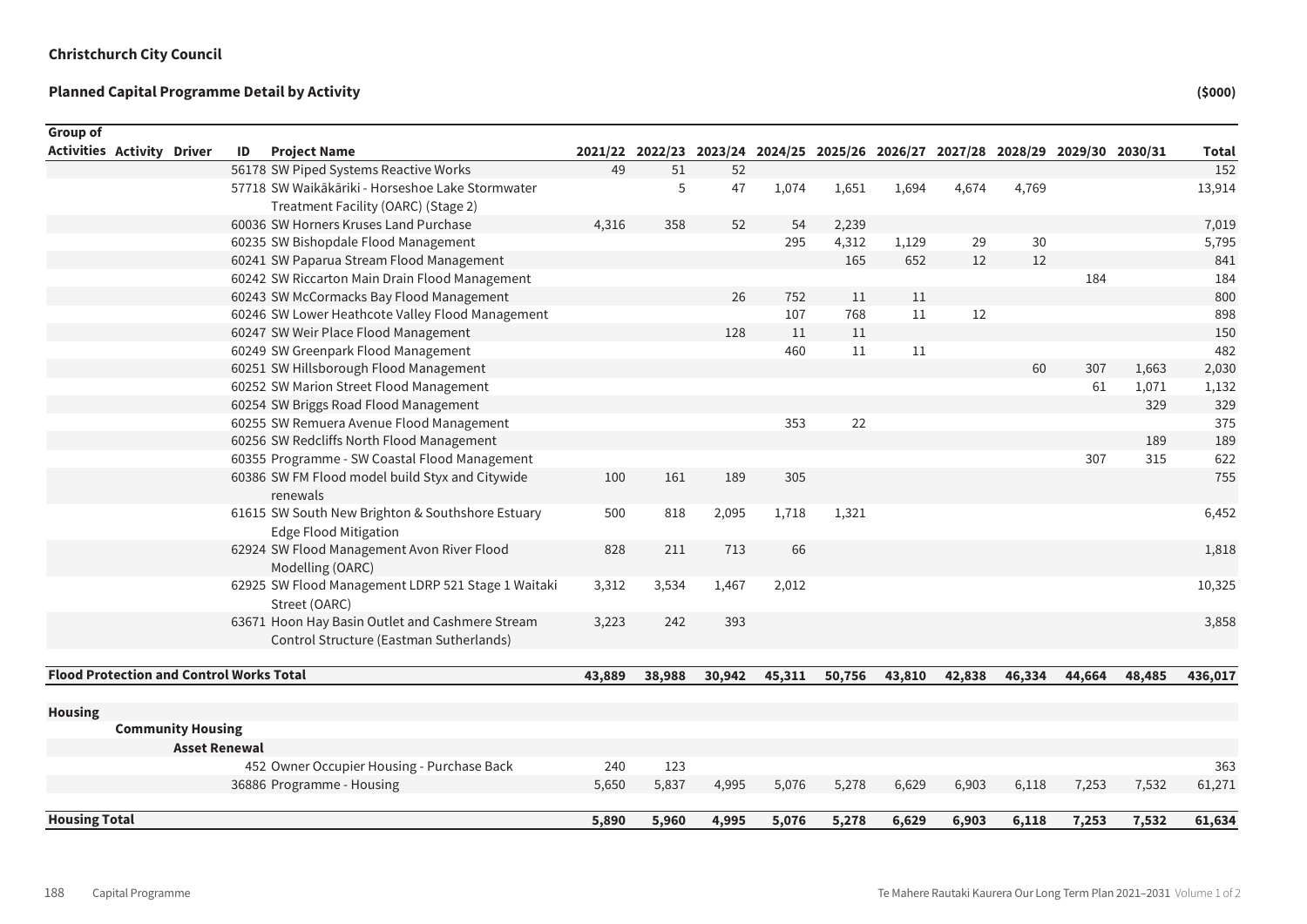**Christchurch City Council**

**Planned Capital Programme Detail by Activity** **($000)**

| Group of Activities | Activity | Driver | ID | Project Name | 2021/22 | 2022/23 | 2023/24 | 2024/25 | 2025/26 | 2026/27 | 2027/28 | 2028/29 | 2029/30 | 2030/31 | Total |
|---|---|---|---|---|---|---|---|---|---|---|---|---|---|---|---|
| | | | 56178 | SW Piped Systems Reactive Works | 49 | 51 | 52 | | | | | | | | 152 |
| | | | 57718 | SW Waikākāriki - Horseshoe Lake Stormwater Treatment Facility (OARC) (Stage 2) | | 5 | 47 | 1,074 | 1,651 | 1,694 | 4,674 | 4,769 | | | 13,914 |
| | | | 60036 | SW Horners Kruses Land Purchase | 4,316 | 358 | 52 | 54 | 2,239 | | | | | | 7,019 |
| | | | 60235 | SW Bishopdale Flood Management | | | | 295 | 4,312 | 1,129 | 29 | 30 | | | 5,795 |
| | | | 60241 | SW Paparua Stream Flood Management | | | | | 165 | 652 | 12 | 12 | | | 841 |
| | | | 60242 | SW Riccarton Main Drain Flood Management | | | | | | | | | 184 | | 184 |
| | | | 60243 | SW McCormacks Bay Flood Management | | | 26 | 752 | 11 | 11 | | | | | 800 |
| | | | 60246 | SW Lower Heathcote Valley Flood Management | | | | 107 | 768 | 11 | 12 | | | | 898 |
| | | | 60247 | SW Weir Place Flood Management | | | 128 | 11 | 11 | | | | | | 150 |
| | | | 60249 | SW Greenpark Flood Management | | | | 460 | 11 | 11 | | | | | 482 |
| | | | 60251 | SW Hillsborough Flood Management | | | | | | | | 60 | 307 | 1,663 | 2,030 |
| | | | 60252 | SW Marion Street Flood Management | | | | | | | | | 61 | 1,071 | 1,132 |
| | | | 60254 | SW Briggs Road Flood Management | | | | | | | | | | 329 | 329 |
| | | | 60255 | SW Remuera Avenue Flood Management | | | | 353 | 22 | | | | | | 375 |
| | | | 60256 | SW Redcliffs North Flood Management | | | | | | | | | | 189 | 189 |
| | | | 60355 | Programme - SW Coastal Flood Management | | | | | | | | | 307 | 315 | 622 |
| | | | 60386 | SW FM Flood model build Styx and Citywide renewals | 100 | 161 | 189 | 305 | | | | | | | 755 |
| | | | 61615 | SW South New Brighton & Southshore Estuary Edge Flood Mitigation | 500 | 818 | 2,095 | 1,718 | 1,321 | | | | | | 6,452 |
| | | | 62924 | SW Flood Management Avon River Flood Modelling (OARC) | 828 | 211 | 713 | 66 | | | | | | | 1,818 |
| | | | 62925 | SW Flood Management LDRP 521 Stage 1 Waitaki Street (OARC) | 3,312 | 3,534 | 1,467 | 2,012 | | | | | | | 10,325 |
| | | | 63671 | Hoon Hay Basin Outlet and Cashmere Stream Control Structure (Eastman Sutherlands) | 3,223 | 242 | 393 | | | | | | | | 3,858 |
| **Flood Protection and Control Works Total** | | | | | **43,889** | **38,988** | **30,942** | **45,311** | **50,756** | **43,810** | **42,838** | **46,334** | **44,664** | **48,485** | **436,017** |
| **Housing** | | | | | | | | | | | | | | | |
| | **Community Housing** | | | | | | | | | | | | | | |
| | | **Asset Renewal** | | | | | | | | | | | | | |
| | | | 452 | Owner Occupier Housing - Purchase Back | 240 | 123 | | | | | | | | | 363 |
| | | | 36886 | Programme - Housing | 5,650 | 5,837 | 4,995 | 5,076 | 5,278 | 6,629 | 6,903 | 6,118 | 7,253 | 7,532 | 61,271 |
| **Housing Total** | | | | | **5,890** | **5,960** | **4,995** | **5,076** | **5,278** | **6,629** | **6,903** | **6,118** | **7,253** | **7,532** | **61,634** |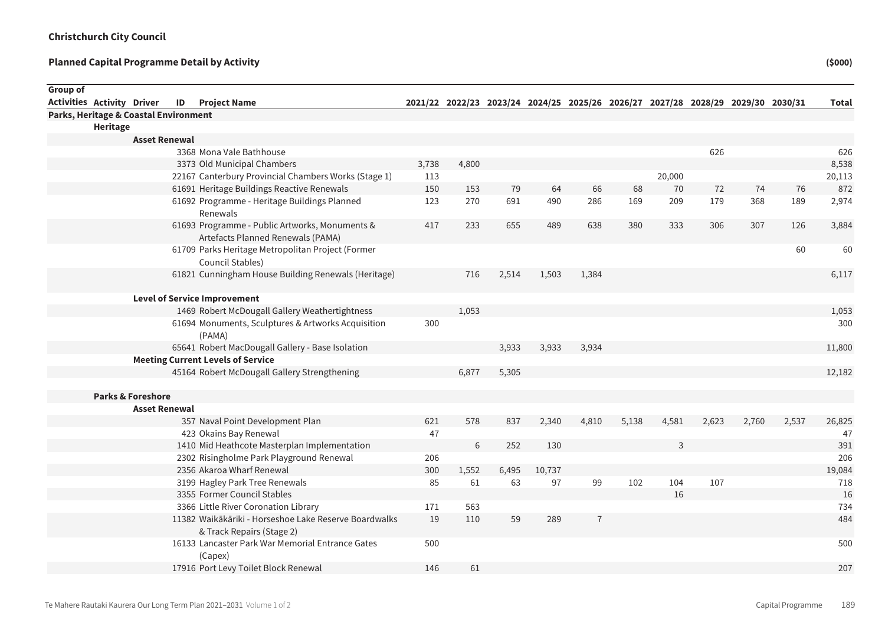**Christchurch City Council**

**Planned Capital Programme Detail by Activity** **($000)**

| Group of Activities | Activity | Driver | ID | Project Name | 2021/22 | 2022/23 | 2023/24 | 2024/25 | 2025/26 | 2026/27 | 2027/28 | 2028/29 | 2029/30 | 2030/31 | Total |
|---|---|---|---|---|---|---|---|---|---|---|---|---|---|---|---|
| **Parks, Heritage & Coastal Environment** | | | | | | | | | | | | | | | |
| | **Heritage** | | | | | | | | | | | | | | |
| | | **Asset Renewal** | | | | | | | | | | | | | |
| | | | 3368 | Mona Vale Bathhouse | | | | | | | | 626 | | | 626 |
| | | | 3373 | Old Municipal Chambers | 3,738 | 4,800 | | | | | | | | | 8,538 |
| | | | 22167 | Canterbury Provincial Chambers Works (Stage 1) | 113 | | | | | | 20,000 | | | | 20,113 |
| | | | 61691 | Heritage Buildings Reactive Renewals | 150 | 153 | 79 | 64 | 66 | 68 | 70 | 72 | 74 | 76 | 872 |
| | | | 61692 | Programme - Heritage Buildings Planned Renewals | 123 | 270 | 691 | 490 | 286 | 169 | 209 | 179 | 368 | 189 | 2,974 |
| | | | 61693 | Programme - Public Artworks, Monuments & Artefacts Planned Renewals (PAMA) | 417 | 233 | 655 | 489 | 638 | 380 | 333 | 306 | 307 | 126 | 3,884 |
| | | | 61709 | Parks Heritage Metropolitan Project (Former Council Stables) | | | | | | | | | | 60 | 60 |
| | | | 61821 | Cunningham House Building Renewals (Heritage) | | 716 | 2,514 | 1,503 | 1,384 | | | | | | 6,117 |
| | | **Level of Service Improvement** | | | | | | | | | | | | | |
| | | | 1469 | Robert McDougall Gallery Weathertightness | | 1,053 | | | | | | | | | 1,053 |
| | | | 61694 | Monuments, Sculptures & Artworks Acquisition (PAMA) | 300 | | | | | | | | | | 300 |
| | | | 65641 | Robert MacDougall Gallery - Base Isolation | | | 3,933 | 3,933 | 3,934 | | | | | | 11,800 |
| | | **Meeting Current Levels of Service** | | | | | | | | | | | | | |
| | | | 45164 | Robert McDougall Gallery Strengthening | | 6,877 | 5,305 | | | | | | | | 12,182 |
| | **Parks & Foreshore** | | | | | | | | | | | | | | |
| | | **Asset Renewal** | | | | | | | | | | | | | |
| | | | 357 | Naval Point Development Plan | 621 | 578 | 837 | 2,340 | 4,810 | 5,138 | 4,581 | 2,623 | 2,760 | 2,537 | 26,825 |
| | | | 423 | Okains Bay Renewal | 47 | | | | | | | | | | 47 |
| | | | 1410 | Mid Heathcote Masterplan Implementation | | 6 | 252 | 130 | | | 3 | | | | 391 |
| | | | 2302 | Risingholme Park Playground Renewal | 206 | | | | | | | | | | 206 |
| | | | 2356 | Akaroa Wharf Renewal | 300 | 1,552 | 6,495 | 10,737 | | | | | | | 19,084 |
| | | | 3199 | Hagley Park Tree Renewals | 85 | 61 | 63 | 97 | 99 | 102 | 104 | 107 | | | 718 |
| | | | 3355 | Former Council Stables | | | | | | | 16 | | | | 16 |
| | | | 3366 | Little River Coronation Library | 171 | 563 | | | | | | | | | 734 |
| | | | 11382 | Waikākāriki - Horseshoe Lake Reserve Boardwalks & Track Repairs (Stage 2) | 19 | 110 | 59 | 289 | 7 | | | | | | 484 |
| | | | 16133 | Lancaster Park War Memorial Entrance Gates (Capex) | 500 | | | | | | | | | | 500 |
| | | | 17916 | Port Levy Toilet Block Renewal | 146 | 61 | | | | | | | | | 207 |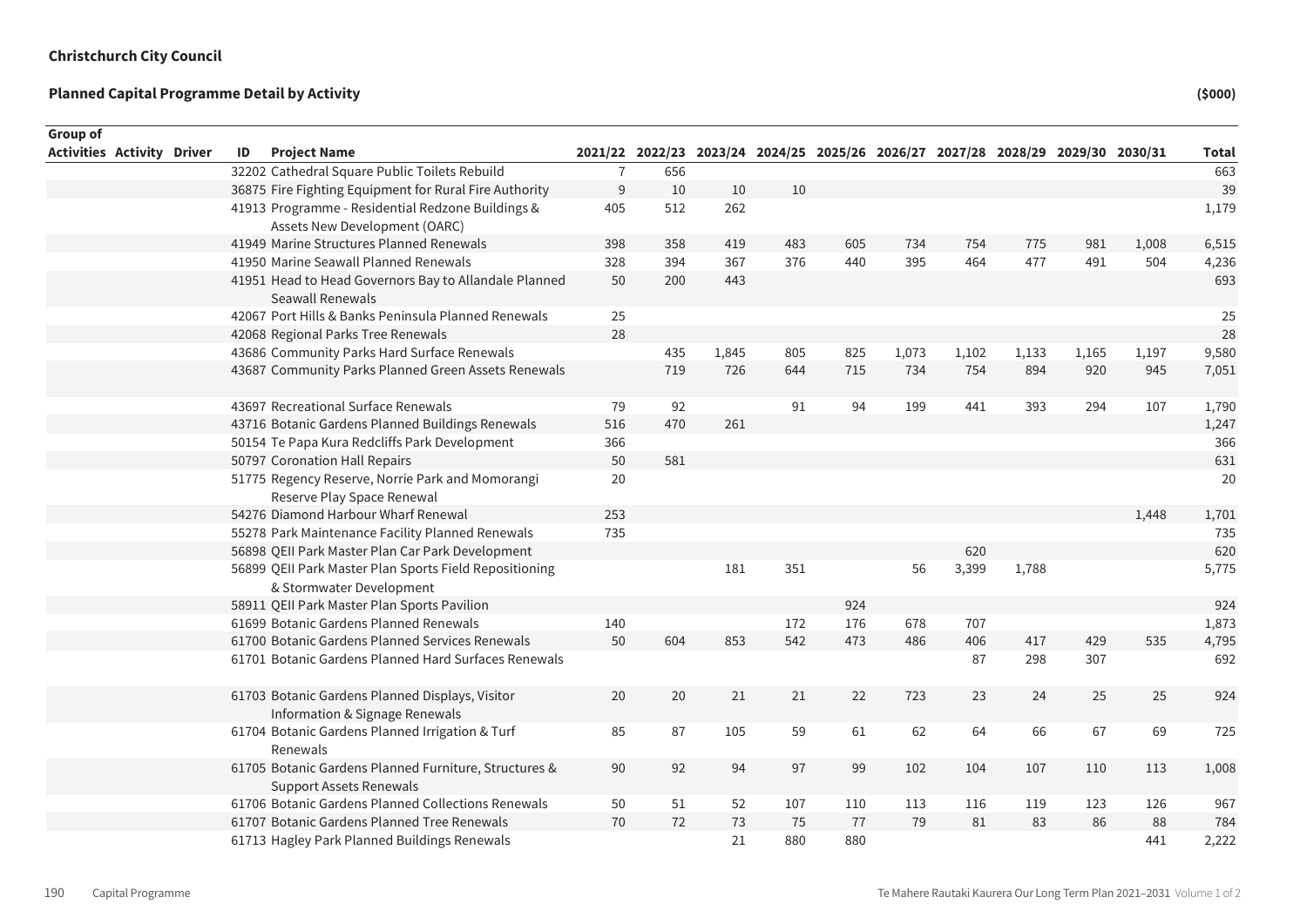**Christchurch City Council**

**Planned Capital Programme Detail by Activity**

**($000)**

| Group of Activities | Activity | Driver | ID | Project Name | 2021/22 | 2022/23 | 2023/24 | 2024/25 | 2025/26 | 2026/27 | 2027/28 | 2028/29 | 2029/30 | 2030/31 | Total |
|---|---|---|---|---|---|---|---|---|---|---|---|---|---|---|---|
| | | | 32202 | Cathedral Square Public Toilets Rebuild | 7 | 656 | | | | | | | | | 663 |
| | | | 36875 | Fire Fighting Equipment for Rural Fire Authority | 9 | 10 | 10 | 10 | | | | | | | 39 |
| | | | 41913 | Programme - Residential Redzone Buildings & Assets New Development (OARC) | 405 | 512 | 262 | | | | | | | | 1,179 |
| | | | 41949 | Marine Structures Planned Renewals | 398 | 358 | 419 | 483 | 605 | 734 | 754 | 775 | 981 | 1,008 | 6,515 |
| | | | 41950 | Marine Seawall Planned Renewals | 328 | 394 | 367 | 376 | 440 | 395 | 464 | 477 | 491 | 504 | 4,236 |
| | | | 41951 | Head to Head Governors Bay to Allandale Planned Seawall Renewals | 50 | 200 | 443 | | | | | | | | 693 |
| | | | 42067 | Port Hills & Banks Peninsula Planned Renewals | 25 | | | | | | | | | | 25 |
| | | | 42068 | Regional Parks Tree Renewals | 28 | | | | | | | | | | 28 |
| | | | 43686 | Community Parks Hard Surface Renewals | | 435 | 1,845 | 805 | 825 | 1,073 | 1,102 | 1,133 | 1,165 | 1,197 | 9,580 |
| | | | 43687 | Community Parks Planned Green Assets Renewals | | 719 | 726 | 644 | 715 | 734 | 754 | 894 | 920 | 945 | 7,051 |
| | | | 43697 | Recreational Surface Renewals | 79 | 92 | | 91 | 94 | 199 | 441 | 393 | 294 | 107 | 1,790 |
| | | | 43716 | Botanic Gardens Planned Buildings Renewals | 516 | 470 | 261 | | | | | | | | 1,247 |
| | | | 50154 | Te Papa Kura Redcliffs Park Development | 366 | | | | | | | | | | 366 |
| | | | 50797 | Coronation Hall Repairs | 50 | 581 | | | | | | | | | 631 |
| | | | 51775 | Regency Reserve, Norrie Park and Momorangi Reserve Play Space Renewal | 20 | | | | | | | | | | 20 |
| | | | 54276 | Diamond Harbour Wharf Renewal | 253 | | | | | | | | | 1,448 | 1,701 |
| | | | 55278 | Park Maintenance Facility Planned Renewals | 735 | | | | | | | | | | 735 |
| | | | 56898 | QEII Park Master Plan Car Park Development | | | | | | | 620 | | | | 620 |
| | | | 56899 | QEII Park Master Plan Sports Field Repositioning & Stormwater Development | | | 181 | 351 | | 56 | 3,399 | 1,788 | | | 5,775 |
| | | | 58911 | QEII Park Master Plan Sports Pavilion | | | | | 924 | | | | | | 924 |
| | | | 61699 | Botanic Gardens Planned Renewals | 140 | | | 172 | 176 | 678 | 707 | | | | 1,873 |
| | | | 61700 | Botanic Gardens Planned Services Renewals | 50 | 604 | 853 | 542 | 473 | 486 | 406 | 417 | 429 | 535 | 4,795 |
| | | | 61701 | Botanic Gardens Planned Hard Surfaces Renewals | | | | | | | 87 | 298 | 307 | | 692 |
| | | | 61703 | Botanic Gardens Planned Displays, Visitor Information & Signage Renewals | 20 | 20 | 21 | 21 | 22 | 723 | 23 | 24 | 25 | 25 | 924 |
| | | | 61704 | Botanic Gardens Planned Irrigation & Turf Renewals | 85 | 87 | 105 | 59 | 61 | 62 | 64 | 66 | 67 | 69 | 725 |
| | | | 61705 | Botanic Gardens Planned Furniture, Structures & Support Assets Renewals | 90 | 92 | 94 | 97 | 99 | 102 | 104 | 107 | 110 | 113 | 1,008 |
| | | | 61706 | Botanic Gardens Planned Collections Renewals | 50 | 51 | 52 | 107 | 110 | 113 | 116 | 119 | 123 | 126 | 967 |
| | | | 61707 | Botanic Gardens Planned Tree Renewals | 70 | 72 | 73 | 75 | 77 | 79 | 81 | 83 | 86 | 88 | 784 |
| | | | 61713 | Hagley Park Planned Buildings Renewals | | | 21 | 880 | 880 | | | | | 441 | 2,222 |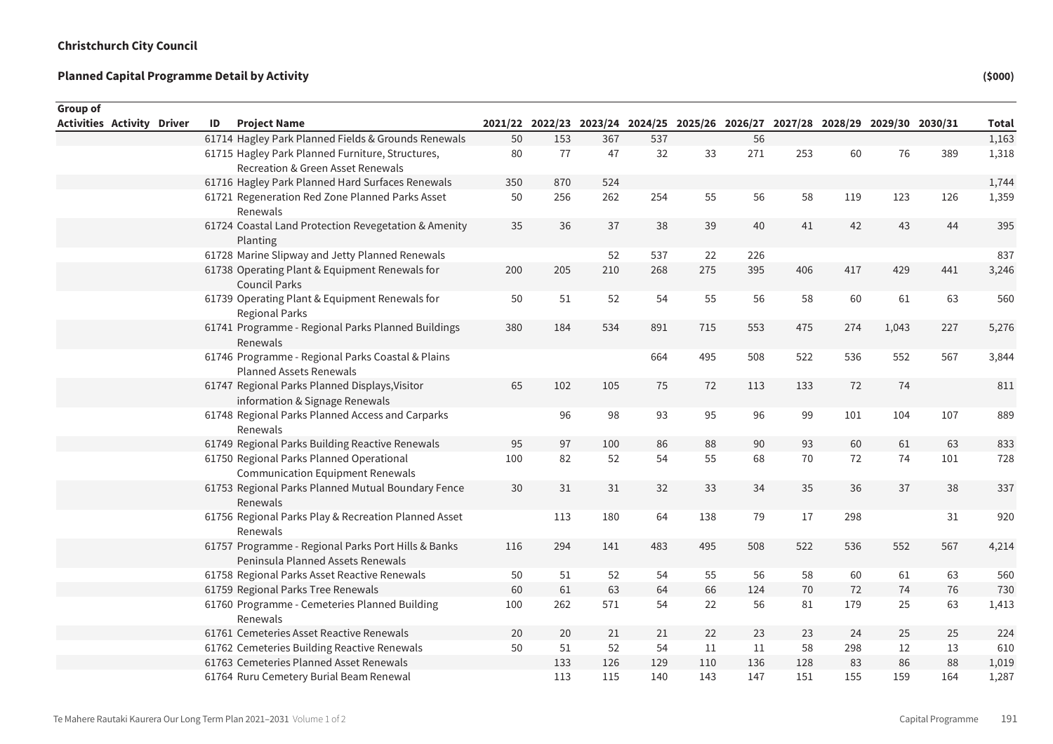**Christchurch City Council**

**Planned Capital Programme Detail by Activity** **($000)**

| Group of Activities | Activity | Driver | ID | Project Name | 2021/22 | 2022/23 | 2023/24 | 2024/25 | 2025/26 | 2026/27 | 2027/28 | 2028/29 | 2029/30 | 2030/31 | Total |
|---|---|---|---|---|---|---|---|---|---|---|---|---|---|---|---|
| | | | 61714 | Hagley Park Planned Fields & Grounds Renewals | 50 | 153 | 367 | 537 | | 56 | | | | | 1,163 |
| | | | 61715 | Hagley Park Planned Furniture, Structures, Recreation & Green Asset Renewals | 80 | 77 | 47 | 32 | 33 | 271 | 253 | 60 | 76 | 389 | 1,318 |
| | | | 61716 | Hagley Park Planned Hard Surfaces Renewals | 350 | 870 | 524 | | | | | | | | 1,744 |
| | | | 61721 | Regeneration Red Zone Planned Parks Asset Renewals | 50 | 256 | 262 | 254 | 55 | 56 | 58 | 119 | 123 | 126 | 1,359 |
| | | | 61724 | Coastal Land Protection Revegetation & Amenity Planting | 35 | 36 | 37 | 38 | 39 | 40 | 41 | 42 | 43 | 44 | 395 |
| | | | 61728 | Marine Slipway and Jetty Planned Renewals | | | 52 | 537 | 22 | 226 | | | | | 837 |
| | | | 61738 | Operating Plant & Equipment Renewals for Council Parks | 200 | 205 | 210 | 268 | 275 | 395 | 406 | 417 | 429 | 441 | 3,246 |
| | | | 61739 | Operating Plant & Equipment Renewals for Regional Parks | 50 | 51 | 52 | 54 | 55 | 56 | 58 | 60 | 61 | 63 | 560 |
| | | | 61741 | Programme - Regional Parks Planned Buildings Renewals | 380 | 184 | 534 | 891 | 715 | 553 | 475 | 274 | 1,043 | 227 | 5,276 |
| | | | 61746 | Programme - Regional Parks Coastal & Plains Planned Assets Renewals | | | | 664 | 495 | 508 | 522 | 536 | 552 | 567 | 3,844 |
| | | | 61747 | Regional Parks Planned Displays,Visitor information & Signage Renewals | 65 | 102 | 105 | 75 | 72 | 113 | 133 | 72 | 74 | | 811 |
| | | | 61748 | Regional Parks Planned Access and Carparks Renewals | | 96 | 98 | 93 | 95 | 96 | 99 | 101 | 104 | 107 | 889 |
| | | | 61749 | Regional Parks Building Reactive Renewals | 95 | 97 | 100 | 86 | 88 | 90 | 93 | 60 | 61 | 63 | 833 |
| | | | 61750 | Regional Parks Planned Operational Communication Equipment Renewals | 100 | 82 | 52 | 54 | 55 | 68 | 70 | 72 | 74 | 101 | 728 |
| | | | 61753 | Regional Parks Planned Mutual Boundary Fence Renewals | 30 | 31 | 31 | 32 | 33 | 34 | 35 | 36 | 37 | 38 | 337 |
| | | | 61756 | Regional Parks Play & Recreation Planned Asset Renewals | | 113 | 180 | 64 | 138 | 79 | 17 | 298 | | 31 | 920 |
| | | | 61757 | Programme - Regional Parks Port Hills & Banks Peninsula Planned Assets Renewals | 116 | 294 | 141 | 483 | 495 | 508 | 522 | 536 | 552 | 567 | 4,214 |
| | | | 61758 | Regional Parks Asset Reactive Renewals | 50 | 51 | 52 | 54 | 55 | 56 | 58 | 60 | 61 | 63 | 560 |
| | | | 61759 | Regional Parks Tree Renewals | 60 | 61 | 63 | 64 | 66 | 124 | 70 | 72 | 74 | 76 | 730 |
| | | | 61760 | Programme - Cemeteries Planned Building Renewals | 100 | 262 | 571 | 54 | 22 | 56 | 81 | 179 | 25 | 63 | 1,413 |
| | | | 61761 | Cemeteries Asset Reactive Renewals | 20 | 20 | 21 | 21 | 22 | 23 | 23 | 24 | 25 | 25 | 224 |
| | | | 61762 | Cemeteries Building Reactive Renewals | 50 | 51 | 52 | 54 | 11 | 11 | 58 | 298 | 12 | 13 | 610 |
| | | | 61763 | Cemeteries Planned Asset Renewals | | 133 | 126 | 129 | 110 | 136 | 128 | 83 | 86 | 88 | 1,019 |
| | | | 61764 | Ruru Cemetery Burial Beam Renewal | | 113 | 115 | 140 | 143 | 147 | 151 | 155 | 159 | 164 | 1,287 |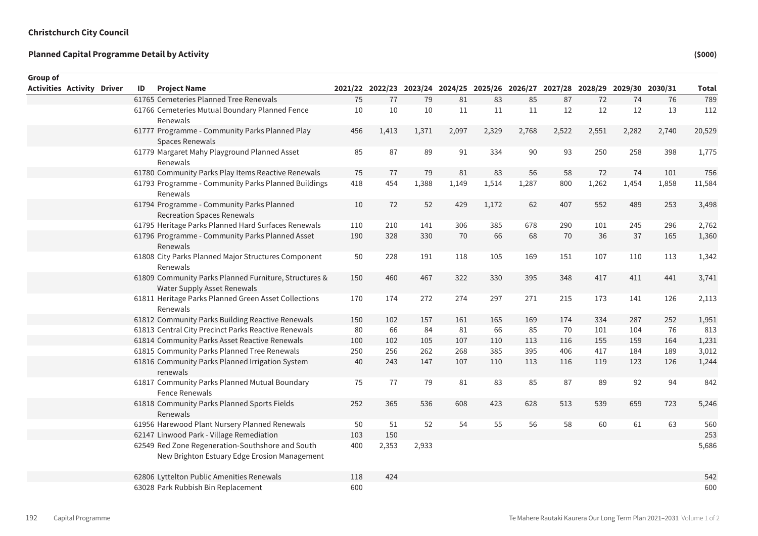**Christchurch City Council**

**Planned Capital Programme Detail by Activity** **($000)**

| Group of Activities | Activity | Driver | ID | Project Name | 2021/22 | 2022/23 | 2023/24 | 2024/25 | 2025/26 | 2026/27 | 2027/28 | 2028/29 | 2029/30 | 2030/31 | Total |
|---|---|---|---|---|---|---|---|---|---|---|---|---|---|---|---|
| | | | 61765 | Cemeteries Planned Tree Renewals | 75 | 77 | 79 | 81 | 83 | 85 | 87 | 72 | 74 | 76 | 789 |
| | | | 61766 | Cemeteries Mutual Boundary Planned Fence Renewals | 10 | 10 | 10 | 11 | 11 | 11 | 12 | 12 | 12 | 13 | 112 |
| | | | 61777 | Programme - Community Parks Planned Play Spaces Renewals | 456 | 1,413 | 1,371 | 2,097 | 2,329 | 2,768 | 2,522 | 2,551 | 2,282 | 2,740 | 20,529 |
| | | | 61779 | Margaret Mahy Playground Planned Asset Renewals | 85 | 87 | 89 | 91 | 334 | 90 | 93 | 250 | 258 | 398 | 1,775 |
| | | | 61780 | Community Parks Play Items Reactive Renewals | 75 | 77 | 79 | 81 | 83 | 56 | 58 | 72 | 74 | 101 | 756 |
| | | | 61793 | Programme - Community Parks Planned Buildings Renewals | 418 | 454 | 1,388 | 1,149 | 1,514 | 1,287 | 800 | 1,262 | 1,454 | 1,858 | 11,584 |
| | | | 61794 | Programme - Community Parks Planned Recreation Spaces Renewals | 10 | 72 | 52 | 429 | 1,172 | 62 | 407 | 552 | 489 | 253 | 3,498 |
| | | | 61795 | Heritage Parks Planned Hard Surfaces Renewals | 110 | 210 | 141 | 306 | 385 | 678 | 290 | 101 | 245 | 296 | 2,762 |
| | | | 61796 | Programme - Community Parks Planned Asset Renewals | 190 | 328 | 330 | 70 | 66 | 68 | 70 | 36 | 37 | 165 | 1,360 |
| | | | 61808 | City Parks Planned Major Structures Component Renewals | 50 | 228 | 191 | 118 | 105 | 169 | 151 | 107 | 110 | 113 | 1,342 |
| | | | 61809 | Community Parks Planned Furniture, Structures & Water Supply Asset Renewals | 150 | 460 | 467 | 322 | 330 | 395 | 348 | 417 | 411 | 441 | 3,741 |
| | | | 61811 | Heritage Parks Planned Green Asset Collections Renewals | 170 | 174 | 272 | 274 | 297 | 271 | 215 | 173 | 141 | 126 | 2,113 |
| | | | 61812 | Community Parks Building Reactive Renewals | 150 | 102 | 157 | 161 | 165 | 169 | 174 | 334 | 287 | 252 | 1,951 |
| | | | 61813 | Central City Precinct Parks Reactive Renewals | 80 | 66 | 84 | 81 | 66 | 85 | 70 | 101 | 104 | 76 | 813 |
| | | | 61814 | Community Parks Asset Reactive Renewals | 100 | 102 | 105 | 107 | 110 | 113 | 116 | 155 | 159 | 164 | 1,231 |
| | | | 61815 | Community Parks Planned Tree Renewals | 250 | 256 | 262 | 268 | 385 | 395 | 406 | 417 | 184 | 189 | 3,012 |
| | | | 61816 | Community Parks Planned Irrigation System renewals | 40 | 243 | 147 | 107 | 110 | 113 | 116 | 119 | 123 | 126 | 1,244 |
| | | | 61817 | Community Parks Planned Mutual Boundary Fence Renewals | 75 | 77 | 79 | 81 | 83 | 85 | 87 | 89 | 92 | 94 | 842 |
| | | | 61818 | Community Parks Planned Sports Fields Renewals | 252 | 365 | 536 | 608 | 423 | 628 | 513 | 539 | 659 | 723 | 5,246 |
| | | | 61956 | Harewood Plant Nursery Planned Renewals | 50 | 51 | 52 | 54 | 55 | 56 | 58 | 60 | 61 | 63 | 560 |
| | | | 62147 | Linwood Park - Village Remediation | 103 | 150 | | | | | | | | | 253 |
| | | | 62549 | Red Zone Regeneration-Southshore and South New Brighton Estuary Edge Erosion Management | 400 | 2,353 | 2,933 | | | | | | | | 5,686 |
| | | | 62806 | Lyttelton Public Amenities Renewals | 118 | 424 | | | | | | | | | 542 |
| | | | 63028 | Park Rubbish Bin Replacement | 600 | | | | | | | | | | 600 |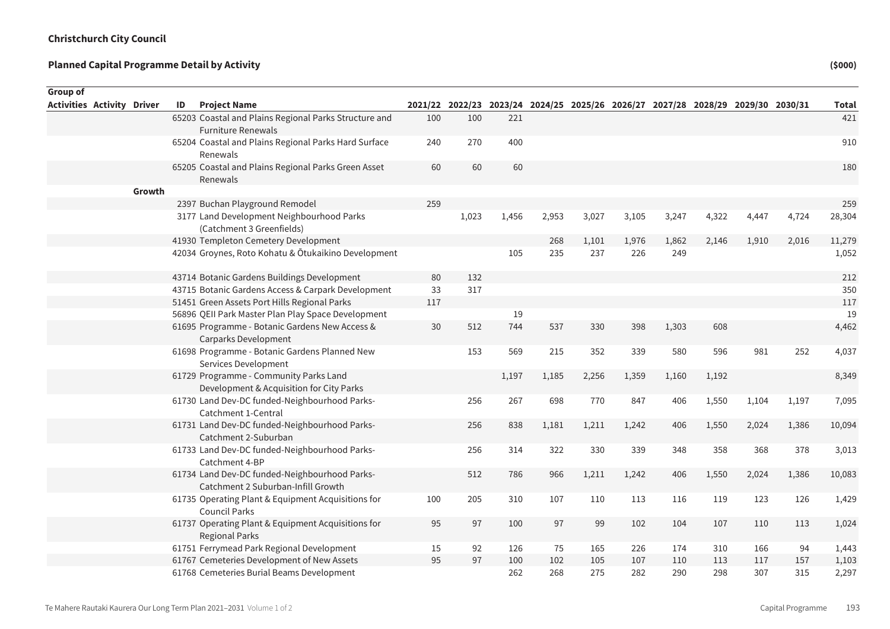**Christchurch City Council**

**Planned Capital Programme Detail by Activity**

**($000)**

| Group of Activities | Activity | Driver | ID | Project Name | 2021/22 | 2022/23 | 2023/24 | 2024/25 | 2025/26 | 2026/27 | 2027/28 | 2028/29 | 2029/30 | 2030/31 | Total |
|---|---|---|---|---|---|---|---|---|---|---|---|---|---|---|---|
| | | | 65203 | Coastal and Plains Regional Parks Structure and Furniture Renewals | 100 | 100 | 221 | | | | | | | | 421 |
| | | | 65204 | Coastal and Plains Regional Parks Hard Surface Renewals | 240 | 270 | 400 | | | | | | | | 910 |
| | | | 65205 | Coastal and Plains Regional Parks Green Asset Renewals | 60 | 60 | 60 | | | | | | | | 180 |
| | | **Growth** | | | | | | | | | | | | | |
| | | | 2397 | Buchan Playground Remodel | 259 | | | | | | | | | | 259 |
| | | | 3177 | Land Development Neighbourhood Parks (Catchment 3 Greenfields) | | 1,023 | 1,456 | 2,953 | 3,027 | 3,105 | 3,247 | 4,322 | 4,447 | 4,724 | 28,304 |
| | | | 41930 | Templeton Cemetery Development | | | | 268 | 1,101 | 1,976 | 1,862 | 2,146 | 1,910 | 2,016 | 11,279 |
| | | | 42034 | Groynes, Roto Kohatu & Ōtukaikino Development | | | 105 | 235 | 237 | 226 | 249 | | | | 1,052 |
| | | | 43714 | Botanic Gardens Buildings Development | 80 | 132 | | | | | | | | | 212 |
| | | | 43715 | Botanic Gardens Access & Carpark Development | 33 | 317 | | | | | | | | | 350 |
| | | | 51451 | Green Assets Port Hills Regional Parks | 117 | | | | | | | | | | 117 |
| | | | 56896 | QEII Park Master Plan Play Space Development | | | 19 | | | | | | | | 19 |
| | | | 61695 | Programme - Botanic Gardens New Access & Carparks Development | 30 | 512 | 744 | 537 | 330 | 398 | 1,303 | 608 | | | 4,462 |
| | | | 61698 | Programme - Botanic Gardens Planned New Services Development | | 153 | 569 | 215 | 352 | 339 | 580 | 596 | 981 | 252 | 4,037 |
| | | | 61729 | Programme - Community Parks Land Development & Acquisition for City Parks | | | 1,197 | 1,185 | 2,256 | 1,359 | 1,160 | 1,192 | | | 8,349 |
| | | | 61730 | Land Dev-DC funded-Neighbourhood Parks-Catchment 1-Central | | 256 | 267 | 698 | 770 | 847 | 406 | 1,550 | 1,104 | 1,197 | 7,095 |
| | | | 61731 | Land Dev-DC funded-Neighbourhood Parks-Catchment 2-Suburban | | 256 | 838 | 1,181 | 1,211 | 1,242 | 406 | 1,550 | 2,024 | 1,386 | 10,094 |
| | | | 61733 | Land Dev-DC funded-Neighbourhood Parks-Catchment 4-BP | | 256 | 314 | 322 | 330 | 339 | 348 | 358 | 368 | 378 | 3,013 |
| | | | 61734 | Land Dev-DC funded-Neighbourhood Parks-Catchment 2 Suburban-Infill Growth | | 512 | 786 | 966 | 1,211 | 1,242 | 406 | 1,550 | 2,024 | 1,386 | 10,083 |
| | | | 61735 | Operating Plant & Equipment Acquisitions for Council Parks | 100 | 205 | 310 | 107 | 110 | 113 | 116 | 119 | 123 | 126 | 1,429 |
| | | | 61737 | Operating Plant & Equipment Acquisitions for Regional Parks | 95 | 97 | 100 | 97 | 99 | 102 | 104 | 107 | 110 | 113 | 1,024 |
| | | | 61751 | Ferrymead Park Regional Development | 15 | 92 | 126 | 75 | 165 | 226 | 174 | 310 | 166 | 94 | 1,443 |
| | | | 61767 | Cemeteries Development of New Assets | 95 | 97 | 100 | 102 | 105 | 107 | 110 | 113 | 117 | 157 | 1,103 |
| | | | 61768 | Cemeteries Burial Beams Development | | | 262 | 268 | 275 | 282 | 290 | 298 | 307 | 315 | 2,297 |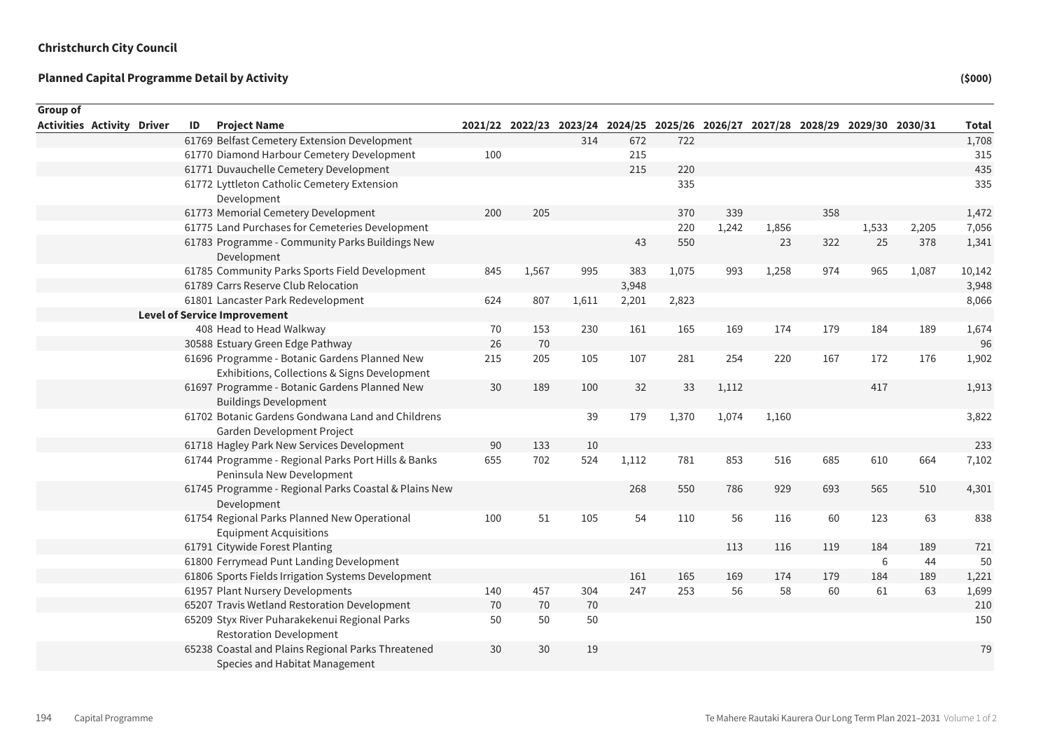**Christchurch City Council**

**Planned Capital Programme Detail by Activity** **($000)**

| Group of Activities | Activity | Driver | ID | Project Name | 2021/22 | 2022/23 | 2023/24 | 2024/25 | 2025/26 | 2026/27 | 2027/28 | 2028/29 | 2029/30 | 2030/31 | Total |
|---|---|---|---|---|---|---|---|---|---|---|---|---|---|---|---|
| | | | 61769 | Belfast Cemetery Extension Development | | | 314 | 672 | 722 | | | | | | 1,708 |
| | | | 61770 | Diamond Harbour Cemetery Development | 100 | | | 215 | | | | | | | 315 |
| | | | 61771 | Duvauchelle Cemetery Development | | | | 215 | 220 | | | | | | 435 |
| | | | 61772 | Lyttleton Catholic Cemetery Extension Development | | | | | 335 | | | | | | 335 |
| | | | 61773 | Memorial Cemetery Development | 200 | 205 | | | 370 | 339 | | 358 | | | 1,472 |
| | | | 61775 | Land Purchases for Cemeteries Development | | | | | 220 | 1,242 | 1,856 | | 1,533 | 2,205 | 7,056 |
| | | | 61783 | Programme - Community Parks Buildings New Development | | | | 43 | 550 | | 23 | 322 | 25 | 378 | 1,341 |
| | | | 61785 | Community Parks Sports Field Development | 845 | 1,567 | 995 | 383 | 1,075 | 993 | 1,258 | 974 | 965 | 1,087 | 10,142 |
| | | | 61789 | Carrs Reserve Club Relocation | | | | 3,948 | | | | | | | 3,948 |
| | | | 61801 | Lancaster Park Redevelopment | 624 | 807 | 1,611 | 2,201 | 2,823 | | | | | | 8,066 |
| | | **Level of Service Improvement** | | | | | | | | | | | | | |
| | | | 408 | Head to Head Walkway | 70 | 153 | 230 | 161 | 165 | 169 | 174 | 179 | 184 | 189 | 1,674 |
| | | | 30588 | Estuary Green Edge Pathway | 26 | 70 | | | | | | | | | 96 |
| | | | 61696 | Programme - Botanic Gardens Planned New Exhibitions, Collections & Signs Development | 215 | 205 | 105 | 107 | 281 | 254 | 220 | 167 | 172 | 176 | 1,902 |
| | | | 61697 | Programme - Botanic Gardens Planned New Buildings Development | 30 | 189 | 100 | 32 | 33 | 1,112 | | | 417 | | 1,913 |
| | | | 61702 | Botanic Gardens Gondwana Land and Childrens Garden Development Project | | | 39 | 179 | 1,370 | 1,074 | 1,160 | | | | 3,822 |
| | | | 61718 | Hagley Park New Services Development | 90 | 133 | 10 | | | | | | | | 233 |
| | | | 61744 | Programme - Regional Parks Port Hills & Banks Peninsula New Development | 655 | 702 | 524 | 1,112 | 781 | 853 | 516 | 685 | 610 | 664 | 7,102 |
| | | | 61745 | Programme - Regional Parks Coastal & Plains New Development | | | | 268 | 550 | 786 | 929 | 693 | 565 | 510 | 4,301 |
| | | | 61754 | Regional Parks Planned New Operational Equipment Acquisitions | 100 | 51 | 105 | 54 | 110 | 56 | 116 | 60 | 123 | 63 | 838 |
| | | | 61791 | Citywide Forest Planting | | | | | | 113 | 116 | 119 | 184 | 189 | 721 |
| | | | 61800 | Ferrymead Punt Landing Development | | | | | | | | | 6 | 44 | 50 |
| | | | 61806 | Sports Fields Irrigation Systems Development | | | | 161 | 165 | 169 | 174 | 179 | 184 | 189 | 1,221 |
| | | | 61957 | Plant Nursery Developments | 140 | 457 | 304 | 247 | 253 | 56 | 58 | 60 | 61 | 63 | 1,699 |
| | | | 65207 | Travis Wetland Restoration Development | 70 | 70 | 70 | | | | | | | | 210 |
| | | | 65209 | Styx River Puharakekenui Regional Parks Restoration Development | 50 | 50 | 50 | | | | | | | | 150 |
| | | | 65238 | Coastal and Plains Regional Parks Threatened Species and Habitat Management | 30 | 30 | 19 | | | | | | | | 79 |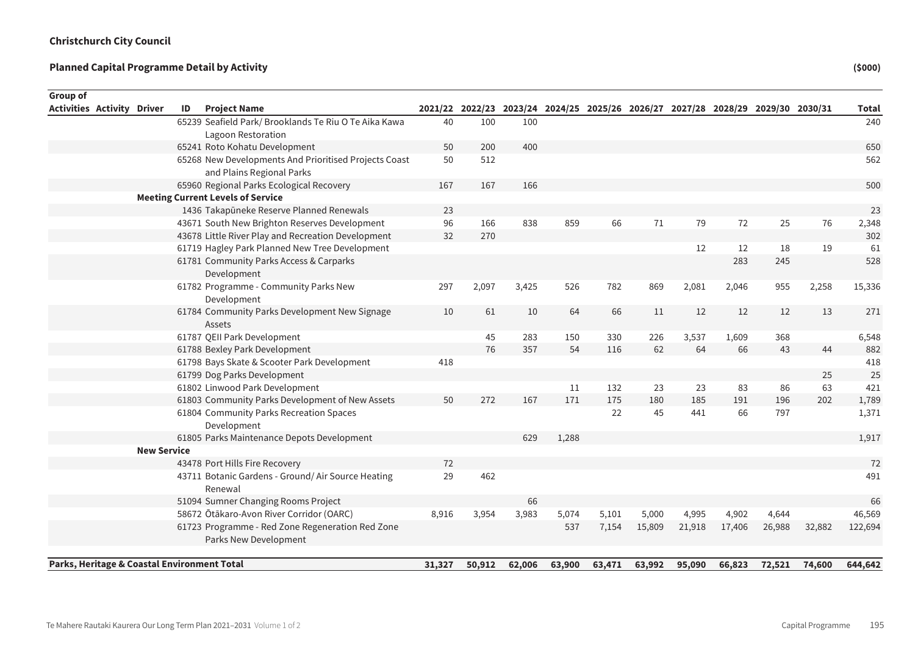**Christchurch City Council**

**Planned Capital Programme Detail by Activity** **($000)**

| Group of Activities | Activity | Driver | ID | Project Name | 2021/22 | 2022/23 | 2023/24 | 2024/25 | 2025/26 | 2026/27 | 2027/28 | 2028/29 | 2029/30 | 2030/31 | Total |
|---|---|---|---|---|---|---|---|---|---|---|---|---|---|---|---|
| | | | 65239 | Seafield Park/ Brooklands Te Riu O Te Aika Kawa Lagoon Restoration | 40 | 100 | 100 | | | | | | | | 240 |
| | | | 65241 | Roto Kohatu Development | 50 | 200 | 400 | | | | | | | | 650 |
| | | | 65268 | New Developments And Prioritised Projects Coast and Plains Regional Parks | 50 | 512 | | | | | | | | | 562 |
| | | | 65960 | Regional Parks Ecological Recovery | 167 | 167 | 166 | | | | | | | | 500 |
| | | **Meeting Current Levels of Service** | | | | | | | | | | | | | |
| | | | 1436 | Takapūneke Reserve Planned Renewals | 23 | | | | | | | | | | 23 |
| | | | 43671 | South New Brighton Reserves Development | 96 | 166 | 838 | 859 | 66 | 71 | 79 | 72 | 25 | 76 | 2,348 |
| | | | 43678 | Little River Play and Recreation Development | 32 | 270 | | | | | | | | | 302 |
| | | | 61719 | Hagley Park Planned New Tree Development | | | | | | | 12 | 12 | 18 | 19 | 61 |
| | | | 61781 | Community Parks Access & Carparks Development | | | | | | | | 283 | 245 | | 528 |
| | | | 61782 | Programme - Community Parks New Development | 297 | 2,097 | 3,425 | 526 | 782 | 869 | 2,081 | 2,046 | 955 | 2,258 | 15,336 |
| | | | 61784 | Community Parks Development New Signage Assets | 10 | 61 | 10 | 64 | 66 | 11 | 12 | 12 | 12 | 13 | 271 |
| | | | 61787 | QEII Park Development | | 45 | 283 | 150 | 330 | 226 | 3,537 | 1,609 | 368 | | 6,548 |
| | | | 61788 | Bexley Park Development | | 76 | 357 | 54 | 116 | 62 | 64 | 66 | 43 | 44 | 882 |
| | | | 61798 | Bays Skate & Scooter Park Development | 418 | | | | | | | | | | 418 |
| | | | 61799 | Dog Parks Development | | | | | | | | | | 25 | 25 |
| | | | 61802 | Linwood Park Development | | | | 11 | 132 | 23 | 23 | 83 | 86 | 63 | 421 |
| | | | 61803 | Community Parks Development of New Assets | 50 | 272 | 167 | 171 | 175 | 180 | 185 | 191 | 196 | 202 | 1,789 |
| | | | 61804 | Community Parks Recreation Spaces Development | | | | | 22 | 45 | 441 | 66 | 797 | | 1,371 |
| | | | 61805 | Parks Maintenance Depots Development | | | 629 | 1,288 | | | | | | | 1,917 |
| | | **New Service** | | | | | | | | | | | | | |
| | | | 43478 | Port Hills Fire Recovery | 72 | | | | | | | | | | 72 |
| | | | 43711 | Botanic Gardens - Ground/ Air Source Heating Renewal | 29 | 462 | | | | | | | | | 491 |
| | | | 51094 | Sumner Changing Rooms Project | | | 66 | | | | | | | | 66 |
| | | | 58672 | Ōtākaro-Avon River Corridor (OARC) | 8,916 | 3,954 | 3,983 | 5,074 | 5,101 | 5,000 | 4,995 | 4,902 | 4,644 | | 46,569 |
| | | | 61723 | Programme - Red Zone Regeneration Red Zone Parks New Development | | | | 537 | 7,154 | 15,809 | 21,918 | 17,406 | 26,988 | 32,882 | 122,694 |
| **Parks, Heritage & Coastal Environment Total** | | | | | **31,327** | **50,912** | **62,006** | **63,900** | **63,471** | **63,992** | **95,090** | **66,823** | **72,521** | **74,600** | **644,642** |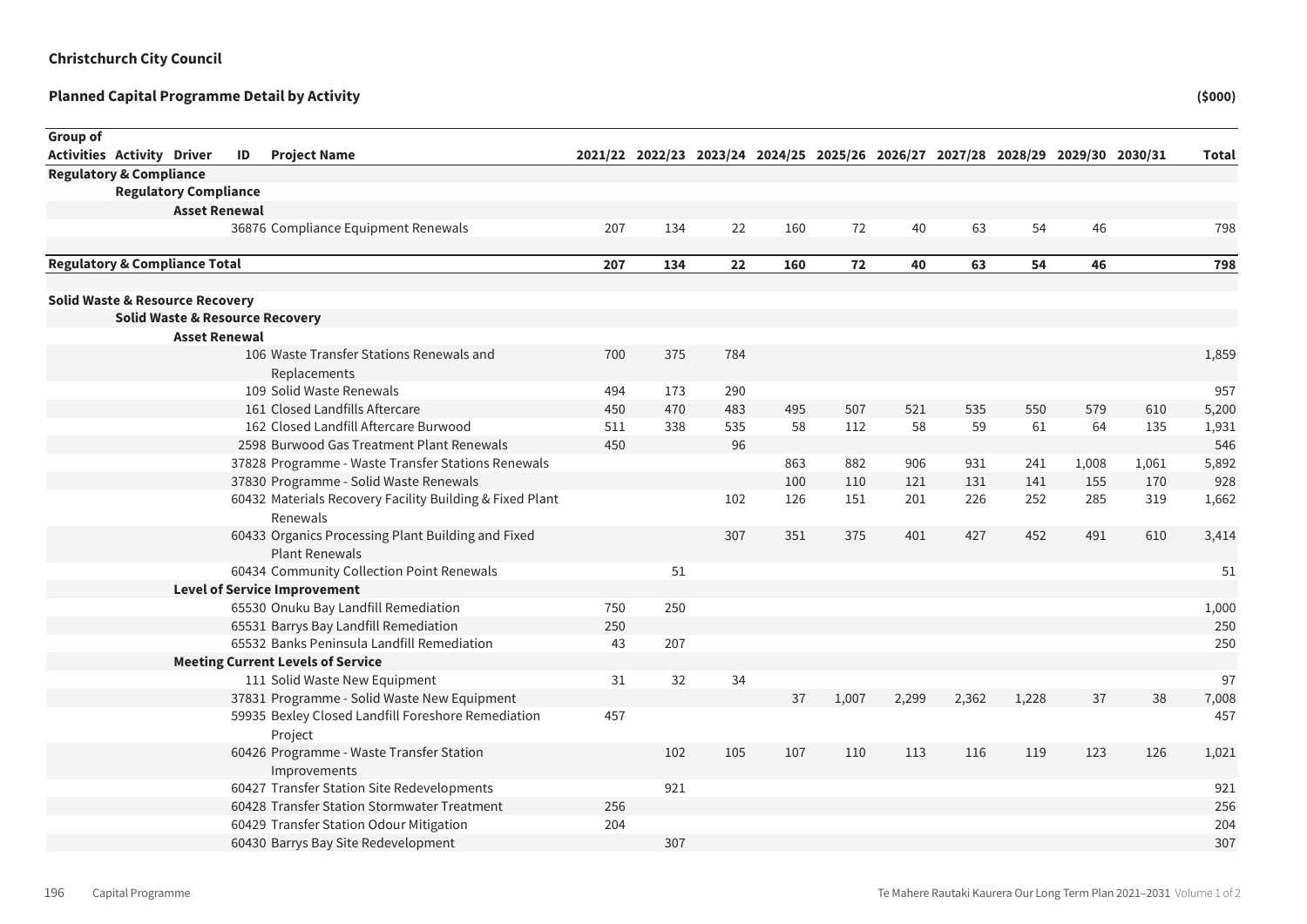**Christchurch City Council**

**Planned Capital Programme Detail by Activity** **($000)**

| Group of Activities | Activity | Driver | ID | Project Name | 2021/22 | 2022/23 | 2023/24 | 2024/25 | 2025/26 | 2026/27 | 2027/28 | 2028/29 | 2029/30 | 2030/31 | Total |
|---|---|---|---|---|---|---|---|---|---|---|---|---|---|---|---|
| **Regulatory & Compliance** | | | | | | | | | | | | | | | |
| | **Regulatory Compliance** | | | | | | | | | | | | | | |
| | | **Asset Renewal** | | | | | | | | | | | | | |
| | | | 36876 | Compliance Equipment Renewals | 207 | 134 | 22 | 160 | 72 | 40 | 63 | 54 | 46 | | 798 |
| **Regulatory & Compliance Total** | | | | | **207** | **134** | **22** | **160** | **72** | **40** | **63** | **54** | **46** | | **798** |
| **Solid Waste & Resource Recovery** | | | | | | | | | | | | | | | |
| | **Solid Waste & Resource Recovery** | | | | | | | | | | | | | | |
| | | **Asset Renewal** | | | | | | | | | | | | | |
| | | | 106 | Waste Transfer Stations Renewals and Replacements | 700 | 375 | 784 | | | | | | | | 1,859 |
| | | | 109 | Solid Waste Renewals | 494 | 173 | 290 | | | | | | | | 957 |
| | | | 161 | Closed Landfills Aftercare | 450 | 470 | 483 | 495 | 507 | 521 | 535 | 550 | 579 | 610 | 5,200 |
| | | | 162 | Closed Landfill Aftercare Burwood | 511 | 338 | 535 | 58 | 112 | 58 | 59 | 61 | 64 | 135 | 1,931 |
| | | | 2598 | Burwood Gas Treatment Plant Renewals | 450 | | 96 | | | | | | | | 546 |
| | | | 37828 | Programme - Waste Transfer Stations Renewals | | | | 863 | 882 | 906 | 931 | 241 | 1,008 | 1,061 | 5,892 |
| | | | 37830 | Programme - Solid Waste Renewals | | | | 100 | 110 | 121 | 131 | 141 | 155 | 170 | 928 |
| | | | 60432 | Materials Recovery Facility Building & Fixed Plant Renewals | | | 102 | 126 | 151 | 201 | 226 | 252 | 285 | 319 | 1,662 |
| | | | 60433 | Organics Processing Plant Building and Fixed Plant Renewals | | | 307 | 351 | 375 | 401 | 427 | 452 | 491 | 610 | 3,414 |
| | | | 60434 | Community Collection Point Renewals | | 51 | | | | | | | | | 51 |
| | | **Level of Service Improvement** | | | | | | | | | | | | | |
| | | | 65530 | Onuku Bay Landfill Remediation | 750 | 250 | | | | | | | | | 1,000 |
| | | | 65531 | Barrys Bay Landfill Remediation | 250 | | | | | | | | | | 250 |
| | | | 65532 | Banks Peninsula Landfill Remediation | 43 | 207 | | | | | | | | | 250 |
| | | **Meeting Current Levels of Service** | | | | | | | | | | | | | |
| | | | 111 | Solid Waste New Equipment | 31 | 32 | 34 | | | | | | | | 97 |
| | | | 37831 | Programme - Solid Waste New Equipment | | | | 37 | 1,007 | 2,299 | 2,362 | 1,228 | 37 | 38 | 7,008 |
| | | | 59935 | Bexley Closed Landfill Foreshore Remediation Project | 457 | | | | | | | | | | 457 |
| | | | 60426 | Programme - Waste Transfer Station Improvements | | 102 | 105 | 107 | 110 | 113 | 116 | 119 | 123 | 126 | 1,021 |
| | | | 60427 | Transfer Station Site Redevelopments | | 921 | | | | | | | | | 921 |
| | | | 60428 | Transfer Station Stormwater Treatment | 256 | | | | | | | | | | 256 |
| | | | 60429 | Transfer Station Odour Mitigation | 204 | | | | | | | | | | 204 |
| | | | 60430 | Barrys Bay Site Redevelopment | | 307 | | | | | | | | | 307 |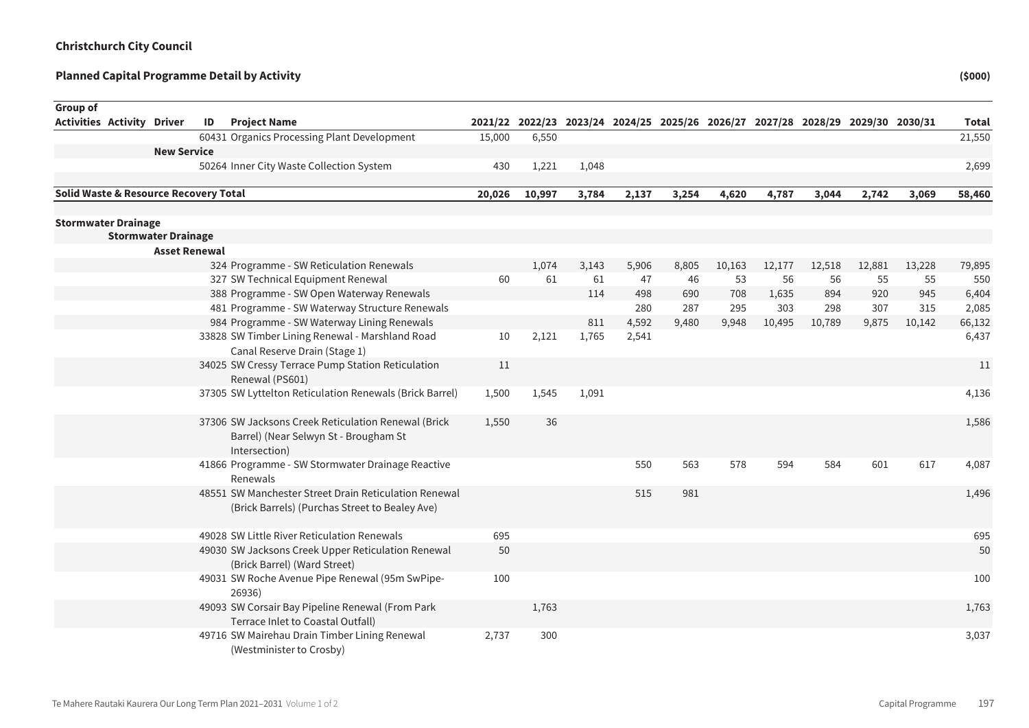**Christchurch City Council**

**Planned Capital Programme Detail by Activity** **($000)**

| Group of Activities | Activity | Driver | ID | Project Name | 2021/22 | 2022/23 | 2023/24 | 2024/25 | 2025/26 | 2026/27 | 2027/28 | 2028/29 | 2029/30 | 2030/31 | Total |
|---|---|---|---|---|---|---|---|---|---|---|---|---|---|---|---|
| | | | 60431 | Organics Processing Plant Development | 15,000 | 6,550 | | | | | | | | | 21,550 |
| | | **New Service** | | | | | | | | | | | | | |
| | | | 50264 | Inner City Waste Collection System | 430 | 1,221 | 1,048 | | | | | | | | 2,699 |
| **Solid Waste & Resource Recovery Total** | | | | | **20,026** | **10,997** | **3,784** | **2,137** | **3,254** | **4,620** | **4,787** | **3,044** | **2,742** | **3,069** | **58,460** |
| **Stormwater Drainage** | | | | | | | | | | | | | | | |
| | **Stormwater Drainage** | | | | | | | | | | | | | | |
| | | **Asset Renewal** | | | | | | | | | | | | | |
| | | | 324 | Programme - SW Reticulation Renewals | | 1,074 | 3,143 | 5,906 | 8,805 | 10,163 | 12,177 | 12,518 | 12,881 | 13,228 | 79,895 |
| | | | 327 | SW Technical Equipment Renewal | 60 | 61 | 61 | 47 | 46 | 53 | 56 | 56 | 55 | 55 | 550 |
| | | | 388 | Programme - SW Open Waterway Renewals | | | 114 | 498 | 690 | 708 | 1,635 | 894 | 920 | 945 | 6,404 |
| | | | 481 | Programme - SW Waterway Structure Renewals | | | | 280 | 287 | 295 | 303 | 298 | 307 | 315 | 2,085 |
| | | | 984 | Programme - SW Waterway Lining Renewals | | | 811 | 4,592 | 9,480 | 9,948 | 10,495 | 10,789 | 9,875 | 10,142 | 66,132 |
| | | | 33828 | SW Timber Lining Renewal - Marshland Road Canal Reserve Drain (Stage 1) | 10 | 2,121 | 1,765 | 2,541 | | | | | | | 6,437 |
| | | | 34025 | SW Cressy Terrace Pump Station Reticulation Renewal (PS601) | 11 | | | | | | | | | | 11 |
| | | | 37305 | SW Lyttelton Reticulation Renewals (Brick Barrel) | 1,500 | 1,545 | 1,091 | | | | | | | | 4,136 |
| | | | 37306 | SW Jacksons Creek Reticulation Renewal (Brick Barrel) (Near Selwyn St - Brougham St Intersection) | 1,550 | 36 | | | | | | | | | 1,586 |
| | | | 41866 | Programme - SW Stormwater Drainage Reactive Renewals | | | | 550 | 563 | 578 | 594 | 584 | 601 | 617 | 4,087 |
| | | | 48551 | SW Manchester Street Drain Reticulation Renewal (Brick Barrels) (Purchas Street to Bealey Ave) | | | | 515 | 981 | | | | | | 1,496 |
| | | | 49028 | SW Little River Reticulation Renewals | 695 | | | | | | | | | | 695 |
| | | | 49030 | SW Jacksons Creek Upper Reticulation Renewal (Brick Barrel) (Ward Street) | 50 | | | | | | | | | | 50 |
| | | | 49031 | SW Roche Avenue Pipe Renewal (95m SwPipe-26936) | 100 | | | | | | | | | | 100 |
| | | | 49093 | SW Corsair Bay Pipeline Renewal (From Park Terrace Inlet to Coastal Outfall) | | 1,763 | | | | | | | | | 1,763 |
| | | | 49716 | SW Mairehau Drain Timber Lining Renewal (Westminister to Crosby) | 2,737 | 300 | | | | | | | | | 3,037 |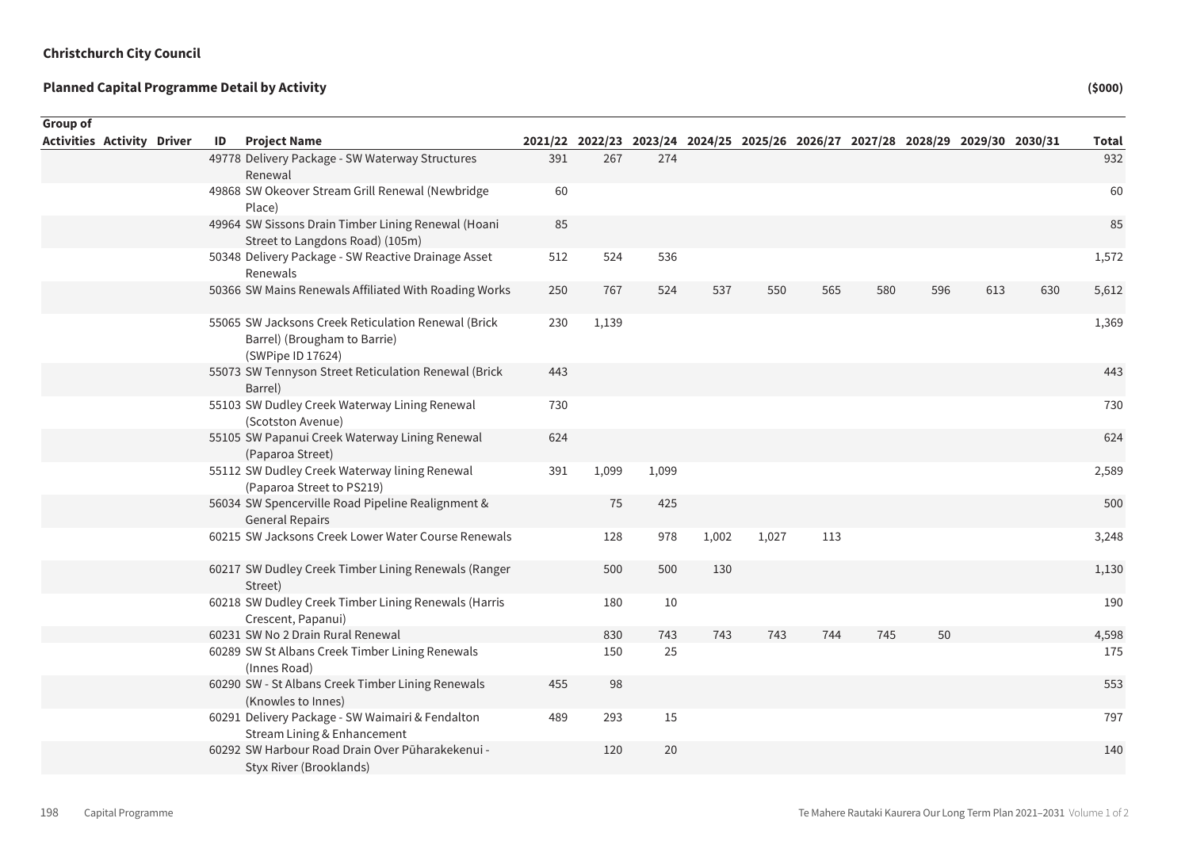**Christchurch City Council**

**Planned Capital Programme Detail by Activity** **($000)**

| Group of Activities | Activity | Driver | ID | Project Name | 2021/22 | 2022/23 | 2023/24 | 2024/25 | 2025/26 | 2026/27 | 2027/28 | 2028/29 | 2029/30 | 2030/31 | Total |
|---|---|---|---|---|---|---|---|---|---|---|---|---|---|---|---|
| | | | 49778 | Delivery Package - SW Waterway Structures Renewal | 391 | 267 | 274 | | | | | | | | 932 |
| | | | 49868 | SW Okeover Stream Grill Renewal (Newbridge Place) | 60 | | | | | | | | | | 60 |
| | | | 49964 | SW Sissons Drain Timber Lining Renewal (Hoani Street to Langdons Road) (105m) | 85 | | | | | | | | | | 85 |
| | | | 50348 | Delivery Package - SW Reactive Drainage Asset Renewals | 512 | 524 | 536 | | | | | | | | 1,572 |
| | | | 50366 | SW Mains Renewals Affiliated With Roading Works | 250 | 767 | 524 | 537 | 550 | 565 | 580 | 596 | 613 | 630 | 5,612 |
| | | | 55065 | SW Jacksons Creek Reticulation Renewal (Brick Barrel) (Brougham to Barrie) (SWPipe ID 17624) | 230 | 1,139 | | | | | | | | | 1,369 |
| | | | 55073 | SW Tennyson Street Reticulation Renewal (Brick Barrel) | 443 | | | | | | | | | | 443 |
| | | | 55103 | SW Dudley Creek Waterway Lining Renewal (Scotston Avenue) | 730 | | | | | | | | | | 730 |
| | | | 55105 | SW Papanui Creek Waterway Lining Renewal (Paparoa Street) | 624 | | | | | | | | | | 624 |
| | | | 55112 | SW Dudley Creek Waterway lining Renewal (Paparoa Street to PS219) | 391 | 1,099 | 1,099 | | | | | | | | 2,589 |
| | | | 56034 | SW Spencerville Road Pipeline Realignment & General Repairs | | 75 | 425 | | | | | | | | 500 |
| | | | 60215 | SW Jacksons Creek Lower Water Course Renewals | | 128 | 978 | 1,002 | 1,027 | 113 | | | | | 3,248 |
| | | | 60217 | SW Dudley Creek Timber Lining Renewals (Ranger Street) | | 500 | 500 | 130 | | | | | | | 1,130 |
| | | | 60218 | SW Dudley Creek Timber Lining Renewals (Harris Crescent, Papanui) | | 180 | 10 | | | | | | | | 190 |
| | | | 60231 | SW No 2 Drain Rural Renewal | | 830 | 743 | 743 | 743 | 744 | 745 | 50 | | | 4,598 |
| | | | 60289 | SW St Albans Creek Timber Lining Renewals (Innes Road) | | 150 | 25 | | | | | | | | 175 |
| | | | 60290 | SW - St Albans Creek Timber Lining Renewals (Knowles to Innes) | 455 | 98 | | | | | | | | | 553 |
| | | | 60291 | Delivery Package - SW Waimairi & Fendalton Stream Lining & Enhancement | 489 | 293 | 15 | | | | | | | | 797 |
| | | | 60292 | SW Harbour Road Drain Over Pūharakekenui - Styx River (Brooklands) | | 120 | 20 | | | | | | | | 140 |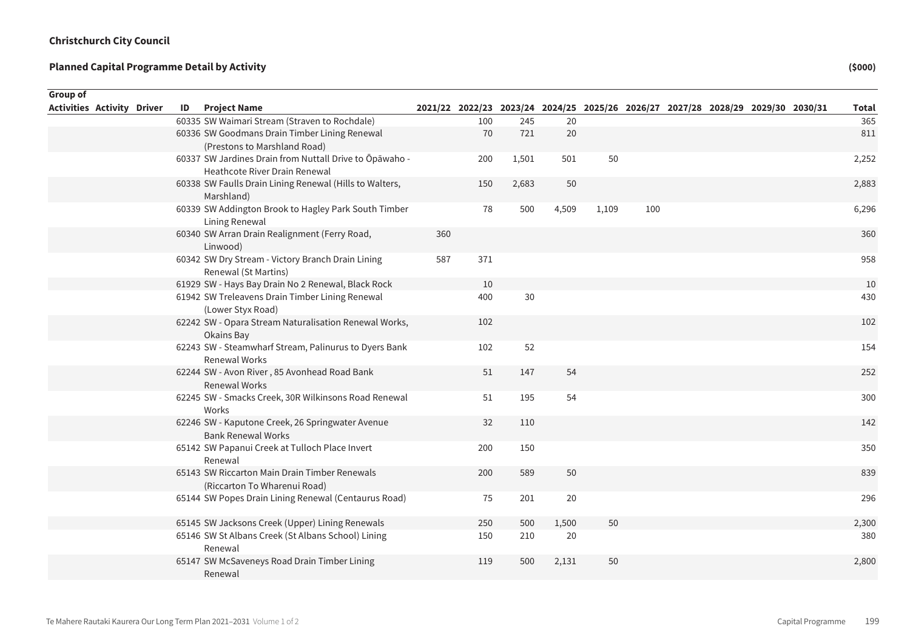**Christchurch City Council**

**Planned Capital Programme Detail by Activity** **($000)**

| Group of Activities | Activity | Driver | ID | Project Name | 2021/22 | 2022/23 | 2023/24 | 2024/25 | 2025/26 | 2026/27 | 2027/28 | 2028/29 | 2029/30 | 2030/31 | Total |
|---|---|---|---|---|---|---|---|---|---|---|---|---|---|---|---|
| | | | 60335 | SW Waimari Stream (Straven to Rochdale) | | 100 | 245 | 20 | | | | | | | 365 |
| | | | 60336 | SW Goodmans Drain Timber Lining Renewal (Prestons to Marshland Road) | | 70 | 721 | 20 | | | | | | | 811 |
| | | | 60337 | SW Jardines Drain from Nuttall Drive to Ōpāwaho - Heathcote River Drain Renewal | | 200 | 1,501 | 501 | 50 | | | | | | 2,252 |
| | | | 60338 | SW Faulls Drain Lining Renewal (Hills to Walters, Marshland) | | 150 | 2,683 | 50 | | | | | | | 2,883 |
| | | | 60339 | SW Addington Brook to Hagley Park South Timber Lining Renewal | | 78 | 500 | 4,509 | 1,109 | 100 | | | | | 6,296 |
| | | | 60340 | SW Arran Drain Realignment (Ferry Road, Linwood) | 360 | | | | | | | | | | 360 |
| | | | 60342 | SW Dry Stream - Victory Branch Drain Lining Renewal (St Martins) | 587 | 371 | | | | | | | | | 958 |
| | | | 61929 | SW - Hays Bay Drain No 2 Renewal, Black Rock | | 10 | | | | | | | | | 10 |
| | | | 61942 | SW Treleavens Drain Timber Lining Renewal (Lower Styx Road) | | 400 | 30 | | | | | | | | 430 |
| | | | 62242 | SW - Opara Stream Naturalisation Renewal Works, Okains Bay | | 102 | | | | | | | | | 102 |
| | | | 62243 | SW - Steamwharf Stream, Palinurus to Dyers Bank Renewal Works | | 102 | 52 | | | | | | | | 154 |
| | | | 62244 | SW - Avon River , 85 Avonhead Road Bank Renewal Works | | 51 | 147 | 54 | | | | | | | 252 |
| | | | 62245 | SW - Smacks Creek, 30R Wilkinsons Road Renewal Works | | 51 | 195 | 54 | | | | | | | 300 |
| | | | 62246 | SW - Kaputone Creek, 26 Springwater Avenue Bank Renewal Works | | 32 | 110 | | | | | | | | 142 |
| | | | 65142 | SW Papanui Creek at Tulloch Place Invert Renewal | | 200 | 150 | | | | | | | | 350 |
| | | | 65143 | SW Riccarton Main Drain Timber Renewals (Riccarton To Wharenui Road) | | 200 | 589 | 50 | | | | | | | 839 |
| | | | 65144 | SW Popes Drain Lining Renewal (Centaurus Road) | | 75 | 201 | 20 | | | | | | | 296 |
| | | | 65145 | SW Jacksons Creek (Upper) Lining Renewals | | 250 | 500 | 1,500 | 50 | | | | | | 2,300 |
| | | | 65146 | SW St Albans Creek (St Albans School) Lining Renewal | | 150 | 210 | 20 | | | | | | | 380 |
| | | | 65147 | SW McSaveneys Road Drain Timber Lining Renewal | | 119 | 500 | 2,131 | 50 | | | | | | 2,800 |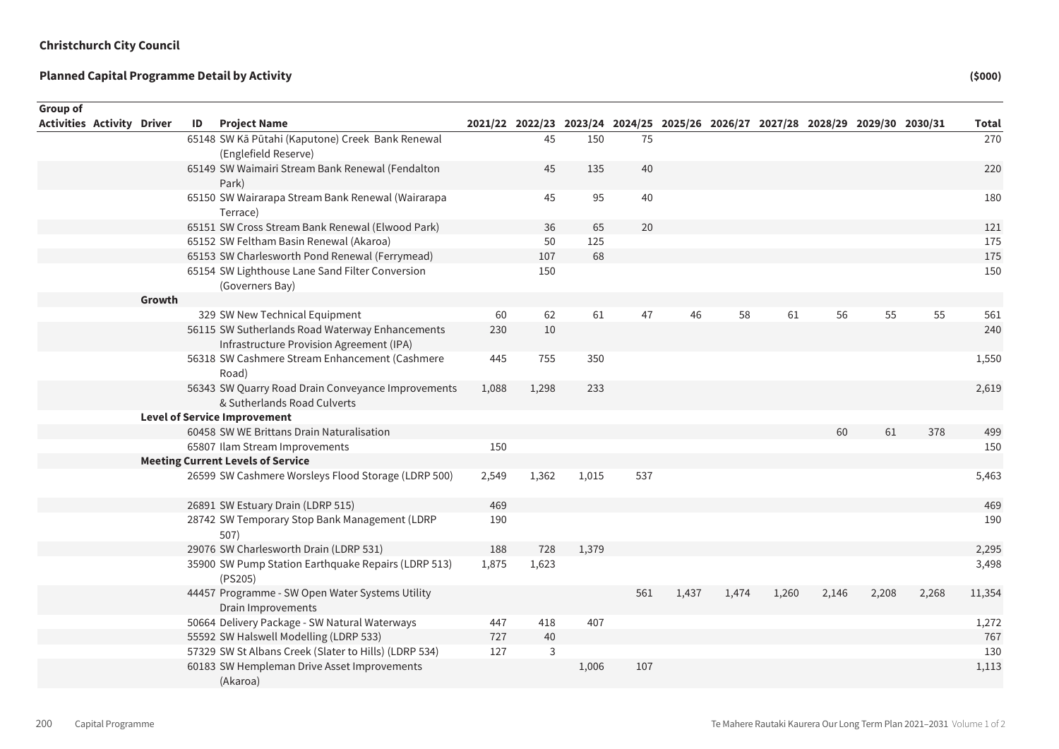**Christchurch City Council**

**Planned Capital Programme Detail by Activity** **($000)**

| Group of Activities | Activity | Driver | ID | Project Name | 2021/22 | 2022/23 | 2023/24 | 2024/25 | 2025/26 | 2026/27 | 2027/28 | 2028/29 | 2029/30 | 2030/31 | Total |
|---|---|---|---|---|---|---|---|---|---|---|---|---|---|---|---|
| | | | 65148 | SW Kā Pūtahi (Kaputone) Creek Bank Renewal (Englefield Reserve) | | 45 | 150 | 75 | | | | | | | 270 |
| | | | 65149 | SW Waimairi Stream Bank Renewal (Fendalton Park) | | 45 | 135 | 40 | | | | | | | 220 |
| | | | 65150 | SW Wairarapa Stream Bank Renewal (Wairarapa Terrace) | | 45 | 95 | 40 | | | | | | | 180 |
| | | | 65151 | SW Cross Stream Bank Renewal (Elwood Park) | | 36 | 65 | 20 | | | | | | | 121 |
| | | | 65152 | SW Feltham Basin Renewal (Akaroa) | | 50 | 125 | | | | | | | | 175 |
| | | | 65153 | SW Charlesworth Pond Renewal (Ferrymead) | | 107 | 68 | | | | | | | | 175 |
| | | | 65154 | SW Lighthouse Lane Sand Filter Conversion (Governers Bay) | | 150 | | | | | | | | | 150 |
| | | **Growth** | | | | | | | | | | | | | |
| | | | 329 | SW New Technical Equipment | 60 | 62 | 61 | 47 | 46 | 58 | 61 | 56 | 55 | 55 | 561 |
| | | | 56115 | SW Sutherlands Road Waterway Enhancements Infrastructure Provision Agreement (IPA) | 230 | 10 | | | | | | | | | 240 |
| | | | 56318 | SW Cashmere Stream Enhancement (Cashmere Road) | 445 | 755 | 350 | | | | | | | | 1,550 |
| | | | 56343 | SW Quarry Road Drain Conveyance Improvements & Sutherlands Road Culverts | 1,088 | 1,298 | 233 | | | | | | | | 2,619 |
| | | **Level of Service Improvement** | | | | | | | | | | | | | |
| | | | 60458 | SW WE Brittans Drain Naturalisation | | | | | | | | 60 | 61 | 378 | 499 |
| | | | 65807 | Ilam Stream Improvements | 150 | | | | | | | | | | 150 |
| | | **Meeting Current Levels of Service** | | | | | | | | | | | | | |
| | | | 26599 | SW Cashmere Worsleys Flood Storage (LDRP 500) | 2,549 | 1,362 | 1,015 | 537 | | | | | | | 5,463 |
| | | | 26891 | SW Estuary Drain (LDRP 515) | 469 | | | | | | | | | | 469 |
| | | | 28742 | SW Temporary Stop Bank Management (LDRP 507) | 190 | | | | | | | | | | 190 |
| | | | 29076 | SW Charlesworth Drain (LDRP 531) | 188 | 728 | 1,379 | | | | | | | | 2,295 |
| | | | 35900 | SW Pump Station Earthquake Repairs (LDRP 513) (PS205) | 1,875 | 1,623 | | | | | | | | | 3,498 |
| | | | 44457 | Programme - SW Open Water Systems Utility Drain Improvements | | | | 561 | 1,437 | 1,474 | 1,260 | 2,146 | 2,208 | 2,268 | 11,354 |
| | | | 50664 | Delivery Package - SW Natural Waterways | 447 | 418 | 407 | | | | | | | | 1,272 |
| | | | 55592 | SW Halswell Modelling (LDRP 533) | 727 | 40 | | | | | | | | | 767 |
| | | | 57329 | SW St Albans Creek (Slater to Hills) (LDRP 534) | 127 | 3 | | | | | | | | | 130 |
| | | | 60183 | SW Hempleman Drive Asset Improvements (Akaroa) | | | 1,006 | 107 | | | | | | | 1,113 |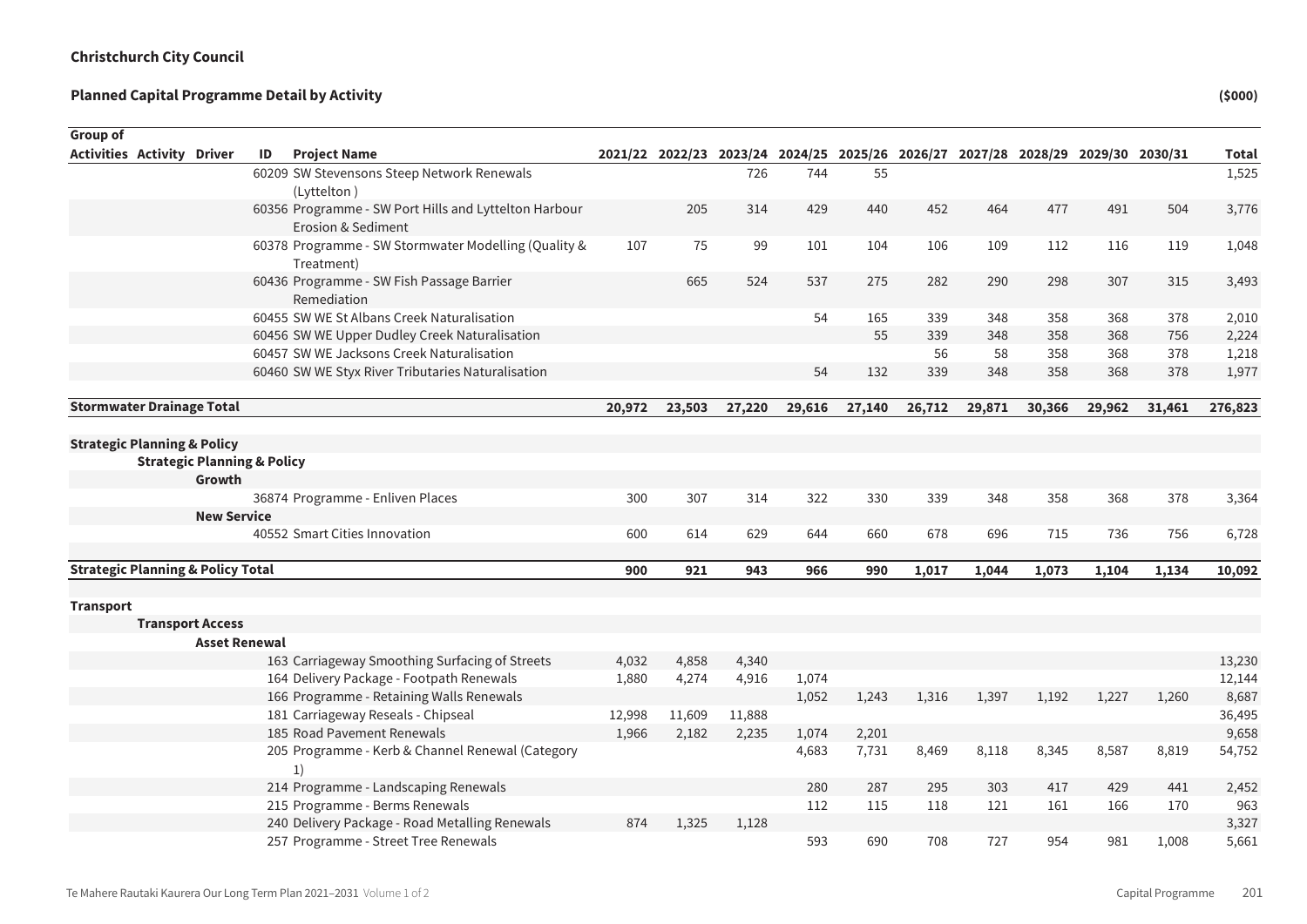**Christchurch City Council**

**Planned Capital Programme Detail by Activity** **($000)**

| Group of Activities | Activity | Driver | ID | Project Name | 2021/22 | 2022/23 | 2023/24 | 2024/25 | 2025/26 | 2026/27 | 2027/28 | 2028/29 | 2029/30 | 2030/31 | Total |
|---|---|---|---|---|---|---|---|---|---|---|---|---|---|---|---|
| | | | 60209 | SW Stevensons Steep Network Renewals (Lyttelton ) | | | 726 | 744 | 55 | | | | | | 1,525 |
| | | | 60356 | Programme - SW Port Hills and Lyttelton Harbour Erosion & Sediment | | 205 | 314 | 429 | 440 | 452 | 464 | 477 | 491 | 504 | 3,776 |
| | | | 60378 | Programme - SW Stormwater Modelling (Quality & Treatment) | 107 | 75 | 99 | 101 | 104 | 106 | 109 | 112 | 116 | 119 | 1,048 |
| | | | 60436 | Programme - SW Fish Passage Barrier Remediation | | 665 | 524 | 537 | 275 | 282 | 290 | 298 | 307 | 315 | 3,493 |
| | | | 60455 | SW WE St Albans Creek Naturalisation | | | | 54 | 165 | 339 | 348 | 358 | 368 | 378 | 2,010 |
| | | | 60456 | SW WE Upper Dudley Creek Naturalisation | | | | | 55 | 339 | 348 | 358 | 368 | 756 | 2,224 |
| | | | 60457 | SW WE Jacksons Creek Naturalisation | | | | | | 56 | 58 | 358 | 368 | 378 | 1,218 |
| | | | 60460 | SW WE Styx River Tributaries Naturalisation | | | | 54 | 132 | 339 | 348 | 358 | 368 | 378 | 1,977 |
| **Stormwater Drainage Total** | | | | | **20,972** | **23,503** | **27,220** | **29,616** | **27,140** | **26,712** | **29,871** | **30,366** | **29,962** | **31,461** | **276,823** |
| **Strategic Planning & Policy** | | | | | | | | | | | | | | | |
| | **Strategic Planning & Policy** | | | | | | | | | | | | | | |
| | | **Growth** | | | | | | | | | | | | | |
| | | | 36874 | Programme - Enliven Places | 300 | 307 | 314 | 322 | 330 | 339 | 348 | 358 | 368 | 378 | 3,364 |
| | | **New Service** | | | | | | | | | | | | | |
| | | | 40552 | Smart Cities Innovation | 600 | 614 | 629 | 644 | 660 | 678 | 696 | 715 | 736 | 756 | 6,728 |
| **Strategic Planning & Policy Total** | | | | | **900** | **921** | **943** | **966** | **990** | **1,017** | **1,044** | **1,073** | **1,104** | **1,134** | **10,092** |
| **Transport** | | | | | | | | | | | | | | | |
| | **Transport Access** | | | | | | | | | | | | | | |
| | | **Asset Renewal** | | | | | | | | | | | | | |
| | | | 163 | Carriageway Smoothing Surfacing of Streets | 4,032 | 4,858 | 4,340 | | | | | | | | 13,230 |
| | | | 164 | Delivery Package - Footpath Renewals | 1,880 | 4,274 | 4,916 | 1,074 | | | | | | | 12,144 |
| | | | 166 | Programme - Retaining Walls Renewals | | | | 1,052 | 1,243 | 1,316 | 1,397 | 1,192 | 1,227 | 1,260 | 8,687 |
| | | | 181 | Carriageway Reseals - Chipseal | 12,998 | 11,609 | 11,888 | | | | | | | | 36,495 |
| | | | 185 | Road Pavement Renewals | 1,966 | 2,182 | 2,235 | 1,074 | 2,201 | | | | | | 9,658 |
| | | | 205 | Programme - Kerb & Channel Renewal (Category 1) | | | | 4,683 | 7,731 | 8,469 | 8,118 | 8,345 | 8,587 | 8,819 | 54,752 |
| | | | 214 | Programme - Landscaping Renewals | | | | 280 | 287 | 295 | 303 | 417 | 429 | 441 | 2,452 |
| | | | 215 | Programme - Berms Renewals | | | | 112 | 115 | 118 | 121 | 161 | 166 | 170 | 963 |
| | | | 240 | Delivery Package - Road Metalling Renewals | 874 | 1,325 | 1,128 | | | | | | | | 3,327 |
| | | | 257 | Programme - Street Tree Renewals | | | | 593 | 690 | 708 | 727 | 954 | 981 | 1,008 | 5,661 |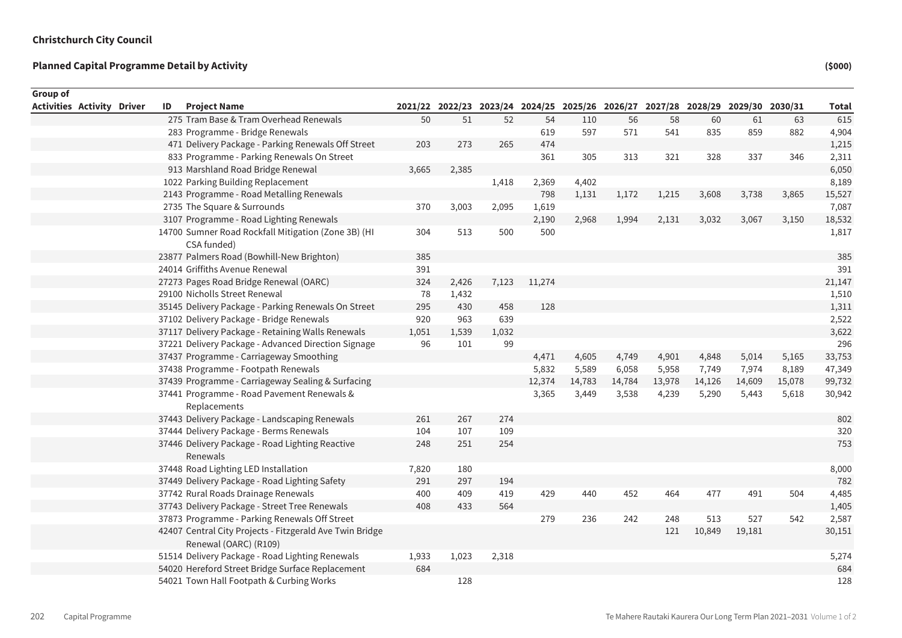**Christchurch City Council**

**Planned Capital Programme Detail by Activity**

($000)

| Group of Activities | Activity | Driver | ID | Project Name | 2021/22 | 2022/23 | 2023/24 | 2024/25 | 2025/26 | 2026/27 | 2027/28 | 2028/29 | 2029/30 | 2030/31 | Total |
|---|---|---|---|---|---|---|---|---|---|---|---|---|---|---|---|
| | | | 275 | Tram Base & Tram Overhead Renewals | 50 | 51 | 52 | 54 | 110 | 56 | 58 | 60 | 61 | 63 | 615 |
| | | | 283 | Programme - Bridge Renewals | | | | 619 | 597 | 571 | 541 | 835 | 859 | 882 | 4,904 |
| | | | 471 | Delivery Package - Parking Renewals Off Street | 203 | 273 | 265 | 474 | | | | | | | 1,215 |
| | | | 833 | Programme - Parking Renewals On Street | | | | 361 | 305 | 313 | 321 | 328 | 337 | 346 | 2,311 |
| | | | 913 | Marshland Road Bridge Renewal | 3,665 | 2,385 | | | | | | | | | 6,050 |
| | | | 1022 | Parking Building Replacement | | | 1,418 | 2,369 | 4,402 | | | | | | 8,189 |
| | | | 2143 | Programme - Road Metalling Renewals | | | | 798 | 1,131 | 1,172 | 1,215 | 3,608 | 3,738 | 3,865 | 15,527 |
| | | | 2735 | The Square & Surrounds | 370 | 3,003 | 2,095 | 1,619 | | | | | | | 7,087 |
| | | | 3107 | Programme - Road Lighting Renewals | | | | 2,190 | 2,968 | 1,994 | 2,131 | 3,032 | 3,067 | 3,150 | 18,532 |
| | | | 14700 | Sumner Road Rockfall Mitigation (Zone 3B) (HI CSA funded) | 304 | 513 | 500 | 500 | | | | | | | 1,817 |
| | | | 23877 | Palmers Road (Bowhill-New Brighton) | 385 | | | | | | | | | | 385 |
| | | | 24014 | Griffiths Avenue Renewal | 391 | | | | | | | | | | 391 |
| | | | 27273 | Pages Road Bridge Renewal (OARC) | 324 | 2,426 | 7,123 | 11,274 | | | | | | | 21,147 |
| | | | 29100 | Nicholls Street Renewal | 78 | 1,432 | | | | | | | | | 1,510 |
| | | | 35145 | Delivery Package - Parking Renewals On Street | 295 | 430 | 458 | 128 | | | | | | | 1,311 |
| | | | 37102 | Delivery Package - Bridge Renewals | 920 | 963 | 639 | | | | | | | | 2,522 |
| | | | 37117 | Delivery Package - Retaining Walls Renewals | 1,051 | 1,539 | 1,032 | | | | | | | | 3,622 |
| | | | 37221 | Delivery Package - Advanced Direction Signage | 96 | 101 | 99 | | | | | | | | 296 |
| | | | 37437 | Programme - Carriageway Smoothing | | | | 4,471 | 4,605 | 4,749 | 4,901 | 4,848 | 5,014 | 5,165 | 33,753 |
| | | | 37438 | Programme - Footpath Renewals | | | | 5,832 | 5,589 | 6,058 | 5,958 | 7,749 | 7,974 | 8,189 | 47,349 |
| | | | 37439 | Programme - Carriageway Sealing & Surfacing | | | | 12,374 | 14,783 | 14,784 | 13,978 | 14,126 | 14,609 | 15,078 | 99,732 |
| | | | 37441 | Programme - Road Pavement Renewals & Replacements | | | | 3,365 | 3,449 | 3,538 | 4,239 | 5,290 | 5,443 | 5,618 | 30,942 |
| | | | 37443 | Delivery Package - Landscaping Renewals | 261 | 267 | 274 | | | | | | | | 802 |
| | | | 37444 | Delivery Package - Berms Renewals | 104 | 107 | 109 | | | | | | | | 320 |
| | | | 37446 | Delivery Package - Road Lighting Reactive Renewals | 248 | 251 | 254 | | | | | | | | 753 |
| | | | 37448 | Road Lighting LED Installation | 7,820 | 180 | | | | | | | | | 8,000 |
| | | | 37449 | Delivery Package - Road Lighting Safety | 291 | 297 | 194 | | | | | | | | 782 |
| | | | 37742 | Rural Roads Drainage Renewals | 400 | 409 | 419 | 429 | 440 | 452 | 464 | 477 | 491 | 504 | 4,485 |
| | | | 37743 | Delivery Package - Street Tree Renewals | 408 | 433 | 564 | | | | | | | | 1,405 |
| | | | 37873 | Programme - Parking Renewals Off Street | | | | 279 | 236 | 242 | 248 | 513 | 527 | 542 | 2,587 |
| | | | 42407 | Central City Projects - Fitzgerald Ave Twin Bridge Renewal (OARC) (R109) | | | | | | | 121 | 10,849 | 19,181 | | 30,151 |
| | | | 51514 | Delivery Package - Road Lighting Renewals | 1,933 | 1,023 | 2,318 | | | | | | | | 5,274 |
| | | | 54020 | Hereford Street Bridge Surface Replacement | 684 | | | | | | | | | | 684 |
| | | | 54021 | Town Hall Footpath & Curbing Works | | 128 | | | | | | | | | 128 |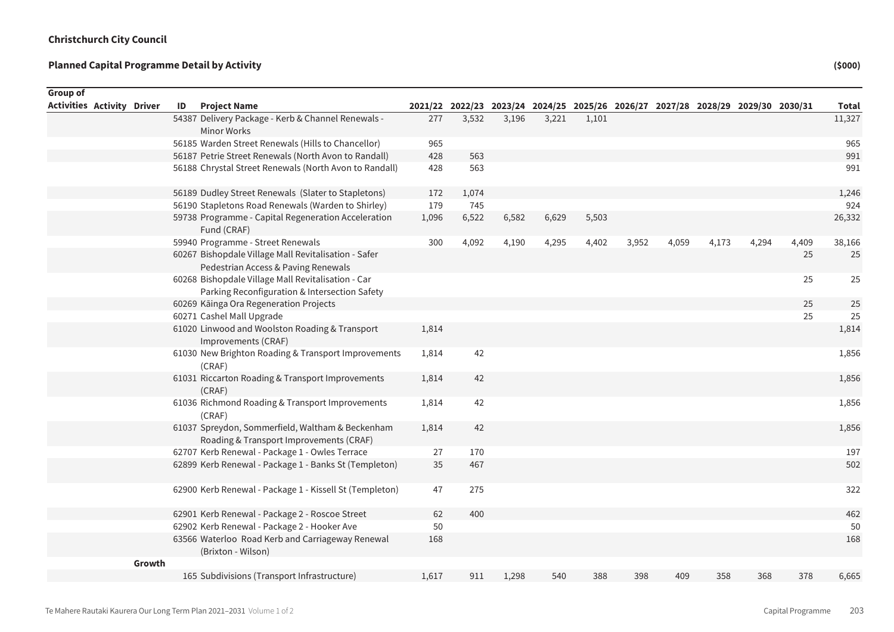**Christchurch City Council**

**Planned Capital Programme Detail by Activity** **($000)**

| Group of Activities | Activity | Driver | ID | Project Name | 2021/22 | 2022/23 | 2023/24 | 2024/25 | 2025/26 | 2026/27 | 2027/28 | 2028/29 | 2029/30 | 2030/31 | Total |
|---|---|---|---|---|---|---|---|---|---|---|---|---|---|---|---|
| | | | 54387 | Delivery Package - Kerb & Channel Renewals - Minor Works | 277 | 3,532 | 3,196 | 3,221 | 1,101 | | | | | | 11,327 |
| | | | 56185 | Warden Street Renewals (Hills to Chancellor) | 965 | | | | | | | | | | 965 |
| | | | 56187 | Petrie Street Renewals (North Avon to Randall) | 428 | 563 | | | | | | | | | 991 |
| | | | 56188 | Chrystal Street Renewals (North Avon to Randall) | 428 | 563 | | | | | | | | | 991 |
| | | | 56189 | Dudley Street Renewals (Slater to Stapletons) | 172 | 1,074 | | | | | | | | | 1,246 |
| | | | 56190 | Stapletons Road Renewals (Warden to Shirley) | 179 | 745 | | | | | | | | | 924 |
| | | | 59738 | Programme - Capital Regeneration Acceleration Fund (CRAF) | 1,096 | 6,522 | 6,582 | 6,629 | 5,503 | | | | | | 26,332 |
| | | | 59940 | Programme - Street Renewals | 300 | 4,092 | 4,190 | 4,295 | 4,402 | 3,952 | 4,059 | 4,173 | 4,294 | 4,409 | 38,166 |
| | | | 60267 | Bishopdale Village Mall Revitalisation - Safer Pedestrian Access & Paving Renewals | | | | | | | | | | 25 | 25 |
| | | | 60268 | Bishopdale Village Mall Revitalisation - Car Parking Reconfiguration & Intersection Safety | | | | | | | | | | 25 | 25 |
| | | | 60269 | Kāinga Ora Regeneration Projects | | | | | | | | | | 25 | 25 |
| | | | 60271 | Cashel Mall Upgrade | | | | | | | | | | 25 | 25 |
| | | | 61020 | Linwood and Woolston Roading & Transport Improvements (CRAF) | 1,814 | | | | | | | | | | 1,814 |
| | | | 61030 | New Brighton Roading & Transport Improvements (CRAF) | 1,814 | 42 | | | | | | | | | 1,856 |
| | | | 61031 | Riccarton Roading & Transport Improvements (CRAF) | 1,814 | 42 | | | | | | | | | 1,856 |
| | | | 61036 | Richmond Roading & Transport Improvements (CRAF) | 1,814 | 42 | | | | | | | | | 1,856 |
| | | | 61037 | Spreydon, Sommerfield, Waltham & Beckenham Roading & Transport Improvements (CRAF) | 1,814 | 42 | | | | | | | | | 1,856 |
| | | | 62707 | Kerb Renewal - Package 1 - Owles Terrace | 27 | 170 | | | | | | | | | 197 |
| | | | 62899 | Kerb Renewal - Package 1 - Banks St (Templeton) | 35 | 467 | | | | | | | | | 502 |
| | | | 62900 | Kerb Renewal - Package 1 - Kissell St (Templeton) | 47 | 275 | | | | | | | | | 322 |
| | | | 62901 | Kerb Renewal - Package 2 - Roscoe Street | 62 | 400 | | | | | | | | | 462 |
| | | | 62902 | Kerb Renewal - Package 2 - Hooker Ave | 50 | | | | | | | | | | 50 |
| | | | 63566 | Waterloo Road Kerb and Carriageway Renewal (Brixton - Wilson) | 168 | | | | | | | | | | 168 |
| | | Growth | | | | | | | | | | | | | |
| | | | 165 | Subdivisions (Transport Infrastructure) | 1,617 | 911 | 1,298 | 540 | 388 | 398 | 409 | 358 | 368 | 378 | 6,665 |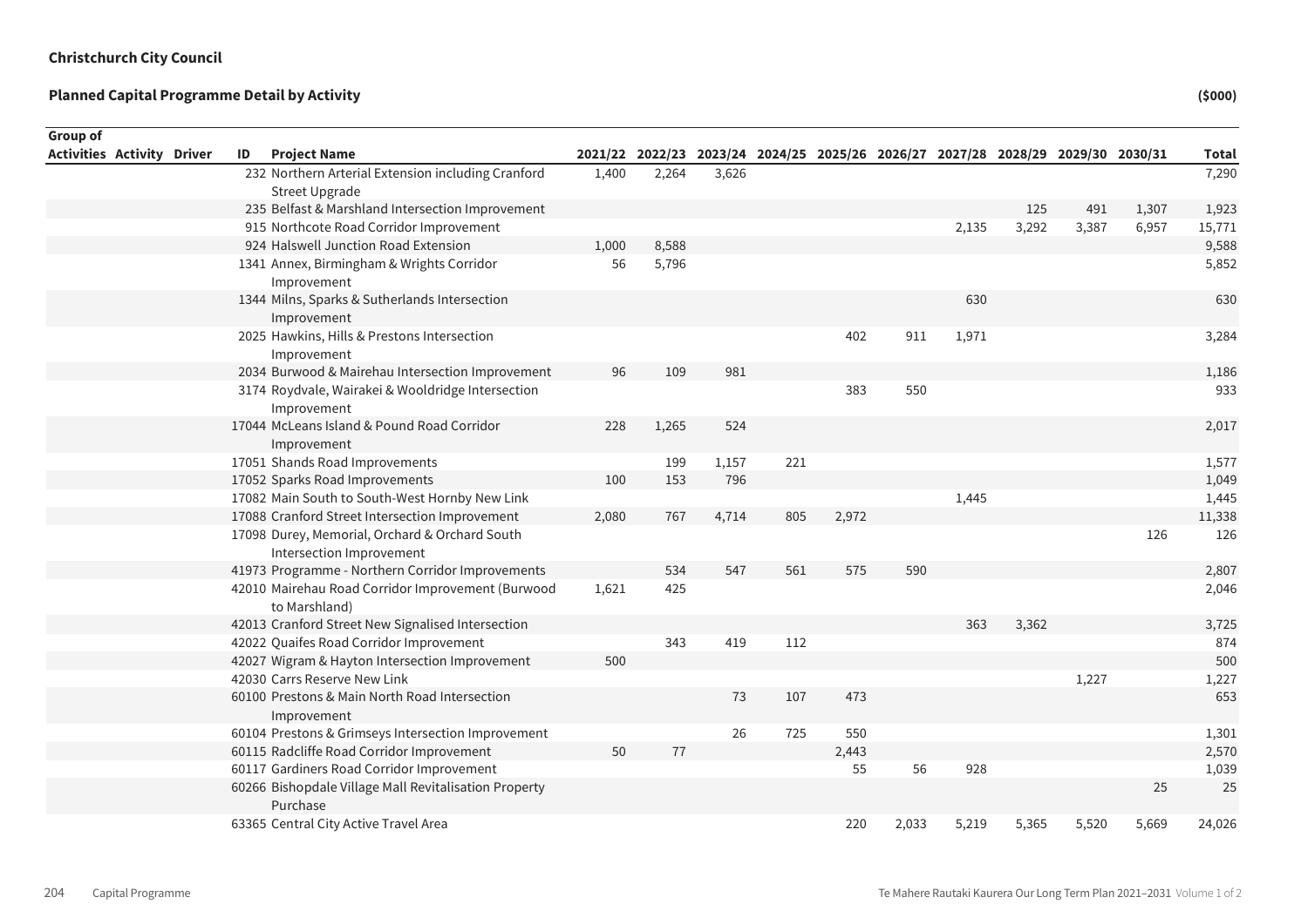**Christchurch City Council**

**Planned Capital Programme Detail by Activity** **($000)**

| Group of Activities | Activity | Driver | ID | Project Name | 2021/22 | 2022/23 | 2023/24 | 2024/25 | 2025/26 | 2026/27 | 2027/28 | 2028/29 | 2029/30 | 2030/31 | Total |
|---|---|---|---|---|---|---|---|---|---|---|---|---|---|---|---|
| | | | 232 | Northern Arterial Extension including Cranford Street Upgrade | 1,400 | 2,264 | 3,626 | | | | | | | | 7,290 |
| | | | 235 | Belfast & Marshland Intersection Improvement | | | | | | | | 125 | 491 | 1,307 | 1,923 |
| | | | 915 | Northcote Road Corridor Improvement | | | | | | | 2,135 | 3,292 | 3,387 | 6,957 | 15,771 |
| | | | 924 | Halswell Junction Road Extension | 1,000 | 8,588 | | | | | | | | | 9,588 |
| | | | 1341 | Annex, Birmingham & Wrights Corridor Improvement | 56 | 5,796 | | | | | | | | | 5,852 |
| | | | 1344 | Milns, Sparks & Sutherlands Intersection Improvement | | | | | | | 630 | | | | 630 |
| | | | 2025 | Hawkins, Hills & Prestons Intersection Improvement | | | | | 402 | 911 | 1,971 | | | | 3,284 |
| | | | 2034 | Burwood & Mairehau Intersection Improvement | 96 | 109 | 981 | | | | | | | | 1,186 |
| | | | 3174 | Roydvale, Wairakei & Wooldridge Intersection Improvement | | | | | 383 | 550 | | | | | 933 |
| | | | 17044 | McLeans Island & Pound Road Corridor Improvement | 228 | 1,265 | 524 | | | | | | | | 2,017 |
| | | | 17051 | Shands Road Improvements | | 199 | 1,157 | 221 | | | | | | | 1,577 |
| | | | 17052 | Sparks Road Improvements | 100 | 153 | 796 | | | | | | | | 1,049 |
| | | | 17082 | Main South to South-West Hornby New Link | | | | | | | 1,445 | | | | 1,445 |
| | | | 17088 | Cranford Street Intersection Improvement | 2,080 | 767 | 4,714 | 805 | 2,972 | | | | | | 11,338 |
| | | | 17098 | Durey, Memorial, Orchard & Orchard South Intersection Improvement | | | | | | | | | | 126 | 126 |
| | | | 41973 | Programme - Northern Corridor Improvements | | 534 | 547 | 561 | 575 | 590 | | | | | 2,807 |
| | | | 42010 | Mairehau Road Corridor Improvement (Burwood to Marshland) | 1,621 | 425 | | | | | | | | | 2,046 |
| | | | 42013 | Cranford Street New Signalised Intersection | | | | | | | 363 | 3,362 | | | 3,725 |
| | | | 42022 | Quaifes Road Corridor Improvement | | 343 | 419 | 112 | | | | | | | 874 |
| | | | 42027 | Wigram & Hayton Intersection Improvement | 500 | | | | | | | | | | 500 |
| | | | 42030 | Carrs Reserve New Link | | | | | | | | | 1,227 | | 1,227 |
| | | | 60100 | Prestons & Main North Road Intersection Improvement | | | 73 | 107 | 473 | | | | | | 653 |
| | | | 60104 | Prestons & Grimseys Intersection Improvement | | | 26 | 725 | 550 | | | | | | 1,301 |
| | | | 60115 | Radcliffe Road Corridor Improvement | 50 | 77 | | | 2,443 | | | | | | 2,570 |
| | | | 60117 | Gardiners Road Corridor Improvement | | | | | 55 | 56 | 928 | | | | 1,039 |
| | | | 60266 | Bishopdale Village Mall Revitalisation Property Purchase | | | | | | | | | | 25 | 25 |
| | | | 63365 | Central City Active Travel Area | | | | | 220 | 2,033 | 5,219 | 5,365 | 5,520 | 5,669 | 24,026 |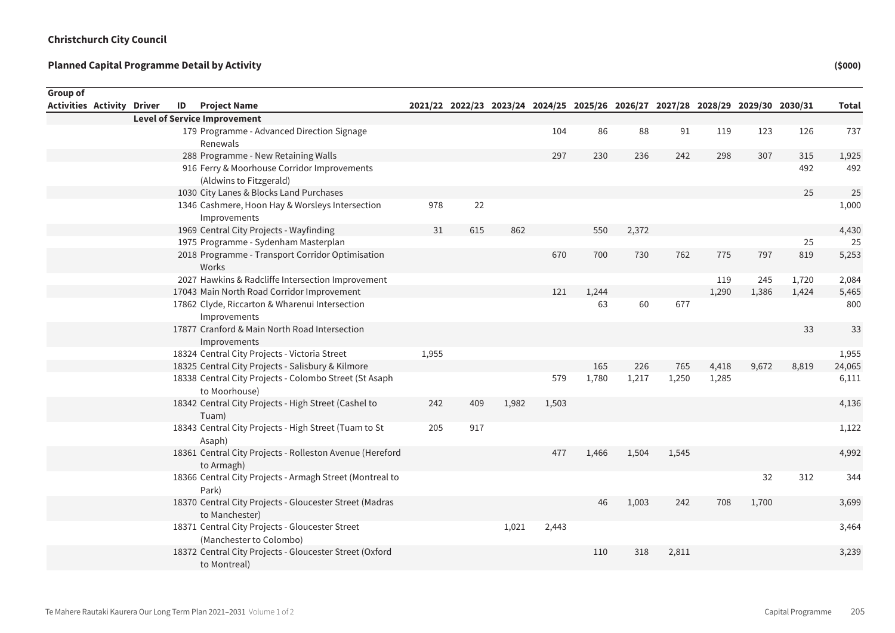**Christchurch City Council**

**Planned Capital Programme Detail by Activity** **($000)**

| Group of Activities | Activity | Driver | ID | Project Name | 2021/22 | 2022/23 | 2023/24 | 2024/25 | 2025/26 | 2026/27 | 2027/28 | 2028/29 | 2029/30 | 2030/31 | Total |
|---|---|---|---|---|---|---|---|---|---|---|---|---|---|---|---|
| | | **Level of Service Improvement** | | | | | | | | | | | | | |
| | | | 179 | Programme - Advanced Direction Signage Renewals | | | | 104 | 86 | 88 | 91 | 119 | 123 | 126 | 737 |
| | | | 288 | Programme - New Retaining Walls | | | | 297 | 230 | 236 | 242 | 298 | 307 | 315 | 1,925 |
| | | | 916 | Ferry & Moorhouse Corridor Improvements (Aldwins to Fitzgerald) | | | | | | | | | | 492 | 492 |
| | | | 1030 | City Lanes & Blocks Land Purchases | | | | | | | | | | 25 | 25 |
| | | | 1346 | Cashmere, Hoon Hay & Worsleys Intersection Improvements | 978 | 22 | | | | | | | | | 1,000 |
| | | | 1969 | Central City Projects - Wayfinding | 31 | 615 | 862 | | 550 | 2,372 | | | | | 4,430 |
| | | | 1975 | Programme - Sydenham Masterplan | | | | | | | | | | 25 | 25 |
| | | | 2018 | Programme - Transport Corridor Optimisation Works | | | | 670 | 700 | 730 | 762 | 775 | 797 | 819 | 5,253 |
| | | | 2027 | Hawkins & Radcliffe Intersection Improvement | | | | | | | | 119 | 245 | 1,720 | 2,084 |
| | | | 17043 | Main North Road Corridor Improvement | | | | 121 | 1,244 | | | 1,290 | 1,386 | 1,424 | 5,465 |
| | | | 17862 | Clyde, Riccarton & Wharenui Intersection Improvements | | | | | 63 | 60 | 677 | | | | 800 |
| | | | 17877 | Cranford & Main North Road Intersection Improvements | | | | | | | | | | 33 | 33 |
| | | | 18324 | Central City Projects - Victoria Street | 1,955 | | | | | | | | | | 1,955 |
| | | | 18325 | Central City Projects - Salisbury & Kilmore | | | | | 165 | 226 | 765 | 4,418 | 9,672 | 8,819 | 24,065 |
| | | | 18338 | Central City Projects - Colombo Street (St Asaph to Moorhouse) | | | | 579 | 1,780 | 1,217 | 1,250 | 1,285 | | | 6,111 |
| | | | 18342 | Central City Projects - High Street (Cashel to Tuam) | 242 | 409 | 1,982 | 1,503 | | | | | | | 4,136 |
| | | | 18343 | Central City Projects - High Street (Tuam to St Asaph) | 205 | 917 | | | | | | | | | 1,122 |
| | | | 18361 | Central City Projects - Rolleston Avenue (Hereford to Armagh) | | | | 477 | 1,466 | 1,504 | 1,545 | | | | 4,992 |
| | | | 18366 | Central City Projects - Armagh Street (Montreal to Park) | | | | | | | | | 32 | 312 | 344 |
| | | | 18370 | Central City Projects - Gloucester Street (Madras to Manchester) | | | | | 46 | 1,003 | 242 | 708 | 1,700 | | 3,699 |
| | | | 18371 | Central City Projects - Gloucester Street (Manchester to Colombo) | | | 1,021 | 2,443 | | | | | | | 3,464 |
| | | | 18372 | Central City Projects - Gloucester Street (Oxford to Montreal) | | | | | 110 | 318 | 2,811 | | | | 3,239 |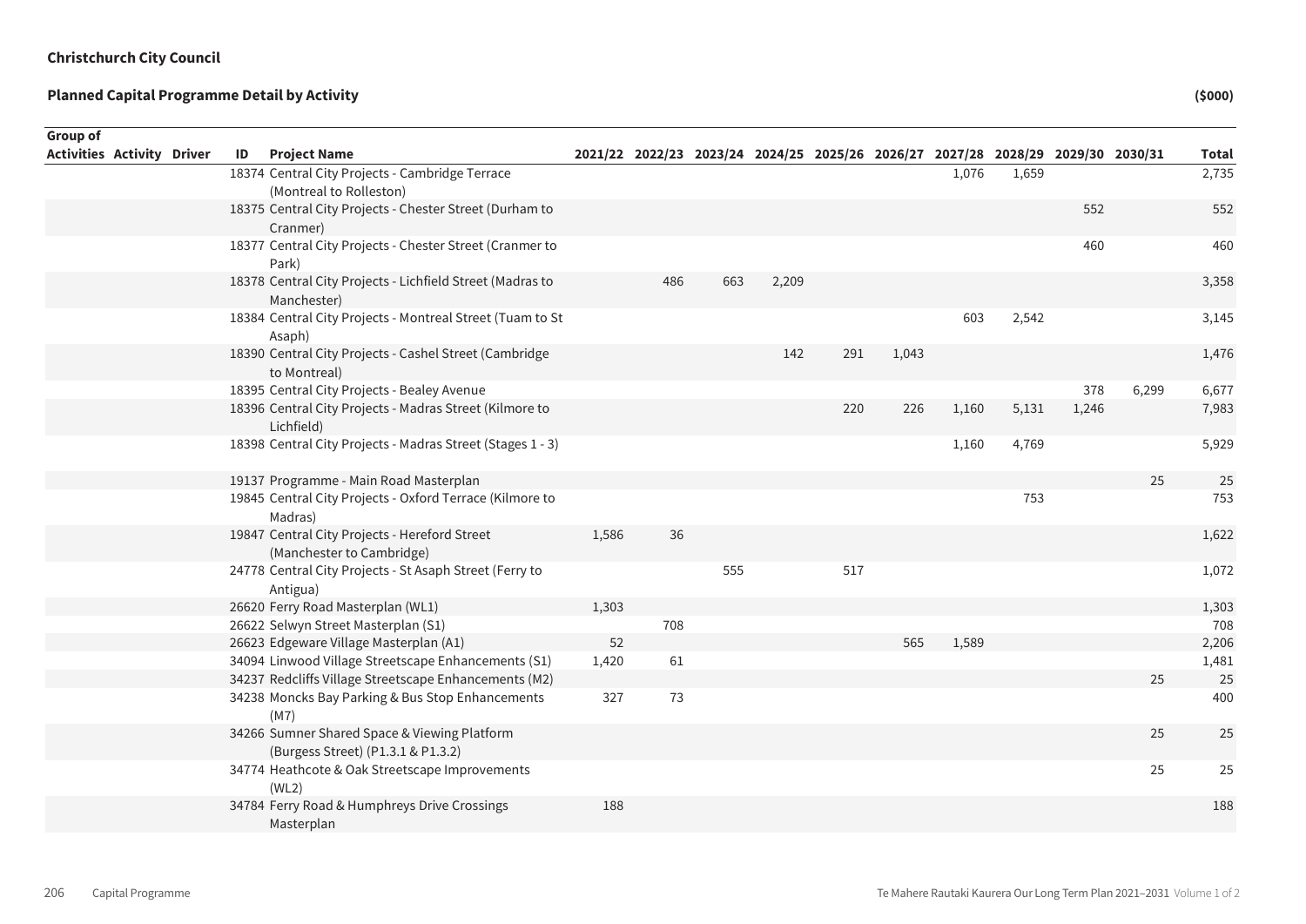**Christchurch City Council**

**Planned Capital Programme Detail by Activity** **($000)**

| Group of Activities | Activity | Driver | ID | Project Name | 2021/22 | 2022/23 | 2023/24 | 2024/25 | 2025/26 | 2026/27 | 2027/28 | 2028/29 | 2029/30 | 2030/31 | Total |
|---|---|---|---|---|---|---|---|---|---|---|---|---|---|---|---|
| | | | 18374 | Central City Projects - Cambridge Terrace (Montreal to Rolleston) | | | | | | | 1,076 | 1,659 | | | 2,735 |
| | | | 18375 | Central City Projects - Chester Street (Durham to Cranmer) | | | | | | | | | 552 | | 552 |
| | | | 18377 | Central City Projects - Chester Street (Cranmer to Park) | | | | | | | | | 460 | | 460 |
| | | | 18378 | Central City Projects - Lichfield Street (Madras to Manchester) | | 486 | 663 | 2,209 | | | | | | | 3,358 |
| | | | 18384 | Central City Projects - Montreal Street (Tuam to St Asaph) | | | | | | | 603 | 2,542 | | | 3,145 |
| | | | 18390 | Central City Projects - Cashel Street (Cambridge to Montreal) | | | | 142 | 291 | 1,043 | | | | | 1,476 |
| | | | 18395 | Central City Projects - Bealey Avenue | | | | | | | | | 378 | 6,299 | 6,677 |
| | | | 18396 | Central City Projects - Madras Street (Kilmore to Lichfield) | | | | | 220 | 226 | 1,160 | 5,131 | 1,246 | | 7,983 |
| | | | 18398 | Central City Projects - Madras Street (Stages 1 - 3) | | | | | | | 1,160 | 4,769 | | | 5,929 |
| | | | 19137 | Programme - Main Road Masterplan | | | | | | | | | | 25 | 25 |
| | | | 19845 | Central City Projects - Oxford Terrace (Kilmore to Madras) | | | | | | | | 753 | | | 753 |
| | | | 19847 | Central City Projects - Hereford Street (Manchester to Cambridge) | 1,586 | 36 | | | | | | | | | 1,622 |
| | | | 24778 | Central City Projects - St Asaph Street (Ferry to Antigua) | | | 555 | | 517 | | | | | | 1,072 |
| | | | 26620 | Ferry Road Masterplan (WL1) | 1,303 | | | | | | | | | | 1,303 |
| | | | 26622 | Selwyn Street Masterplan (S1) | | 708 | | | | | | | | | 708 |
| | | | 26623 | Edgeware Village Masterplan (A1) | 52 | | | | | 565 | 1,589 | | | | 2,206 |
| | | | 34094 | Linwood Village Streetscape Enhancements (S1) | 1,420 | 61 | | | | | | | | | 1,481 |
| | | | 34237 | Redcliffs Village Streetscape Enhancements (M2) | | | | | | | | | | 25 | 25 |
| | | | 34238 | Moncks Bay Parking & Bus Stop Enhancements (M7) | 327 | 73 | | | | | | | | | 400 |
| | | | 34266 | Sumner Shared Space & Viewing Platform (Burgess Street) (P1.3.1 & P1.3.2) | | | | | | | | | | 25 | 25 |
| | | | 34774 | Heathcote & Oak Streetscape Improvements (WL2) | | | | | | | | | | 25 | 25 |
| | | | 34784 | Ferry Road & Humphreys Drive Crossings Masterplan | 188 | | | | | | | | | | 188 |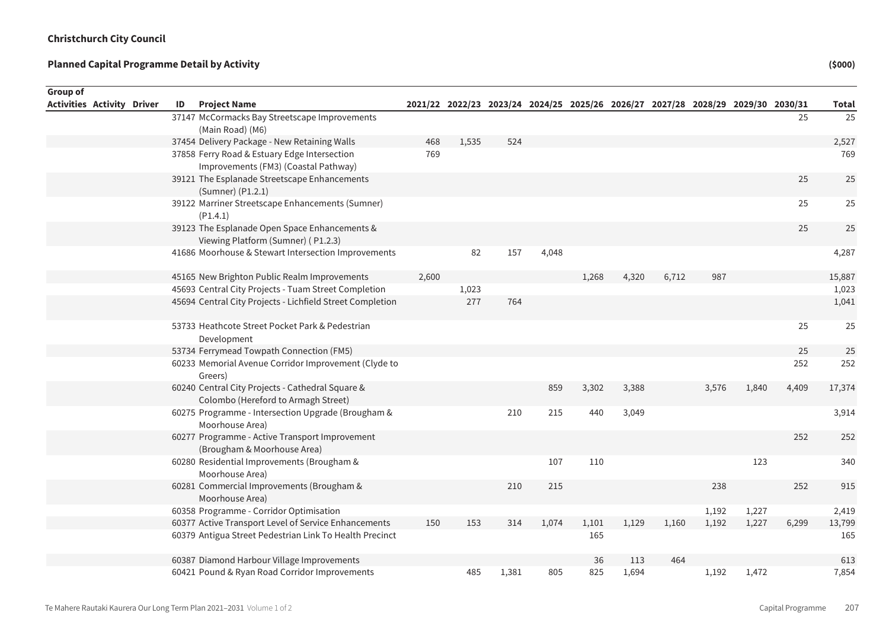**Christchurch City Council**

**Planned Capital Programme Detail by Activity** **($000)**

| Group of Activities | Activity | Driver | ID | Project Name | 2021/22 | 2022/23 | 2023/24 | 2024/25 | 2025/26 | 2026/27 | 2027/28 | 2028/29 | 2029/30 | 2030/31 | Total |
|---|---|---|---|---|---|---|---|---|---|---|---|---|---|---|---|
| | | | 37147 | McCormacks Bay Streetscape Improvements (Main Road) (M6) | | | | | | | | | | 25 | 25 |
| | | | 37454 | Delivery Package - New Retaining Walls | 468 | 1,535 | 524 | | | | | | | | 2,527 |
| | | | 37858 | Ferry Road & Estuary Edge Intersection Improvements (FM3) (Coastal Pathway) | 769 | | | | | | | | | | 769 |
| | | | 39121 | The Esplanade Streetscape Enhancements (Sumner) (P1.2.1) | | | | | | | | | | 25 | 25 |
| | | | 39122 | Marriner Streetscape Enhancements (Sumner) (P1.4.1) | | | | | | | | | | 25 | 25 |
| | | | 39123 | The Esplanade Open Space Enhancements & Viewing Platform (Sumner) ( P1.2.3) | | | | | | | | | | 25 | 25 |
| | | | 41686 | Moorhouse & Stewart Intersection Improvements | | 82 | 157 | 4,048 | | | | | | | 4,287 |
| | | | 45165 | New Brighton Public Realm Improvements | 2,600 | | | | 1,268 | 4,320 | 6,712 | 987 | | | 15,887 |
| | | | 45693 | Central City Projects - Tuam Street Completion | | 1,023 | | | | | | | | | 1,023 |
| | | | 45694 | Central City Projects - Lichfield Street Completion | | 277 | 764 | | | | | | | | 1,041 |
| | | | 53733 | Heathcote Street Pocket Park & Pedestrian Development | | | | | | | | | | 25 | 25 |
| | | | 53734 | Ferrymead Towpath Connection (FM5) | | | | | | | | | | 25 | 25 |
| | | | 60233 | Memorial Avenue Corridor Improvement (Clyde to Greers) | | | | | | | | | | 252 | 252 |
| | | | 60240 | Central City Projects - Cathedral Square & Colombo (Hereford to Armagh Street) | | | | 859 | 3,302 | 3,388 | | 3,576 | 1,840 | 4,409 | 17,374 |
| | | | 60275 | Programme - Intersection Upgrade (Brougham & Moorhouse Area) | | | 210 | 215 | 440 | 3,049 | | | | | 3,914 |
| | | | 60277 | Programme - Active Transport Improvement (Brougham & Moorhouse Area) | | | | | | | | | | 252 | 252 |
| | | | 60280 | Residential Improvements (Brougham & Moorhouse Area) | | | | 107 | 110 | | | | 123 | | 340 |
| | | | 60281 | Commercial Improvements (Brougham & Moorhouse Area) | | | 210 | 215 | | | | 238 | | 252 | 915 |
| | | | 60358 | Programme - Corridor Optimisation | | | | | | | | 1,192 | 1,227 | | 2,419 |
| | | | 60377 | Active Transport Level of Service Enhancements | 150 | 153 | 314 | 1,074 | 1,101 | 1,129 | 1,160 | 1,192 | 1,227 | 6,299 | 13,799 |
| | | | 60379 | Antigua Street Pedestrian Link To Health Precinct | | | | | 165 | | | | | | 165 |
| | | | 60387 | Diamond Harbour Village Improvements | | | | | 36 | 113 | 464 | | | | 613 |
| | | | 60421 | Pound & Ryan Road Corridor Improvements | | 485 | 1,381 | 805 | 825 | 1,694 | | 1,192 | 1,472 | | 7,854 |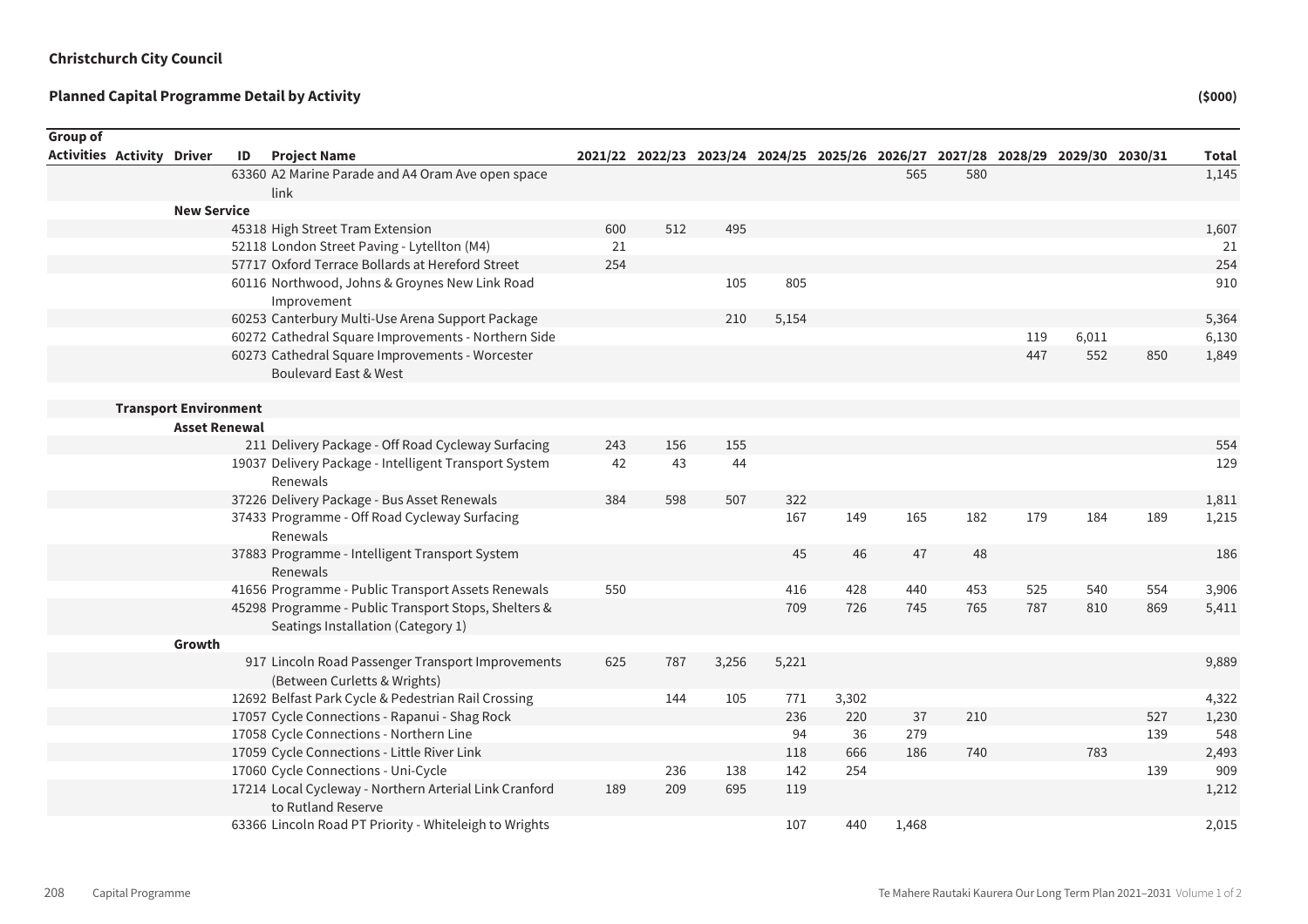**Christchurch City Council**

**Planned Capital Programme Detail by Activity**

**($000)**

| Group of Activities | Activity | Driver | ID | Project Name | 2021/22 | 2022/23 | 2023/24 | 2024/25 | 2025/26 | 2026/27 | 2027/28 | 2028/29 | 2029/30 | 2030/31 | Total |
|---|---|---|---|---|---|---|---|---|---|---|---|---|---|---|---|
| | | | 63360 | A2 Marine Parade and A4 Oram Ave open space link | | | | | | 565 | 580 | | | | 1,145 |
| | | **New Service** | | | | | | | | | | | | | |
| | | | 45318 | High Street Tram Extension | 600 | 512 | 495 | | | | | | | | 1,607 |
| | | | 52118 | London Street Paving - Lytellton (M4) | 21 | | | | | | | | | | 21 |
| | | | 57717 | Oxford Terrace Bollards at Hereford Street | 254 | | | | | | | | | | 254 |
| | | | 60116 | Northwood, Johns & Groynes New Link Road Improvement | | | 105 | 805 | | | | | | | 910 |
| | | | 60253 | Canterbury Multi-Use Arena Support Package | | | 210 | 5,154 | | | | | | | 5,364 |
| | | | 60272 | Cathedral Square Improvements - Northern Side | | | | | | | | 119 | 6,011 | | 6,130 |
| | | | 60273 | Cathedral Square Improvements - Worcester Boulevard East & West | | | | | | | | 447 | 552 | 850 | 1,849 |
| | **Transport Environment** | | | | | | | | | | | | | | |
| | | **Asset Renewal** | | | | | | | | | | | | | |
| | | | 211 | Delivery Package - Off Road Cycleway Surfacing | 243 | 156 | 155 | | | | | | | | 554 |
| | | | 19037 | Delivery Package - Intelligent Transport System Renewals | 42 | 43 | 44 | | | | | | | | 129 |
| | | | 37226 | Delivery Package - Bus Asset Renewals | 384 | 598 | 507 | 322 | | | | | | | 1,811 |
| | | | 37433 | Programme - Off Road Cycleway Surfacing Renewals | | | | 167 | 149 | 165 | 182 | 179 | 184 | 189 | 1,215 |
| | | | 37883 | Programme - Intelligent Transport System Renewals | | | | 45 | 46 | 47 | 48 | | | | 186 |
| | | | 41656 | Programme - Public Transport Assets Renewals | 550 | | | 416 | 428 | 440 | 453 | 525 | 540 | 554 | 3,906 |
| | | | 45298 | Programme - Public Transport Stops, Shelters & Seatings Installation (Category 1) | | | | 709 | 726 | 745 | 765 | 787 | 810 | 869 | 5,411 |
| | | **Growth** | | | | | | | | | | | | | |
| | | | 917 | Lincoln Road Passenger Transport Improvements (Between Curletts & Wrights) | 625 | 787 | 3,256 | 5,221 | | | | | | | 9,889 |
| | | | 12692 | Belfast Park Cycle & Pedestrian Rail Crossing | | 144 | 105 | 771 | 3,302 | | | | | | 4,322 |
| | | | 17057 | Cycle Connections - Rapanui - Shag Rock | | | | 236 | 220 | 37 | 210 | | | 527 | 1,230 |
| | | | 17058 | Cycle Connections - Northern Line | | | | 94 | 36 | 279 | | | | 139 | 548 |
| | | | 17059 | Cycle Connections - Little River Link | | | | 118 | 666 | 186 | 740 | | 783 | | 2,493 |
| | | | 17060 | Cycle Connections - Uni-Cycle | | 236 | 138 | 142 | 254 | | | | | 139 | 909 |
| | | | 17214 | Local Cycleway - Northern Arterial Link Cranford to Rutland Reserve | 189 | 209 | 695 | 119 | | | | | | | 1,212 |
| | | | 63366 | Lincoln Road PT Priority - Whiteleigh to Wrights | | | | 107 | 440 | 1,468 | | | | | 2,015 |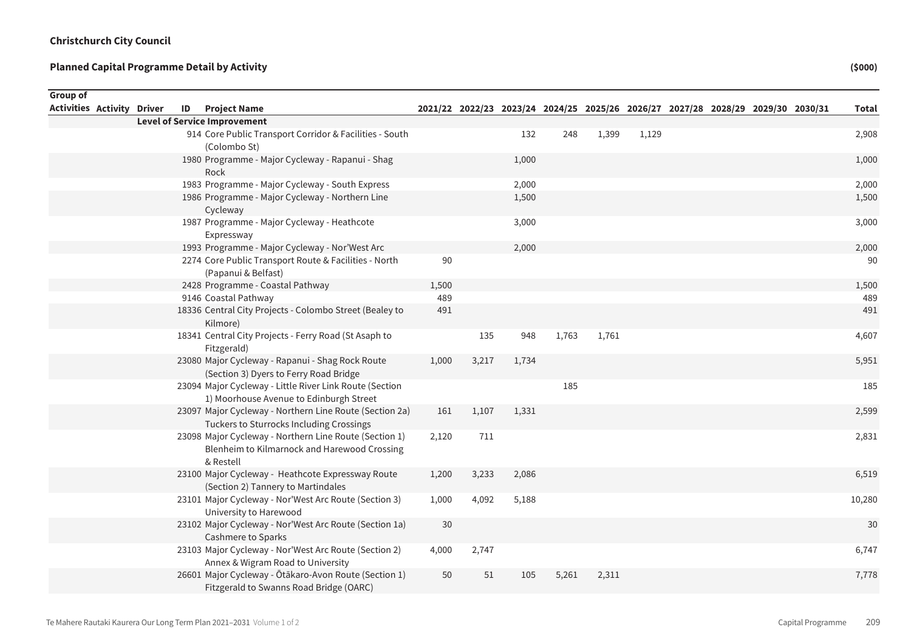**Christchurch City Council**

**Planned Capital Programme Detail by Activity** **($000)**

| Group of Activities | Activity | Driver | ID | Project Name | 2021/22 | 2022/23 | 2023/24 | 2024/25 | 2025/26 | 2026/27 | 2027/28 | 2028/29 | 2029/30 | 2030/31 | Total |
|---|---|---|---|---|---|---|---|---|---|---|---|---|---|---|---|
| | | **Level of Service Improvement** | | | | | | | | | | | | | |
| | | | 914 | Core Public Transport Corridor & Facilities - South (Colombo St) | | | 132 | 248 | 1,399 | 1,129 | | | | | 2,908 |
| | | | 1980 | Programme - Major Cycleway - Rapanui - Shag Rock | | | 1,000 | | | | | | | | 1,000 |
| | | | 1983 | Programme - Major Cycleway - South Express | | | 2,000 | | | | | | | | 2,000 |
| | | | 1986 | Programme - Major Cycleway - Northern Line Cycleway | | | 1,500 | | | | | | | | 1,500 |
| | | | 1987 | Programme - Major Cycleway - Heathcote Expressway | | | 3,000 | | | | | | | | 3,000 |
| | | | 1993 | Programme - Major Cycleway - Nor'West Arc | | | 2,000 | | | | | | | | 2,000 |
| | | | 2274 | Core Public Transport Route & Facilities - North (Papanui & Belfast) | 90 | | | | | | | | | | 90 |
| | | | 2428 | Programme - Coastal Pathway | 1,500 | | | | | | | | | | 1,500 |
| | | | 9146 | Coastal Pathway | 489 | | | | | | | | | | 489 |
| | | | 18336 | Central City Projects - Colombo Street (Bealey to Kilmore) | 491 | | | | | | | | | | 491 |
| | | | 18341 | Central City Projects - Ferry Road (St Asaph to Fitzgerald) | | 135 | 948 | 1,763 | 1,761 | | | | | | 4,607 |
| | | | 23080 | Major Cycleway - Rapanui - Shag Rock Route (Section 3) Dyers to Ferry Road Bridge | 1,000 | 3,217 | 1,734 | | | | | | | | 5,951 |
| | | | 23094 | Major Cycleway - Little River Link Route (Section 1) Moorhouse Avenue to Edinburgh Street | | | | 185 | | | | | | | 185 |
| | | | 23097 | Major Cycleway - Northern Line Route (Section 2a) Tuckers to Sturrocks Including Crossings | 161 | 1,107 | 1,331 | | | | | | | | 2,599 |
| | | | 23098 | Major Cycleway - Northern Line Route (Section 1) Blenheim to Kilmarnock and Harewood Crossing & Restell | 2,120 | 711 | | | | | | | | | 2,831 |
| | | | 23100 | Major Cycleway - Heathcote Expressway Route (Section 2) Tannery to Martindales | 1,200 | 3,233 | 2,086 | | | | | | | | 6,519 |
| | | | 23101 | Major Cycleway - Nor'West Arc Route (Section 3) University to Harewood | 1,000 | 4,092 | 5,188 | | | | | | | | 10,280 |
| | | | 23102 | Major Cycleway - Nor'West Arc Route (Section 1a) Cashmere to Sparks | 30 | | | | | | | | | | 30 |
| | | | 23103 | Major Cycleway - Nor'West Arc Route (Section 2) Annex & Wigram Road to University | 4,000 | 2,747 | | | | | | | | | 6,747 |
| | | | 26601 | Major Cycleway - Ōtākaro-Avon Route (Section 1) Fitzgerald to Swanns Road Bridge (OARC) | 50 | 51 | 105 | 5,261 | 2,311 | | | | | | 7,778 |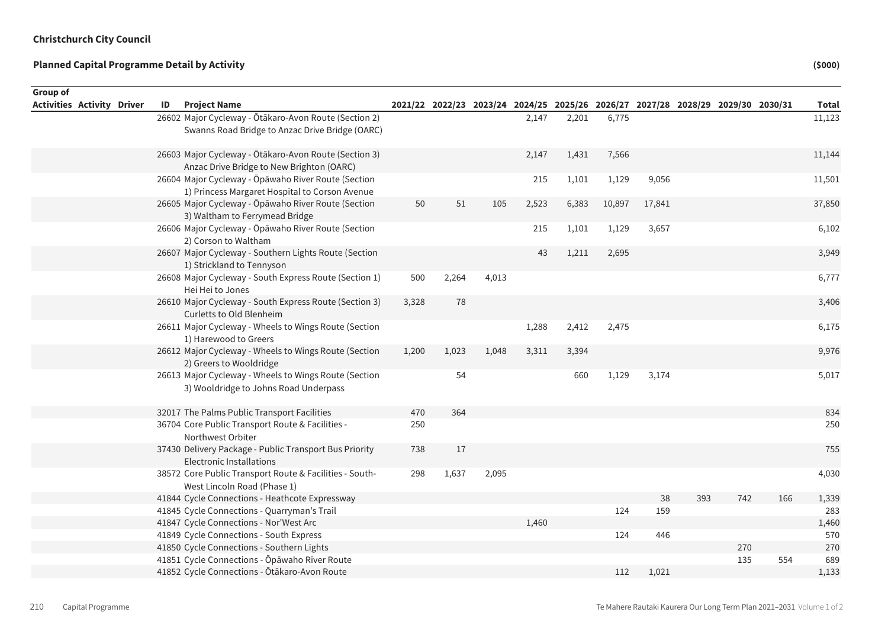**Christchurch City Council**

**Planned Capital Programme Detail by Activity**

**($000)**

| Group of Activities | Activity | Driver | ID | Project Name | 2021/22 | 2022/23 | 2023/24 | 2024/25 | 2025/26 | 2026/27 | 2027/28 | 2028/29 | 2029/30 | 2030/31 | Total |
|---|---|---|---|---|---|---|---|---|---|---|---|---|---|---|---|
| | | | 26602 | Major Cycleway - Ōtākaro-Avon Route (Section 2) Swanns Road Bridge to Anzac Drive Bridge (OARC) | | | | 2,147 | 2,201 | 6,775 | | | | | 11,123 |
| | | | 26603 | Major Cycleway - Ōtākaro-Avon Route (Section 3) Anzac Drive Bridge to New Brighton (OARC) | | | | 2,147 | 1,431 | 7,566 | | | | | 11,144 |
| | | | 26604 | Major Cycleway - Ōpāwaho River Route (Section 1) Princess Margaret Hospital to Corson Avenue | | | | 215 | 1,101 | 1,129 | 9,056 | | | | 11,501 |
| | | | 26605 | Major Cycleway - Ōpāwaho River Route (Section 3) Waltham to Ferrymead Bridge | 50 | 51 | 105 | 2,523 | 6,383 | 10,897 | 17,841 | | | | 37,850 |
| | | | 26606 | Major Cycleway - Ōpāwaho River Route (Section 2) Corson to Waltham | | | | 215 | 1,101 | 1,129 | 3,657 | | | | 6,102 |
| | | | 26607 | Major Cycleway - Southern Lights Route (Section 1) Strickland to Tennyson | | | | 43 | 1,211 | 2,695 | | | | | 3,949 |
| | | | 26608 | Major Cycleway - South Express Route (Section 1) Hei Hei to Jones | 500 | 2,264 | 4,013 | | | | | | | | 6,777 |
| | | | 26610 | Major Cycleway - South Express Route (Section 3) Curletts to Old Blenheim | 3,328 | 78 | | | | | | | | | 3,406 |
| | | | 26611 | Major Cycleway - Wheels to Wings Route (Section 1) Harewood to Greers | | | | 1,288 | 2,412 | 2,475 | | | | | 6,175 |
| | | | 26612 | Major Cycleway - Wheels to Wings Route (Section 2) Greers to Wooldridge | 1,200 | 1,023 | 1,048 | 3,311 | 3,394 | | | | | | 9,976 |
| | | | 26613 | Major Cycleway - Wheels to Wings Route (Section 3) Wooldridge to Johns Road Underpass | | 54 | | | 660 | 1,129 | 3,174 | | | | 5,017 |
| | | | 32017 | The Palms Public Transport Facilities | 470 | 364 | | | | | | | | | 834 |
| | | | 36704 | Core Public Transport Route & Facilities - Northwest Orbiter | 250 | | | | | | | | | | 250 |
| | | | 37430 | Delivery Package - Public Transport Bus Priority Electronic Installations | 738 | 17 | | | | | | | | | 755 |
| | | | 38572 | Core Public Transport Route & Facilities - South-West Lincoln Road (Phase 1) | 298 | 1,637 | 2,095 | | | | | | | | 4,030 |
| | | | 41844 | Cycle Connections - Heathcote Expressway | | | | | | | 38 | 393 | 742 | 166 | 1,339 |
| | | | 41845 | Cycle Connections - Quarryman's Trail | | | | | | 124 | 159 | | | | 283 |
| | | | 41847 | Cycle Connections - Nor'West Arc | | | | 1,460 | | | | | | | 1,460 |
| | | | 41849 | Cycle Connections - South Express | | | | | | 124 | 446 | | | | 570 |
| | | | 41850 | Cycle Connections - Southern Lights | | | | | | | | | 270 | | 270 |
| | | | 41851 | Cycle Connections - Ōpāwaho River Route | | | | | | | | | 135 | 554 | 689 |
| | | | 41852 | Cycle Connections - Ōtākaro-Avon Route | | | | | | 112 | 1,021 | | | | 1,133 |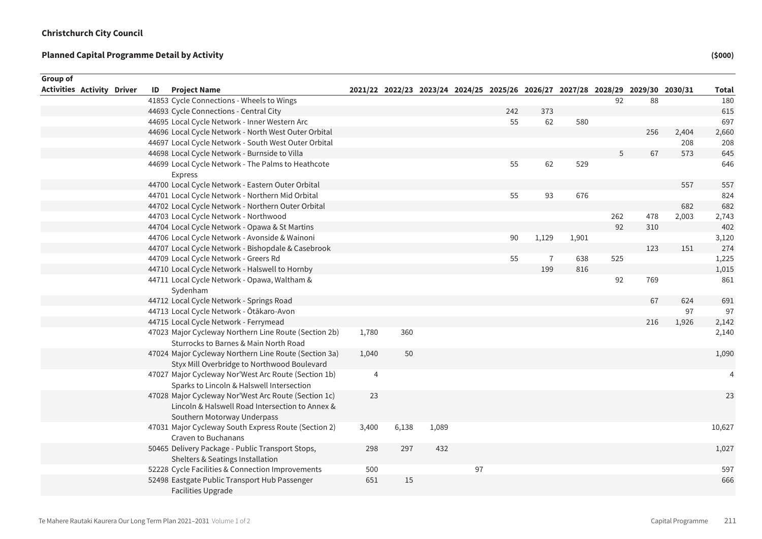**Christchurch City Council**

**Planned Capital Programme Detail by Activity** **($000)**

| Group of Activities | Activity | Driver | ID | Project Name | 2021/22 | 2022/23 | 2023/24 | 2024/25 | 2025/26 | 2026/27 | 2027/28 | 2028/29 | 2029/30 | 2030/31 | Total |
|---|---|---|---|---|---|---|---|---|---|---|---|---|---|---|---|
| | | | 41853 | Cycle Connections - Wheels to Wings | | | | | | | | 92 | 88 | | 180 |
| | | | 44693 | Cycle Connections - Central City | | | | | 242 | 373 | | | | | 615 |
| | | | 44695 | Local Cycle Network - Inner Western Arc | | | | | 55 | 62 | 580 | | | | 697 |
| | | | 44696 | Local Cycle Network - North West Outer Orbital | | | | | | | | | 256 | 2,404 | 2,660 |
| | | | 44697 | Local Cycle Network - South West Outer Orbital | | | | | | | | | | 208 | 208 |
| | | | 44698 | Local Cycle Network - Burnside to Villa | | | | | | | | 5 | 67 | 573 | 645 |
| | | | 44699 | Local Cycle Network - The Palms to Heathcote Express | | | | | 55 | 62 | 529 | | | | 646 |
| | | | 44700 | Local Cycle Network - Eastern Outer Orbital | | | | | | | | | | 557 | 557 |
| | | | 44701 | Local Cycle Network - Northern Mid Orbital | | | | | 55 | 93 | 676 | | | | 824 |
| | | | 44702 | Local Cycle Network - Northern Outer Orbital | | | | | | | | | | 682 | 682 |
| | | | 44703 | Local Cycle Network - Northwood | | | | | | | | 262 | 478 | 2,003 | 2,743 |
| | | | 44704 | Local Cycle Network - Opawa & St Martins | | | | | | | | 92 | 310 | | 402 |
| | | | 44706 | Local Cycle Network - Avonside & Wainoni | | | | | 90 | 1,129 | 1,901 | | | | 3,120 |
| | | | 44707 | Local Cycle Network - Bishopdale & Casebrook | | | | | | | | | 123 | 151 | 274 |
| | | | 44709 | Local Cycle Network - Greers Rd | | | | | 55 | 7 | 638 | 525 | | | 1,225 |
| | | | 44710 | Local Cycle Network - Halswell to Hornby | | | | | | 199 | 816 | | | | 1,015 |
| | | | 44711 | Local Cycle Network - Opawa, Waltham & Sydenham | | | | | | | | 92 | 769 | | 861 |
| | | | 44712 | Local Cycle Network - Springs Road | | | | | | | | | 67 | 624 | 691 |
| | | | 44713 | Local Cycle Network - Ōtākaro-Avon | | | | | | | | | | 97 | 97 |
| | | | 44715 | Local Cycle Network - Ferrymead | | | | | | | | | 216 | 1,926 | 2,142 |
| | | | 47023 | Major Cycleway Northern Line Route (Section 2b) Sturrocks to Barnes & Main North Road | 1,780 | 360 | | | | | | | | | 2,140 |
| | | | 47024 | Major Cycleway Northern Line Route (Section 3a) Styx Mill Overbridge to Northwood Boulevard | 1,040 | 50 | | | | | | | | | 1,090 |
| | | | 47027 | Major Cycleway Nor'West Arc Route (Section 1b) Sparks to Lincoln & Halswell Intersection | 4 | | | | | | | | | | 4 |
| | | | 47028 | Major Cycleway Nor'West Arc Route (Section 1c) Lincoln & Halswell Road Intersection to Annex & Southern Motorway Underpass | 23 | | | | | | | | | | 23 |
| | | | 47031 | Major Cycleway South Express Route (Section 2) Craven to Buchanans | 3,400 | 6,138 | 1,089 | | | | | | | | 10,627 |
| | | | 50465 | Delivery Package - Public Transport Stops, Shelters & Seatings Installation | 298 | 297 | 432 | | | | | | | | 1,027 |
| | | | 52228 | Cycle Facilities & Connection Improvements | 500 | | | 97 | | | | | | | 597 |
| | | | 52498 | Eastgate Public Transport Hub Passenger Facilities Upgrade | 651 | 15 | | | | | | | | | 666 |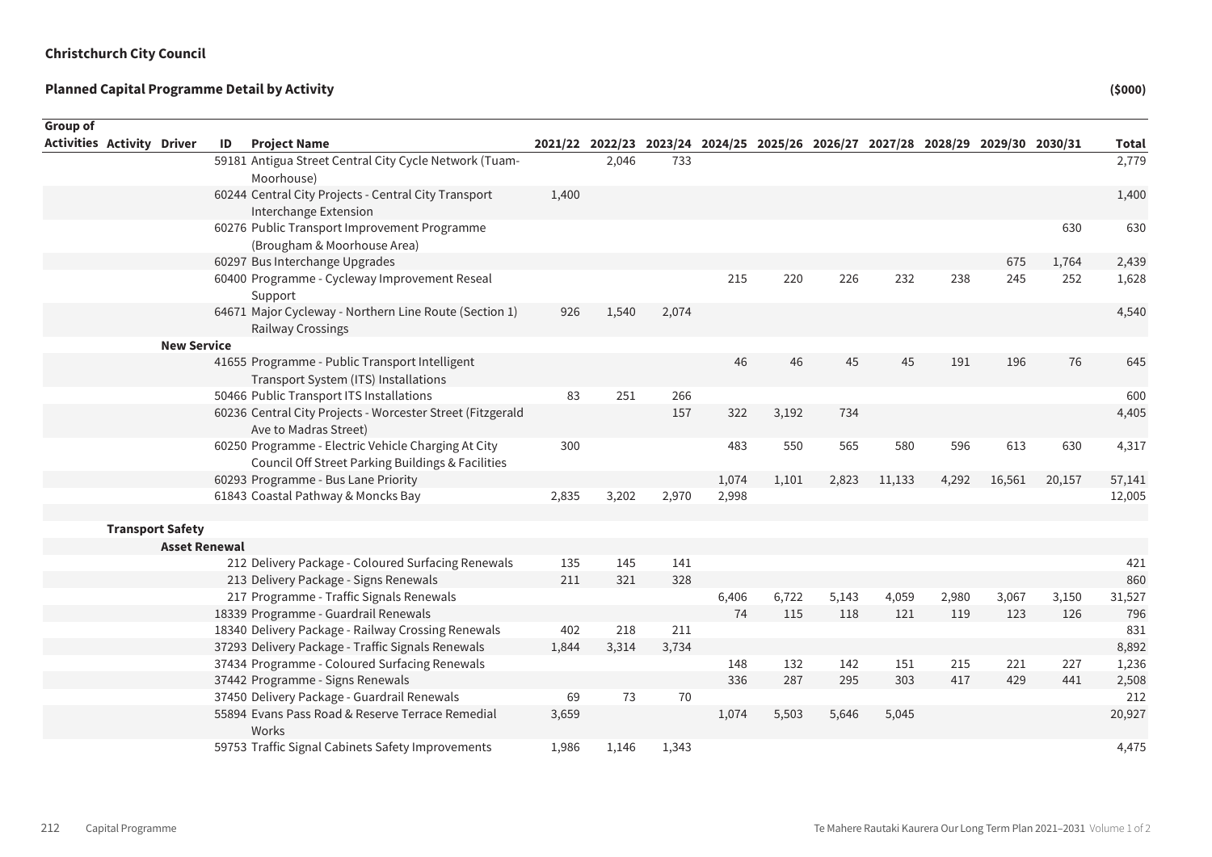**Christchurch City Council**

**Planned Capital Programme Detail by Activity**

**($000)**

| Group of Activities | Activity | Driver | ID | Project Name | 2021/22 | 2022/23 | 2023/24 | 2024/25 | 2025/26 | 2026/27 | 2027/28 | 2028/29 | 2029/30 | 2030/31 | Total |
|---|---|---|---|---|---|---|---|---|---|---|---|---|---|---|---|
| | | | 59181 | Antigua Street Central City Cycle Network (Tuam-Moorhouse) | | 2,046 | 733 | | | | | | | | 2,779 |
| | | | 60244 | Central City Projects - Central City Transport Interchange Extension | 1,400 | | | | | | | | | | 1,400 |
| | | | 60276 | Public Transport Improvement Programme (Brougham & Moorhouse Area) | | | | | | | | | | 630 | 630 |
| | | | 60297 | Bus Interchange Upgrades | | | | | | | | | 675 | 1,764 | 2,439 |
| | | | 60400 | Programme - Cycleway Improvement Reseal Support | | | | 215 | 220 | 226 | 232 | 238 | 245 | 252 | 1,628 |
| | | | 64671 | Major Cycleway - Northern Line Route (Section 1) Railway Crossings | 926 | 1,540 | 2,074 | | | | | | | | 4,540 |
| | | **New Service** | | | | | | | | | | | | | |
| | | | 41655 | Programme - Public Transport Intelligent Transport System (ITS) Installations | | | | 46 | 46 | 45 | 45 | 191 | 196 | 76 | 645 |
| | | | 50466 | Public Transport ITS Installations | 83 | 251 | 266 | | | | | | | | 600 |
| | | | 60236 | Central City Projects - Worcester Street (Fitzgerald Ave to Madras Street) | | | 157 | 322 | 3,192 | 734 | | | | | 4,405 |
| | | | 60250 | Programme - Electric Vehicle Charging At City Council Off Street Parking Buildings & Facilities | 300 | | | 483 | 550 | 565 | 580 | 596 | 613 | 630 | 4,317 |
| | | | 60293 | Programme - Bus Lane Priority | | | | 1,074 | 1,101 | 2,823 | 11,133 | 4,292 | 16,561 | 20,157 | 57,141 |
| | | | 61843 | Coastal Pathway & Moncks Bay | 2,835 | 3,202 | 2,970 | 2,998 | | | | | | | 12,005 |
| | **Transport Safety** | | | | | | | | | | | | | | |
| | | **Asset Renewal** | | | | | | | | | | | | | |
| | | | 212 | Delivery Package - Coloured Surfacing Renewals | 135 | 145 | 141 | | | | | | | | 421 |
| | | | 213 | Delivery Package - Signs Renewals | 211 | 321 | 328 | | | | | | | | 860 |
| | | | 217 | Programme - Traffic Signals Renewals | | | | 6,406 | 6,722 | 5,143 | 4,059 | 2,980 | 3,067 | 3,150 | 31,527 |
| | | | 18339 | Programme - Guardrail Renewals | | | | 74 | 115 | 118 | 121 | 119 | 123 | 126 | 796 |
| | | | 18340 | Delivery Package - Railway Crossing Renewals | 402 | 218 | 211 | | | | | | | | 831 |
| | | | 37293 | Delivery Package - Traffic Signals Renewals | 1,844 | 3,314 | 3,734 | | | | | | | | 8,892 |
| | | | 37434 | Programme - Coloured Surfacing Renewals | | | | 148 | 132 | 142 | 151 | 215 | 221 | 227 | 1,236 |
| | | | 37442 | Programme - Signs Renewals | | | | 336 | 287 | 295 | 303 | 417 | 429 | 441 | 2,508 |
| | | | 37450 | Delivery Package - Guardrail Renewals | 69 | 73 | 70 | | | | | | | | 212 |
| | | | 55894 | Evans Pass Road & Reserve Terrace Remedial Works | 3,659 | | | 1,074 | 5,503 | 5,646 | 5,045 | | | | 20,927 |
| | | | 59753 | Traffic Signal Cabinets Safety Improvements | 1,986 | 1,146 | 1,343 | | | | | | | | 4,475 |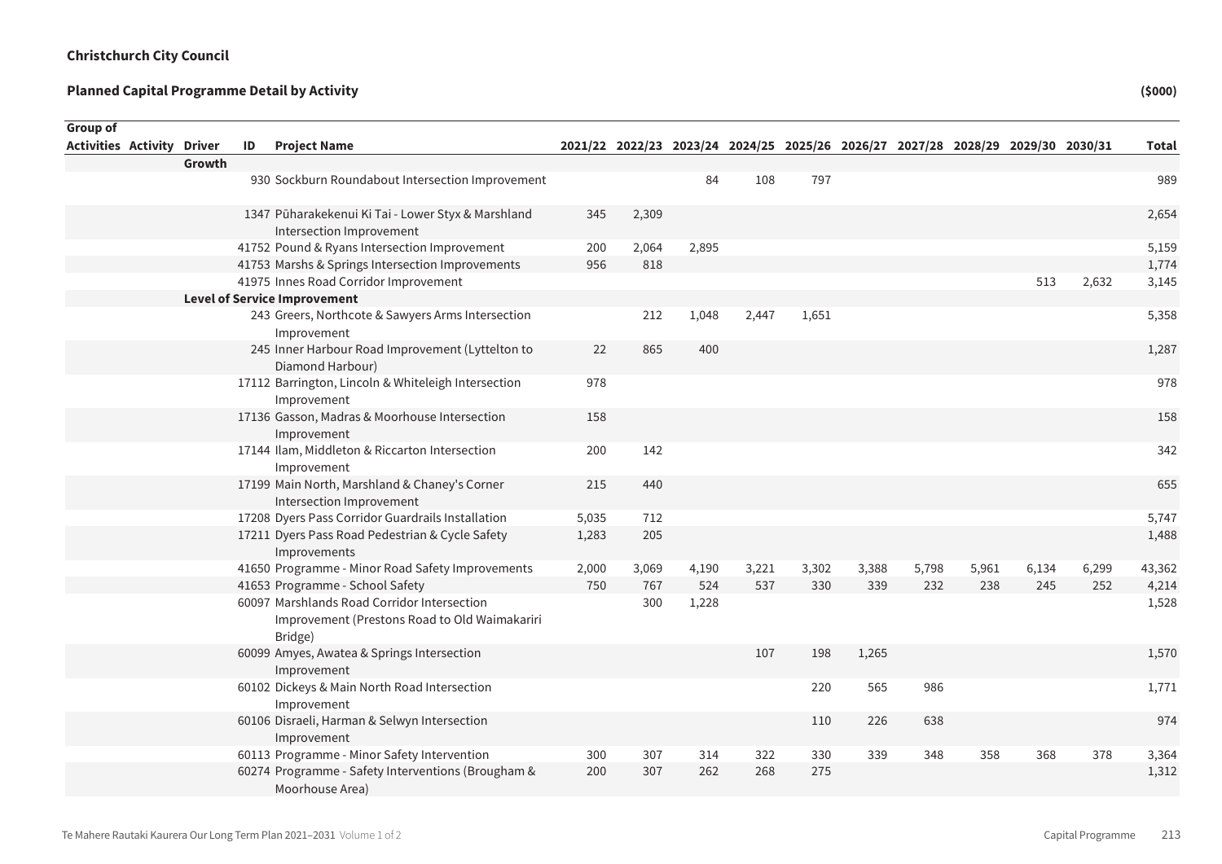**Christchurch City Council**

**Planned Capital Programme Detail by Activity** **($000)**

| Group of Activities | Activity | Driver | ID | Project Name | 2021/22 | 2022/23 | 2023/24 | 2024/25 | 2025/26 | 2026/27 | 2027/28 | 2028/29 | 2029/30 | 2030/31 | Total |
|---|---|---|---|---|---|---|---|---|---|---|---|---|---|---|---|
| | | **Growth** | | | | | | | | | | | | | |
| | | | 930 | Sockburn Roundabout Intersection Improvement | | | 84 | 108 | 797 | | | | | | 989 |
| | | | 1347 | Pūharakekenui Ki Tai - Lower Styx & Marshland Intersection Improvement | 345 | 2,309 | | | | | | | | | 2,654 |
| | | | 41752 | Pound & Ryans Intersection Improvement | 200 | 2,064 | 2,895 | | | | | | | | 5,159 |
| | | | 41753 | Marshs & Springs Intersection Improvements | 956 | 818 | | | | | | | | | 1,774 |
| | | | 41975 | Innes Road Corridor Improvement | | | | | | | | | 513 | 2,632 | 3,145 |
| | | **Level of Service Improvement** | | | | | | | | | | | | | |
| | | | 243 | Greers, Northcote & Sawyers Arms Intersection Improvement | | 212 | 1,048 | 2,447 | 1,651 | | | | | | 5,358 |
| | | | 245 | Inner Harbour Road Improvement (Lyttelton to Diamond Harbour) | 22 | 865 | 400 | | | | | | | | 1,287 |
| | | | 17112 | Barrington, Lincoln & Whiteleigh Intersection Improvement | 978 | | | | | | | | | | 978 |
| | | | 17136 | Gasson, Madras & Moorhouse Intersection Improvement | 158 | | | | | | | | | | 158 |
| | | | 17144 | Ilam, Middleton & Riccarton Intersection Improvement | 200 | 142 | | | | | | | | | 342 |
| | | | 17199 | Main North, Marshland & Chaney's Corner Intersection Improvement | 215 | 440 | | | | | | | | | 655 |
| | | | 17208 | Dyers Pass Corridor Guardrails Installation | 5,035 | 712 | | | | | | | | | 5,747 |
| | | | 17211 | Dyers Pass Road Pedestrian & Cycle Safety Improvements | 1,283 | 205 | | | | | | | | | 1,488 |
| | | | 41650 | Programme - Minor Road Safety Improvements | 2,000 | 3,069 | 4,190 | 3,221 | 3,302 | 3,388 | 5,798 | 5,961 | 6,134 | 6,299 | 43,362 |
| | | | 41653 | Programme - School Safety | 750 | 767 | 524 | 537 | 330 | 339 | 232 | 238 | 245 | 252 | 4,214 |
| | | | 60097 | Marshlands Road Corridor Intersection Improvement (Prestons Road to Old Waimakariri Bridge) | | 300 | 1,228 | | | | | | | | 1,528 |
| | | | 60099 | Amyes, Awatea & Springs Intersection Improvement | | | | 107 | 198 | 1,265 | | | | | 1,570 |
| | | | 60102 | Dickeys & Main North Road Intersection Improvement | | | | | 220 | 565 | 986 | | | | 1,771 |
| | | | 60106 | Disraeli, Harman & Selwyn Intersection Improvement | | | | | 110 | 226 | 638 | | | | 974 |
| | | | 60113 | Programme - Minor Safety Intervention | 300 | 307 | 314 | 322 | 330 | 339 | 348 | 358 | 368 | 378 | 3,364 |
| | | | 60274 | Programme - Safety Interventions (Brougham & Moorhouse Area) | 200 | 307 | 262 | 268 | 275 | | | | | | 1,312 |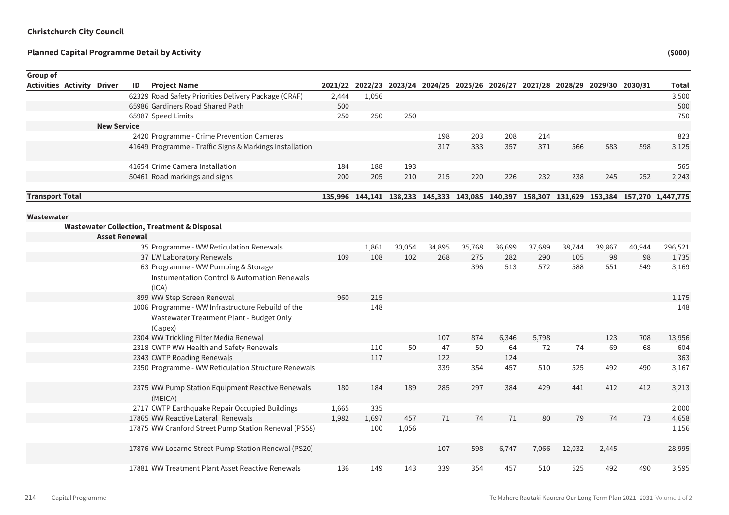**Christchurch City Council**

**Planned Capital Programme Detail by Activity** **($000)**

| Group of Activities | Activity | Driver | ID | Project Name | 2021/22 | 2022/23 | 2023/24 | 2024/25 | 2025/26 | 2026/27 | 2027/28 | 2028/29 | 2029/30 | 2030/31 | Total |
|---|---|---|---|---|---|---|---|---|---|---|---|---|---|---|---|
| | | | 62329 | Road Safety Priorities Delivery Package (CRAF) | 2,444 | 1,056 | | | | | | | | | 3,500 |
| | | | 65986 | Gardiners Road Shared Path | 500 | | | | | | | | | | 500 |
| | | | 65987 | Speed Limits | 250 | 250 | 250 | | | | | | | | 750 |
| | | **New Service** | | | | | | | | | | | | | |
| | | | 2420 | Programme - Crime Prevention Cameras | | | | 198 | 203 | 208 | 214 | | | | 823 |
| | | | 41649 | Programme - Traffic Signs & Markings Installation | | | | 317 | 333 | 357 | 371 | 566 | 583 | 598 | 3,125 |
| | | | 41654 | Crime Camera Installation | 184 | 188 | 193 | | | | | | | | 565 |
| | | | 50461 | Road markings and signs | 200 | 205 | 210 | 215 | 220 | 226 | 232 | 238 | 245 | 252 | 2,243 |
| **Transport Total** | | | | | **135,996** | **144,141** | **138,233** | **145,333** | **143,085** | **140,397** | **158,307** | **131,629** | **153,384** | **157,270** | **1,447,775** |
| **Wastewater** | | | | | | | | | | | | | | | |
| | **Wastewater Collection, Treatment & Disposal** | | | | | | | | | | | | | | |
| | | **Asset Renewal** | | | | | | | | | | | | | |
| | | | 35 | Programme - WW Reticulation Renewals | | 1,861 | 30,054 | 34,895 | 35,768 | 36,699 | 37,689 | 38,744 | 39,867 | 40,944 | 296,521 |
| | | | 37 | LW Laboratory Renewals | 109 | 108 | 102 | 268 | 275 | 282 | 290 | 105 | 98 | 98 | 1,735 |
| | | | 63 | Programme - WW Pumping & Storage Instumentation Control & Automation Renewals (ICA) | | | | | 396 | 513 | 572 | 588 | 551 | 549 | 3,169 |
| | | | 899 | WW Step Screen Renewal | 960 | 215 | | | | | | | | | 1,175 |
| | | | 1006 | Programme - WW Infrastructure Rebuild of the Wastewater Treatment Plant - Budget Only (Capex) | | 148 | | | | | | | | | 148 |
| | | | 2304 | WW Trickling Filter Media Renewal | | | | 107 | 874 | 6,346 | 5,798 | | 123 | 708 | 13,956 |
| | | | 2318 | CWTP WW Health and Safety Renewals | | 110 | 50 | 47 | 50 | 64 | 72 | 74 | 69 | 68 | 604 |
| | | | 2343 | CWTP Roading Renewals | | 117 | | 122 | | 124 | | | | | 363 |
| | | | 2350 | Programme - WW Reticulation Structure Renewals | | | | 339 | 354 | 457 | 510 | 525 | 492 | 490 | 3,167 |
| | | | 2375 | WW Pump Station Equipment Reactive Renewals (MEICA) | 180 | 184 | 189 | 285 | 297 | 384 | 429 | 441 | 412 | 412 | 3,213 |
| | | | 2717 | CWTP Earthquake Repair Occupied Buildings | 1,665 | 335 | | | | | | | | | 2,000 |
| | | | 17865 | WW Reactive Lateral Renewals | 1,982 | 1,697 | 457 | 71 | 74 | 71 | 80 | 79 | 74 | 73 | 4,658 |
| | | | 17875 | WW Cranford Street Pump Station Renewal (PS58) | | 100 | 1,056 | | | | | | | | 1,156 |
| | | | 17876 | WW Locarno Street Pump Station Renewal (PS20) | | | | 107 | 598 | 6,747 | 7,066 | 12,032 | 2,445 | | 28,995 |
| | | | 17881 | WW Treatment Plant Asset Reactive Renewals | 136 | 149 | 143 | 339 | 354 | 457 | 510 | 525 | 492 | 490 | 3,595 |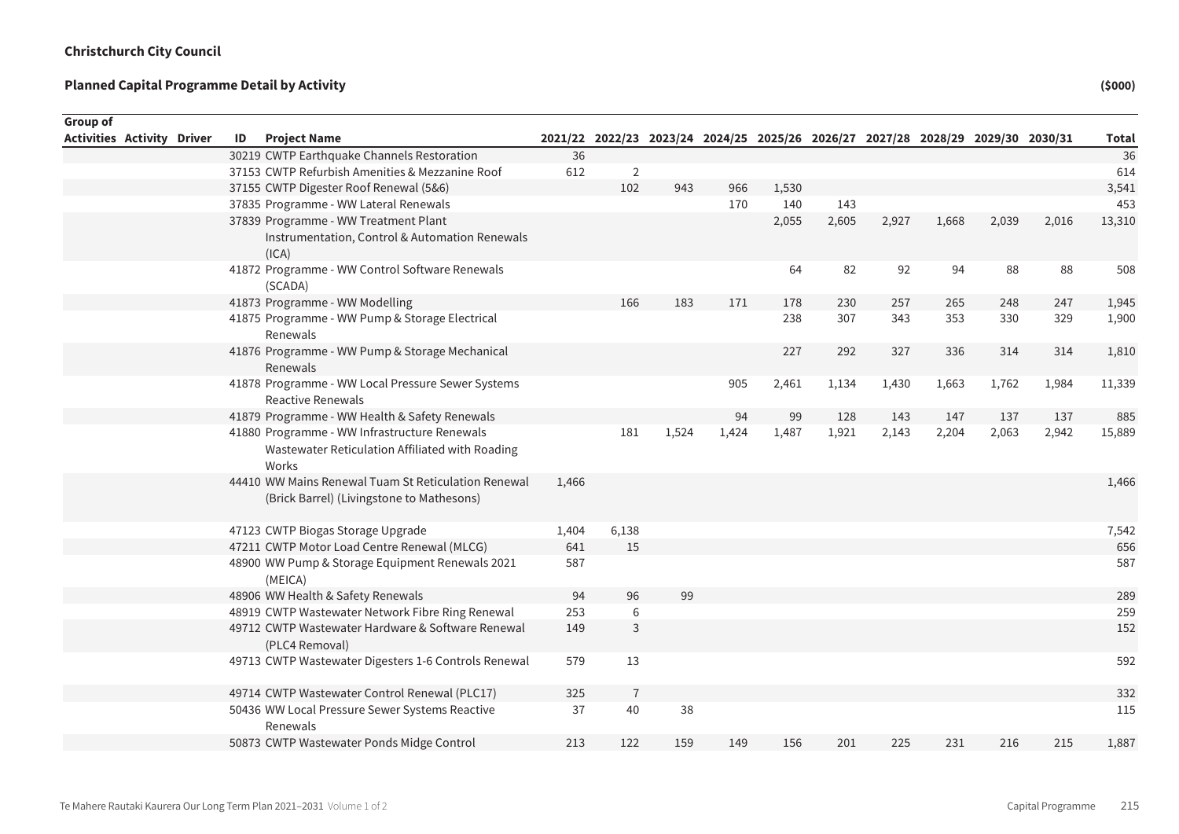**Christchurch City Council**

**Planned Capital Programme Detail by Activity** **($000)**

| Group of Activities | Activity | Driver | ID | Project Name | 2021/22 | 2022/23 | 2023/24 | 2024/25 | 2025/26 | 2026/27 | 2027/28 | 2028/29 | 2029/30 | 2030/31 | Total |
|---|---|---|---|---|---|---|---|---|---|---|---|---|---|---|---|
| | | | 30219 | CWTP Earthquake Channels Restoration | 36 | | | | | | | | | | 36 |
| | | | 37153 | CWTP Refurbish Amenities & Mezzanine Roof | 612 | 2 | | | | | | | | | 614 |
| | | | 37155 | CWTP Digester Roof Renewal (5&6) | | 102 | 943 | 966 | 1,530 | | | | | | 3,541 |
| | | | 37835 | Programme - WW Lateral Renewals | | | | 170 | 140 | 143 | | | | | 453 |
| | | | 37839 | Programme - WW Treatment Plant Instrumentation, Control & Automation Renewals (ICA) | | | | | 2,055 | 2,605 | 2,927 | 1,668 | 2,039 | 2,016 | 13,310 |
| | | | 41872 | Programme - WW Control Software Renewals (SCADA) | | | | | 64 | 82 | 92 | 94 | 88 | 88 | 508 |
| | | | 41873 | Programme - WW Modelling | | 166 | 183 | 171 | 178 | 230 | 257 | 265 | 248 | 247 | 1,945 |
| | | | 41875 | Programme - WW Pump & Storage Electrical Renewals | | | | | 238 | 307 | 343 | 353 | 330 | 329 | 1,900 |
| | | | 41876 | Programme - WW Pump & Storage Mechanical Renewals | | | | | 227 | 292 | 327 | 336 | 314 | 314 | 1,810 |
| | | | 41878 | Programme - WW Local Pressure Sewer Systems Reactive Renewals | | | | 905 | 2,461 | 1,134 | 1,430 | 1,663 | 1,762 | 1,984 | 11,339 |
| | | | 41879 | Programme - WW Health & Safety Renewals | | | | 94 | 99 | 128 | 143 | 147 | 137 | 137 | 885 |
| | | | 41880 | Programme - WW Infrastructure Renewals Wastewater Reticulation Affiliated with Roading Works | | 181 | 1,524 | 1,424 | 1,487 | 1,921 | 2,143 | 2,204 | 2,063 | 2,942 | 15,889 |
| | | | 44410 | WW Mains Renewal Tuam St Reticulation Renewal (Brick Barrel) (Livingstone to Mathesons) | 1,466 | | | | | | | | | | 1,466 |
| | | | 47123 | CWTP Biogas Storage Upgrade | 1,404 | 6,138 | | | | | | | | | 7,542 |
| | | | 47211 | CWTP Motor Load Centre Renewal (MLCG) | 641 | 15 | | | | | | | | | 656 |
| | | | 48900 | WW Pump & Storage Equipment Renewals 2021 (MEICA) | 587 | | | | | | | | | | 587 |
| | | | 48906 | WW Health & Safety Renewals | 94 | 96 | 99 | | | | | | | | 289 |
| | | | 48919 | CWTP Wastewater Network Fibre Ring Renewal | 253 | 6 | | | | | | | | | 259 |
| | | | 49712 | CWTP Wastewater Hardware & Software Renewal (PLC4 Removal) | 149 | 3 | | | | | | | | | 152 |
| | | | 49713 | CWTP Wastewater Digesters 1-6 Controls Renewal | 579 | 13 | | | | | | | | | 592 |
| | | | 49714 | CWTP Wastewater Control Renewal (PLC17) | 325 | 7 | | | | | | | | | 332 |
| | | | 50436 | WW Local Pressure Sewer Systems Reactive Renewals | 37 | 40 | 38 | | | | | | | | 115 |
| | | | 50873 | CWTP Wastewater Ponds Midge Control | 213 | 122 | 159 | 149 | 156 | 201 | 225 | 231 | 216 | 215 | 1,887 |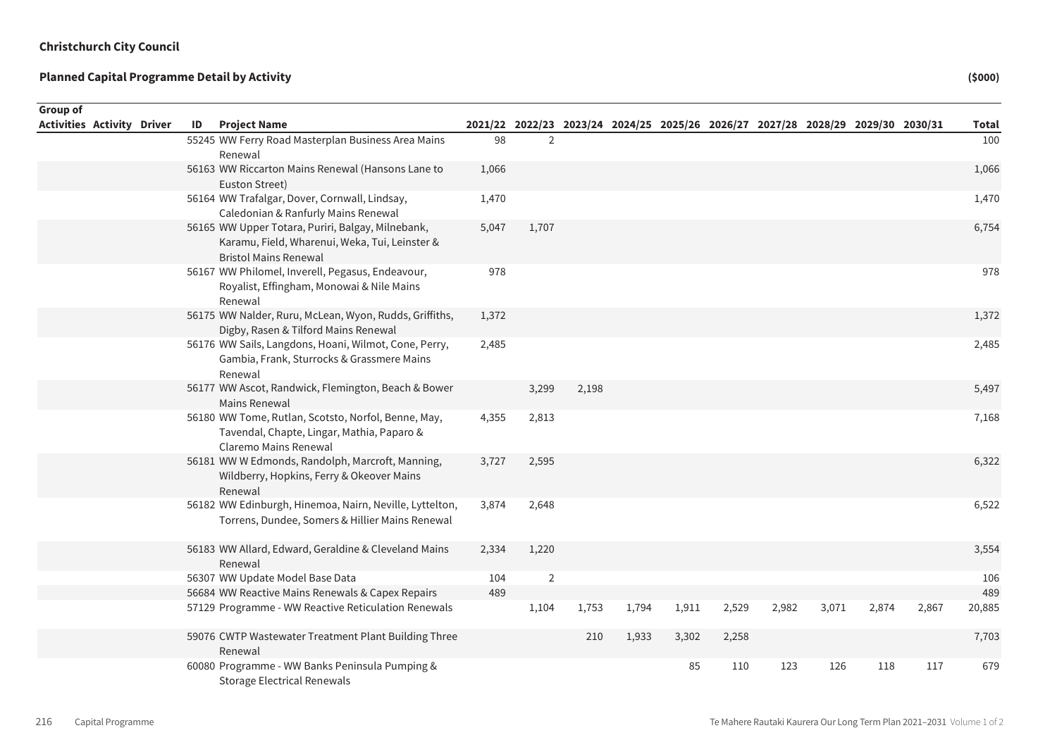**Christchurch City Council**

**Planned Capital Programme Detail by Activity**

($000)

| Group of Activities | Activity | Driver | ID | Project Name | 2021/22 | 2022/23 | 2023/24 | 2024/25 | 2025/26 | 2026/27 | 2027/28 | 2028/29 | 2029/30 | 2030/31 | Total |
|---|---|---|---|---|---|---|---|---|---|---|---|---|---|---|---|
| | | | 55245 | WW Ferry Road Masterplan Business Area Mains Renewal | 98 | 2 | | | | | | | | | 100 |
| | | | 56163 | WW Riccarton Mains Renewal (Hansons Lane to Euston Street) | 1,066 | | | | | | | | | | 1,066 |
| | | | 56164 | WW Trafalgar, Dover, Cornwall, Lindsay, Caledonian & Ranfurly Mains Renewal | 1,470 | | | | | | | | | | 1,470 |
| | | | 56165 | WW Upper Totara, Puriri, Balgay, Milnebank, Karamu, Field, Wharenui, Weka, Tui, Leinster & Bristol Mains Renewal | 5,047 | 1,707 | | | | | | | | | 6,754 |
| | | | 56167 | WW Philomel, Inverell, Pegasus, Endeavour, Royalist, Effingham, Monowai & Nile Mains Renewal | 978 | | | | | | | | | | 978 |
| | | | 56175 | WW Nalder, Ruru, McLean, Wyon, Rudds, Griffiths, Digby, Rasen & Tilford Mains Renewal | 1,372 | | | | | | | | | | 1,372 |
| | | | 56176 | WW Sails, Langdons, Hoani, Wilmot, Cone, Perry, Gambia, Frank, Sturrocks & Grassmere Mains Renewal | 2,485 | | | | | | | | | | 2,485 |
| | | | 56177 | WW Ascot, Randwick, Flemington, Beach & Bower Mains Renewal | | 3,299 | 2,198 | | | | | | | | 5,497 |
| | | | 56180 | WW Tome, Rutlan, Scotsto, Norfol, Benne, May, Tavendal, Chapte, Lingar, Mathia, Paparo & Claremo Mains Renewal | 4,355 | 2,813 | | | | | | | | | 7,168 |
| | | | 56181 | WW W Edmonds, Randolph, Marcroft, Manning, Wildberry, Hopkins, Ferry & Okeover Mains Renewal | 3,727 | 2,595 | | | | | | | | | 6,322 |
| | | | 56182 | WW Edinburgh, Hinemoa, Nairn, Neville, Lyttelton, Torrens, Dundee, Somers & Hillier Mains Renewal | 3,874 | 2,648 | | | | | | | | | 6,522 |
| | | | 56183 | WW Allard, Edward, Geraldine & Cleveland Mains Renewal | 2,334 | 1,220 | | | | | | | | | 3,554 |
| | | | 56307 | WW Update Model Base Data | 104 | 2 | | | | | | | | | 106 |
| | | | 56684 | WW Reactive Mains Renewals & Capex Repairs | 489 | | | | | | | | | | 489 |
| | | | 57129 | Programme - WW Reactive Reticulation Renewals | | 1,104 | 1,753 | 1,794 | 1,911 | 2,529 | 2,982 | 3,071 | 2,874 | 2,867 | 20,885 |
| | | | 59076 | CWTP Wastewater Treatment Plant Building Three Renewal | | | 210 | 1,933 | 3,302 | 2,258 | | | | | 7,703 |
| | | | 60080 | Programme - WW Banks Peninsula Pumping & Storage Electrical Renewals | | | | | 85 | 110 | 123 | 126 | 118 | 117 | 679 |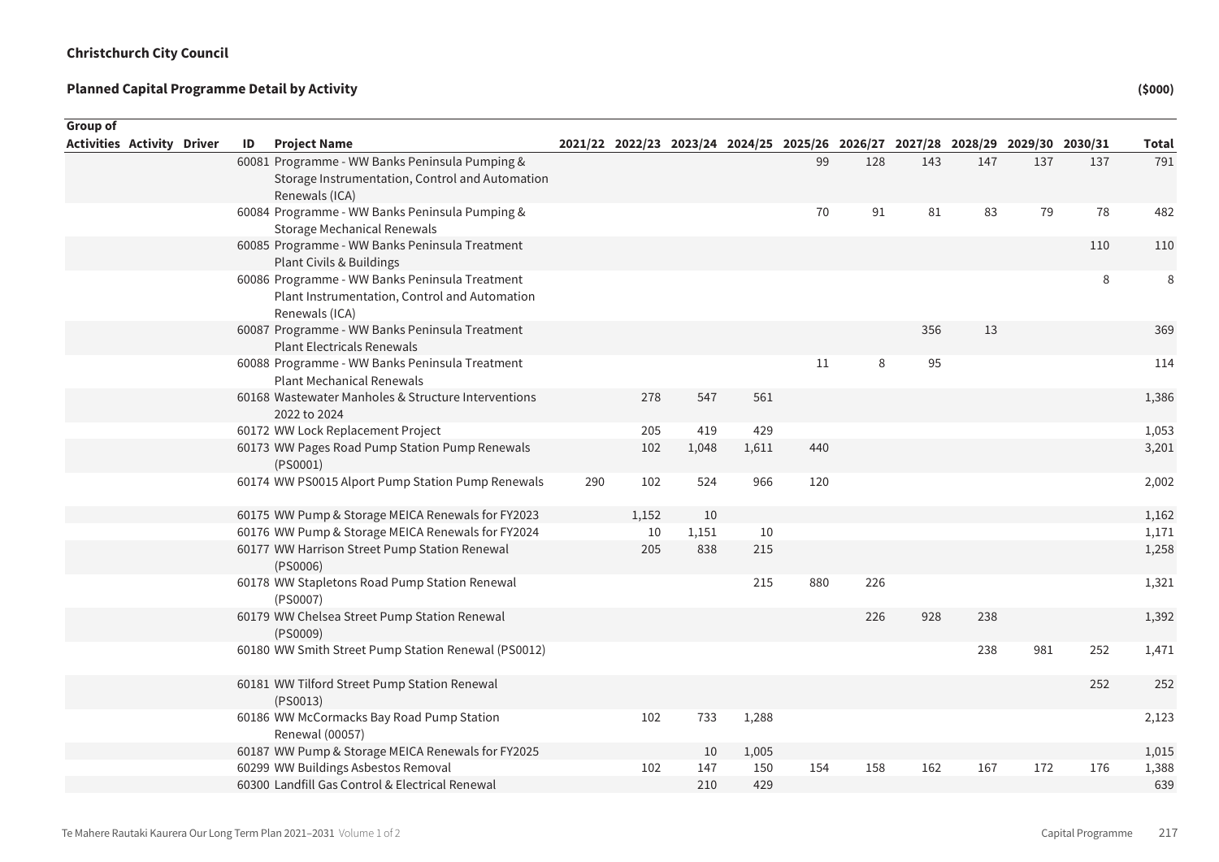**Christchurch City Council**

**Planned Capital Programme Detail by Activity** **($000)**

| Group of Activities | Activity | Driver | ID | Project Name | 2021/22 | 2022/23 | 2023/24 | 2024/25 | 2025/26 | 2026/27 | 2027/28 | 2028/29 | 2029/30 | 2030/31 | Total |
|---|---|---|---|---|---|---|---|---|---|---|---|---|---|---|---|
| | | | 60081 | Programme - WW Banks Peninsula Pumping & Storage Instrumentation, Control and Automation Renewals (ICA) | | | | | 99 | 128 | 143 | 147 | 137 | 137 | 791 |
| | | | 60084 | Programme - WW Banks Peninsula Pumping & Storage Mechanical Renewals | | | | | 70 | 91 | 81 | 83 | 79 | 78 | 482 |
| | | | 60085 | Programme - WW Banks Peninsula Treatment Plant Civils & Buildings | | | | | | | | | | 110 | 110 |
| | | | 60086 | Programme - WW Banks Peninsula Treatment Plant Instrumentation, Control and Automation Renewals (ICA) | | | | | | | | | | 8 | 8 |
| | | | 60087 | Programme - WW Banks Peninsula Treatment Plant Electricals Renewals | | | | | | | 356 | 13 | | | 369 |
| | | | 60088 | Programme - WW Banks Peninsula Treatment Plant Mechanical Renewals | | | | | 11 | 8 | 95 | | | | 114 |
| | | | 60168 | Wastewater Manholes & Structure Interventions 2022 to 2024 | | 278 | 547 | 561 | | | | | | | 1,386 |
| | | | 60172 | WW Lock Replacement Project | | 205 | 419 | 429 | | | | | | | 1,053 |
| | | | 60173 | WW Pages Road Pump Station Pump Renewals (PS0001) | | 102 | 1,048 | 1,611 | 440 | | | | | | 3,201 |
| | | | 60174 | WW PS0015 Alport Pump Station Pump Renewals | 290 | 102 | 524 | 966 | 120 | | | | | | 2,002 |
| | | | 60175 | WW Pump & Storage MEICA Renewals for FY2023 | | 1,152 | 10 | | | | | | | | 1,162 |
| | | | 60176 | WW Pump & Storage MEICA Renewals for FY2024 | | 10 | 1,151 | 10 | | | | | | | 1,171 |
| | | | 60177 | WW Harrison Street Pump Station Renewal (PS0006) | | 205 | 838 | 215 | | | | | | | 1,258 |
| | | | 60178 | WW Stapletons Road Pump Station Renewal (PS0007) | | | | 215 | 880 | 226 | | | | | 1,321 |
| | | | 60179 | WW Chelsea Street Pump Station Renewal (PS0009) | | | | | | 226 | 928 | 238 | | | 1,392 |
| | | | 60180 | WW Smith Street Pump Station Renewal (PS0012) | | | | | | | | 238 | 981 | 252 | 1,471 |
| | | | 60181 | WW Tilford Street Pump Station Renewal (PS0013) | | | | | | | | | | 252 | 252 |
| | | | 60186 | WW McCormacks Bay Road Pump Station Renewal (00057) | | 102 | 733 | 1,288 | | | | | | | 2,123 |
| | | | 60187 | WW Pump & Storage MEICA Renewals for FY2025 | | | 10 | 1,005 | | | | | | | 1,015 |
| | | | 60299 | WW Buildings Asbestos Removal | | 102 | 147 | 150 | 154 | 158 | 162 | 167 | 172 | 176 | 1,388 |
| | | | 60300 | Landfill Gas Control & Electrical Renewal | | | 210 | 429 | | | | | | | 639 |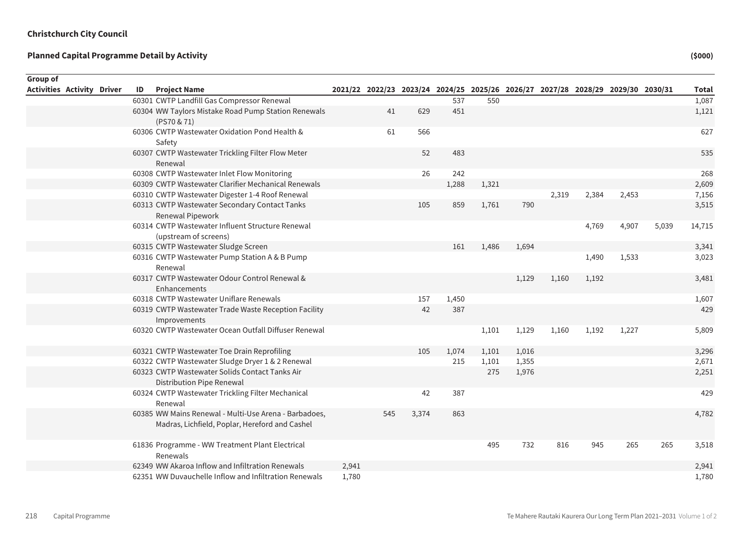**Christchurch City Council**

**Planned Capital Programme Detail by Activity**

**($000)**

| Group of Activities | Activity | Driver | ID | Project Name | 2021/22 | 2022/23 | 2023/24 | 2024/25 | 2025/26 | 2026/27 | 2027/28 | 2028/29 | 2029/30 | 2030/31 | Total |
|---|---|---|---|---|---|---|---|---|---|---|---|---|---|---|---|
| | | | 60301 | CWTP Landfill Gas Compressor Renewal | | | | 537 | 550 | | | | | | 1,087 |
| | | | 60304 | WW Taylors Mistake Road Pump Station Renewals (PS70 & 71) | | 41 | 629 | 451 | | | | | | | 1,121 |
| | | | 60306 | CWTP Wastewater Oxidation Pond Health & Safety | | 61 | 566 | | | | | | | | 627 |
| | | | 60307 | CWTP Wastewater Trickling Filter Flow Meter Renewal | | | 52 | 483 | | | | | | | 535 |
| | | | 60308 | CWTP Wastewater Inlet Flow Monitoring | | | 26 | 242 | | | | | | | 268 |
| | | | 60309 | CWTP Wastewater Clarifier Mechanical Renewals | | | | 1,288 | 1,321 | | | | | | 2,609 |
| | | | 60310 | CWTP Wastewater Digester 1-4 Roof Renewal | | | | | | | 2,319 | 2,384 | 2,453 | | 7,156 |
| | | | 60313 | CWTP Wastewater Secondary Contact Tanks Renewal Pipework | | | 105 | 859 | 1,761 | 790 | | | | | 3,515 |
| | | | 60314 | CWTP Wastewater Influent Structure Renewal (upstream of screens) | | | | | | | | 4,769 | 4,907 | 5,039 | 14,715 |
| | | | 60315 | CWTP Wastewater Sludge Screen | | | | 161 | 1,486 | 1,694 | | | | | 3,341 |
| | | | 60316 | CWTP Wastewater Pump Station A & B Pump Renewal | | | | | | | | 1,490 | 1,533 | | 3,023 |
| | | | 60317 | CWTP Wastewater Odour Control Renewal & Enhancements | | | | | | 1,129 | 1,160 | 1,192 | | | 3,481 |
| | | | 60318 | CWTP Wastewater Uniflare Renewals | | | 157 | 1,450 | | | | | | | 1,607 |
| | | | 60319 | CWTP Wastewater Trade Waste Reception Facility Improvements | | | 42 | 387 | | | | | | | 429 |
| | | | 60320 | CWTP Wastewater Ocean Outfall Diffuser Renewal | | | | | 1,101 | 1,129 | 1,160 | 1,192 | 1,227 | | 5,809 |
| | | | 60321 | CWTP Wastewater Toe Drain Reprofiling | | | 105 | 1,074 | 1,101 | 1,016 | | | | | 3,296 |
| | | | 60322 | CWTP Wastewater Sludge Dryer 1 & 2 Renewal | | | | 215 | 1,101 | 1,355 | | | | | 2,671 |
| | | | 60323 | CWTP Wastewater Solids Contact Tanks Air Distribution Pipe Renewal | | | | | 275 | 1,976 | | | | | 2,251 |
| | | | 60324 | CWTP Wastewater Trickling Filter Mechanical Renewal | | | 42 | 387 | | | | | | | 429 |
| | | | 60385 | WW Mains Renewal - Multi-Use Arena - Barbadoes, Madras, Lichfield, Poplar, Hereford and Cashel | | 545 | 3,374 | 863 | | | | | | | 4,782 |
| | | | 61836 | Programme - WW Treatment Plant Electrical Renewals | | | | | 495 | 732 | 816 | 945 | 265 | 265 | 3,518 |
| | | | 62349 | WW Akaroa Inflow and Infiltration Renewals | 2,941 | | | | | | | | | | 2,941 |
| | | | 62351 | WW Duvauchelle Inflow and Infiltration Renewals | 1,780 | | | | | | | | | | 1,780 |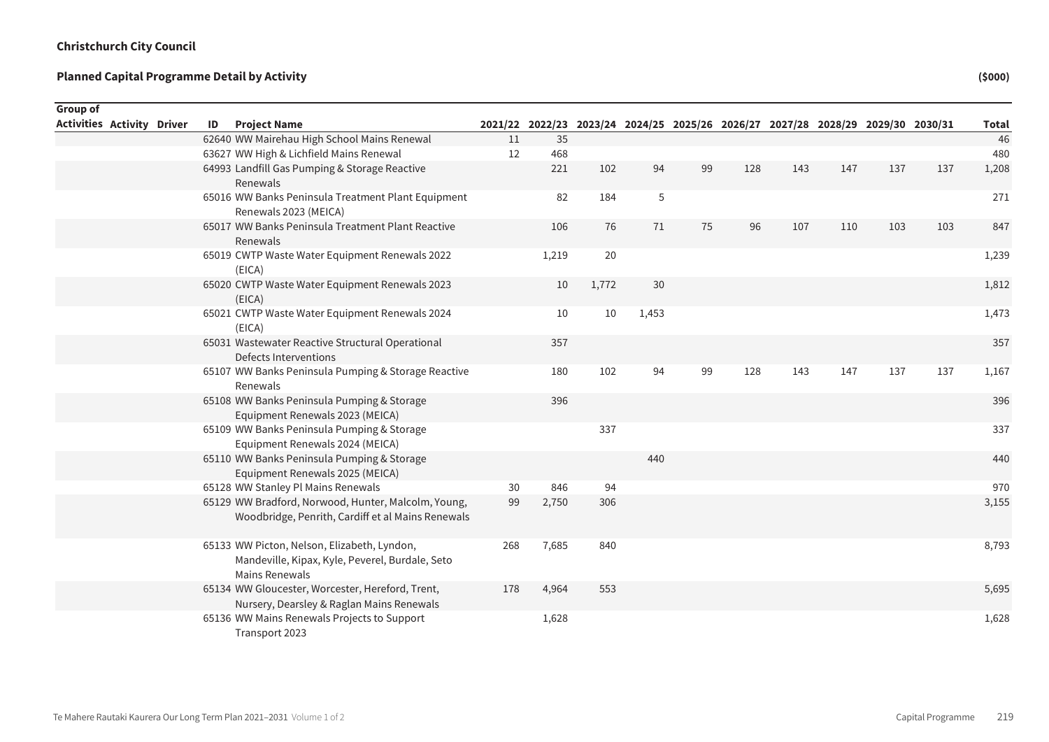**Christchurch City Council**

**Planned Capital Programme Detail by Activity** **($000)**

| Group of Activities | Activity | Driver | ID | Project Name | 2021/22 | 2022/23 | 2023/24 | 2024/25 | 2025/26 | 2026/27 | 2027/28 | 2028/29 | 2029/30 | 2030/31 | Total |
|---|---|---|---|---|---|---|---|---|---|---|---|---|---|---|---|
| | | | 62640 | WW Mairehau High School Mains Renewal | 11 | 35 | | | | | | | | | 46 |
| | | | 63627 | WW High & Lichfield Mains Renewal | 12 | 468 | | | | | | | | | 480 |
| | | | 64993 | Landfill Gas Pumping & Storage Reactive Renewals | | 221 | 102 | 94 | 99 | 128 | 143 | 147 | 137 | 137 | 1,208 |
| | | | 65016 | WW Banks Peninsula Treatment Plant Equipment Renewals 2023 (MEICA) | | 82 | 184 | 5 | | | | | | | 271 |
| | | | 65017 | WW Banks Peninsula Treatment Plant Reactive Renewals | | 106 | 76 | 71 | 75 | 96 | 107 | 110 | 103 | 103 | 847 |
| | | | 65019 | CWTP Waste Water Equipment Renewals 2022 (EICA) | | 1,219 | 20 | | | | | | | | 1,239 |
| | | | 65020 | CWTP Waste Water Equipment Renewals 2023 (EICA) | | 10 | 1,772 | 30 | | | | | | | 1,812 |
| | | | 65021 | CWTP Waste Water Equipment Renewals 2024 (EICA) | | 10 | 10 | 1,453 | | | | | | | 1,473 |
| | | | 65031 | Wastewater Reactive Structural Operational Defects Interventions | | 357 | | | | | | | | | 357 |
| | | | 65107 | WW Banks Peninsula Pumping & Storage Reactive Renewals | | 180 | 102 | 94 | 99 | 128 | 143 | 147 | 137 | 137 | 1,167 |
| | | | 65108 | WW Banks Peninsula Pumping & Storage Equipment Renewals 2023 (MEICA) | | 396 | | | | | | | | | 396 |
| | | | 65109 | WW Banks Peninsula Pumping & Storage Equipment Renewals 2024 (MEICA) | | | 337 | | | | | | | | 337 |
| | | | 65110 | WW Banks Peninsula Pumping & Storage Equipment Renewals 2025 (MEICA) | | | | 440 | | | | | | | 440 |
| | | | 65128 | WW Stanley Pl Mains Renewals | 30 | 846 | 94 | | | | | | | | 970 |
| | | | 65129 | WW Bradford, Norwood, Hunter, Malcolm, Young, Woodbridge, Penrith, Cardiff et al Mains Renewals | 99 | 2,750 | 306 | | | | | | | | 3,155 |
| | | | 65133 | WW Picton, Nelson, Elizabeth, Lyndon, Mandeville, Kipax, Kyle, Peverel, Burdale, Seto Mains Renewals | 268 | 7,685 | 840 | | | | | | | | 8,793 |
| | | | 65134 | WW Gloucester, Worcester, Hereford, Trent, Nursery, Dearsley & Raglan Mains Renewals | 178 | 4,964 | 553 | | | | | | | | 5,695 |
| | | | 65136 | WW Mains Renewals Projects to Support Transport 2023 | | 1,628 | | | | | | | | | 1,628 |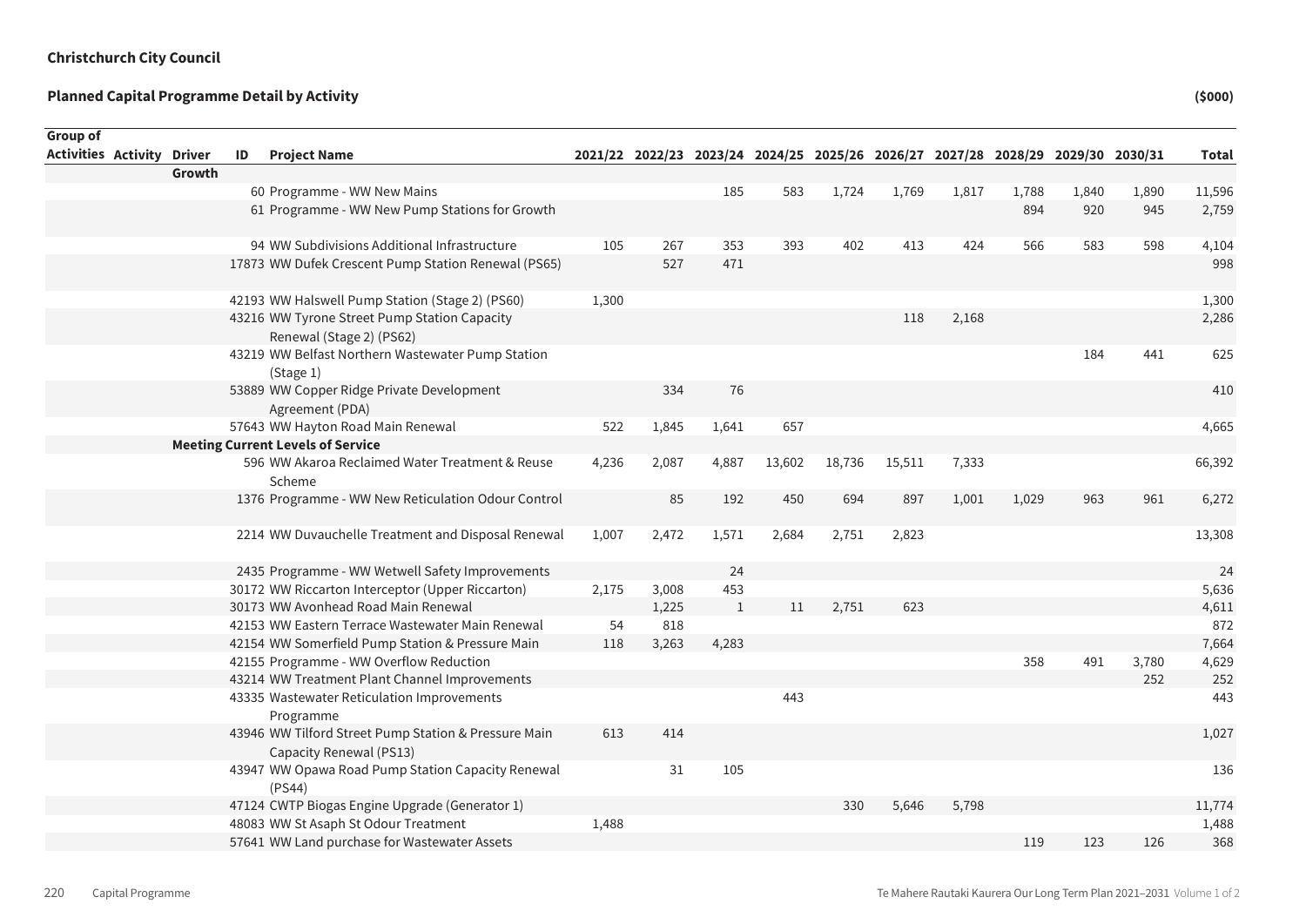**Christchurch City Council**

**Planned Capital Programme Detail by Activity** **($000)**

| Group of Activities | Activity | Driver | ID | Project Name | 2021/22 | 2022/23 | 2023/24 | 2024/25 | 2025/26 | 2026/27 | 2027/28 | 2028/29 | 2029/30 | 2030/31 | Total |
|---|---|---|---|---|---|---|---|---|---|---|---|---|---|---|---|
| | | Growth | | | | | | | | | | | | | |
| | | | 60 | Programme - WW New Mains | | | 185 | 583 | 1,724 | 1,769 | 1,817 | 1,788 | 1,840 | 1,890 | 11,596 |
| | | | 61 | Programme - WW New Pump Stations for Growth | | | | | | | | 894 | 920 | 945 | 2,759 |
| | | | 94 | WW Subdivisions Additional Infrastructure | 105 | 267 | 353 | 393 | 402 | 413 | 424 | 566 | 583 | 598 | 4,104 |
| | | | 17873 | WW Dufek Crescent Pump Station Renewal (PS65) | | 527 | 471 | | | | | | | | 998 |
| | | | 42193 | WW Halswell Pump Station (Stage 2) (PS60) | 1,300 | | | | | | | | | | 1,300 |
| | | | 43216 | WW Tyrone Street Pump Station Capacity Renewal (Stage 2) (PS62) | | | | | | 118 | 2,168 | | | | 2,286 |
| | | | 43219 | WW Belfast Northern Wastewater Pump Station (Stage 1) | | | | | | | | | 184 | 441 | 625 |
| | | | 53889 | WW Copper Ridge Private Development Agreement (PDA) | | 334 | 76 | | | | | | | | 410 |
| | | | 57643 | WW Hayton Road Main Renewal | 522 | 1,845 | 1,641 | 657 | | | | | | | 4,665 |
| | | Meeting Current Levels of Service | | | | | | | | | | | | | |
| | | | 596 | WW Akaroa Reclaimed Water Treatment & Reuse Scheme | 4,236 | 2,087 | 4,887 | 13,602 | 18,736 | 15,511 | 7,333 | | | | 66,392 |
| | | | 1376 | Programme - WW New Reticulation Odour Control | | 85 | 192 | 450 | 694 | 897 | 1,001 | 1,029 | 963 | 961 | 6,272 |
| | | | 2214 | WW Duvauchelle Treatment and Disposal Renewal | 1,007 | 2,472 | 1,571 | 2,684 | 2,751 | 2,823 | | | | | 13,308 |
| | | | 2435 | Programme - WW Wetwell Safety Improvements | | | 24 | | | | | | | | 24 |
| | | | 30172 | WW Riccarton Interceptor (Upper Riccarton) | 2,175 | 3,008 | 453 | | | | | | | | 5,636 |
| | | | 30173 | WW Avonhead Road Main Renewal | | 1,225 | 1 | 11 | 2,751 | 623 | | | | | 4,611 |
| | | | 42153 | WW Eastern Terrace Wastewater Main Renewal | 54 | 818 | | | | | | | | | 872 |
| | | | 42154 | WW Somerfield Pump Station & Pressure Main | 118 | 3,263 | 4,283 | | | | | | | | 7,664 |
| | | | 42155 | Programme - WW Overflow Reduction | | | | | | | | 358 | 491 | 3,780 | 4,629 |
| | | | 43214 | WW Treatment Plant Channel Improvements | | | | | | | | | | 252 | 252 |
| | | | 43335 | Wastewater Reticulation Improvements Programme | | | | 443 | | | | | | | 443 |
| | | | 43946 | WW Tilford Street Pump Station & Pressure Main Capacity Renewal (PS13) | 613 | 414 | | | | | | | | | 1,027 |
| | | | 43947 | WW Opawa Road Pump Station Capacity Renewal (PS44) | | 31 | 105 | | | | | | | | 136 |
| | | | 47124 | CWTP Biogas Engine Upgrade (Generator 1) | | | | | 330 | 5,646 | 5,798 | | | | 11,774 |
| | | | 48083 | WW St Asaph St Odour Treatment | 1,488 | | | | | | | | | | 1,488 |
| | | | 57641 | WW Land purchase for Wastewater Assets | | | | | | | | 119 | 123 | 126 | 368 |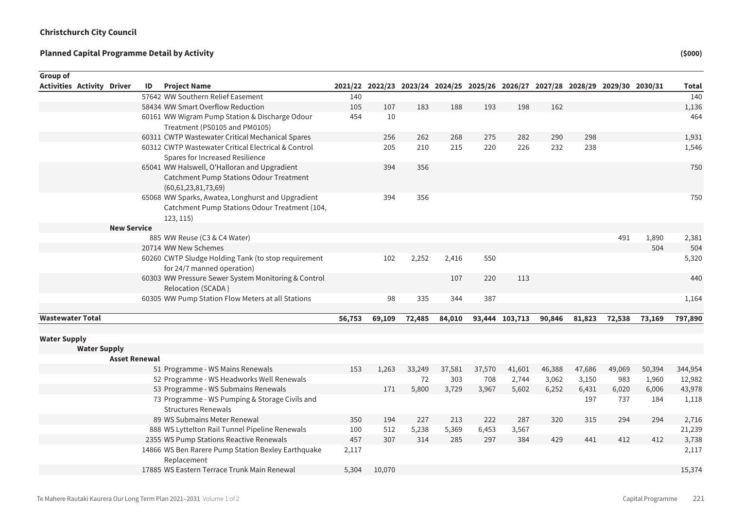**Christchurch City Council**

**Planned Capital Programme Detail by Activity**

**($000)**

| Group of Activities | Activity | Driver | ID | Project Name | 2021/22 | 2022/23 | 2023/24 | 2024/25 | 2025/26 | 2026/27 | 2027/28 | 2028/29 | 2029/30 | 2030/31 | Total |
|---|---|---|---|---|---|---|---|---|---|---|---|---|---|---|---|
| | | | 57642 | WW Southern Relief Easement | 140 | | | | | | | | | | 140 |
| | | | 58434 | WW Smart Overflow Reduction | 105 | 107 | 183 | 188 | 193 | 198 | 162 | | | | 1,136 |
| | | | 60161 | WW Wigram Pump Station & Discharge Odour Treatment (PS0105 and PM0105) | 454 | 10 | | | | | | | | | 464 |
| | | | 60311 | CWTP Wastewater Critical Mechanical Spares | | 256 | 262 | 268 | 275 | 282 | 290 | 298 | | | 1,931 |
| | | | 60312 | CWTP Wastewater Critical Electrical & Control Spares for Increased Resilience | | 205 | 210 | 215 | 220 | 226 | 232 | 238 | | | 1,546 |
| | | | 65041 | WW Halswell, O'Halloran and Upgradient Catchment Pump Stations Odour Treatment (60,61,23,81,73,69) | | 394 | 356 | | | | | | | | 750 |
| | | | 65068 | WW Sparks, Awatea, Longhurst and Upgradient Catchment Pump Stations Odour Treatment (104, 123, 115) | | 394 | 356 | | | | | | | | 750 |
| | | **New Service** | | | | | | | | | | | | | |
| | | | 885 | WW Reuse (C3 & C4 Water) | | | | | | | | | 491 | 1,890 | 2,381 |
| | | | 20714 | WW New Schemes | | | | | | | | | | 504 | 504 |
| | | | 60260 | CWTP Sludge Holding Tank (to stop requirement for 24/7 manned operation) | | 102 | 2,252 | 2,416 | 550 | | | | | | 5,320 |
| | | | 60303 | WW Pressure Sewer System Monitoring & Control Relocation (SCADA ) | | | | 107 | 220 | 113 | | | | | 440 |
| | | | 60305 | WW Pump Station Flow Meters at all Stations | | 98 | 335 | 344 | 387 | | | | | | 1,164 |
| **Wastewater Total** | | | | | **56,753** | **69,109** | **72,485** | **84,010** | **93,444** | **103,713** | **90,846** | **81,823** | **72,538** | **73,169** | **797,890** |
| **Water Supply** | | | | | | | | | | | | | | | |
| | **Water Supply** | | | | | | | | | | | | | | |
| | | **Asset Renewal** | | | | | | | | | | | | | |
| | | | 51 | Programme - WS Mains Renewals | 153 | 1,263 | 33,249 | 37,581 | 37,570 | 41,601 | 46,388 | 47,686 | 49,069 | 50,394 | 344,954 |
| | | | 52 | Programme - WS Headworks Well Renewals | | | 72 | 303 | 708 | 2,744 | 3,062 | 3,150 | 983 | 1,960 | 12,982 |
| | | | 53 | Programme - WS Submains Renewals | | 171 | 5,800 | 3,729 | 3,967 | 5,602 | 6,252 | 6,431 | 6,020 | 6,006 | 43,978 |
| | | | 73 | Programme - WS Pumping & Storage Civils and Structures Renewals | | | | | | | | 197 | 737 | 184 | 1,118 |
| | | | 89 | WS Submains Meter Renewal | 350 | 194 | 227 | 213 | 222 | 287 | 320 | 315 | 294 | 294 | 2,716 |
| | | | 888 | WS Lyttelton Rail Tunnel Pipeline Renewals | 100 | 512 | 5,238 | 5,369 | 6,453 | 3,567 | | | | | 21,239 |
| | | | 2355 | WS Pump Stations Reactive Renewals | 457 | 307 | 314 | 285 | 297 | 384 | 429 | 441 | 412 | 412 | 3,738 |
| | | | 14866 | WS Ben Rarere Pump Station Bexley Earthquake Replacement | 2,117 | | | | | | | | | | 2,117 |
| | | | 17885 | WS Eastern Terrace Trunk Main Renewal | 5,304 | 10,070 | | | | | | | | | 15,374 |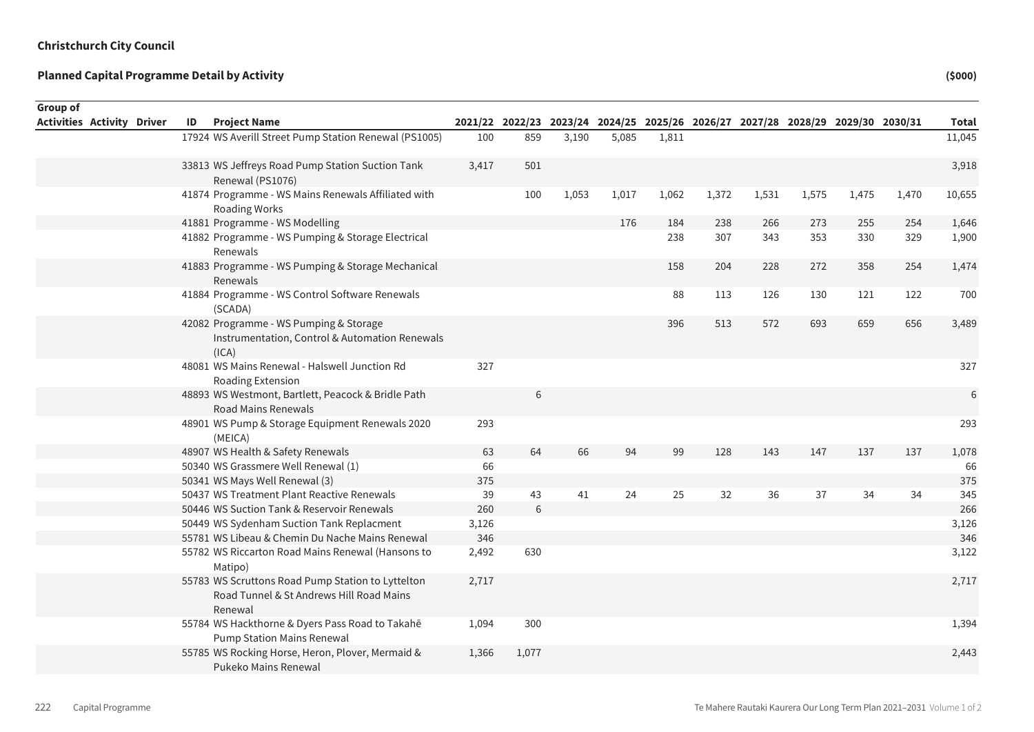**Christchurch City Council**

**Planned Capital Programme Detail by Activity** **($000)**

| Group of Activities | Activity | Driver | ID | Project Name | 2021/22 | 2022/23 | 2023/24 | 2024/25 | 2025/26 | 2026/27 | 2027/28 | 2028/29 | 2029/30 | 2030/31 | Total |
|---|---|---|---|---|---|---|---|---|---|---|---|---|---|---|---|
| | | | 17924 | WS Averill Street Pump Station Renewal (PS1005) | 100 | 859 | 3,190 | 5,085 | 1,811 | | | | | | 11,045 |
| | | | 33813 | WS Jeffreys Road Pump Station Suction Tank Renewal (PS1076) | 3,417 | 501 | | | | | | | | | 3,918 |
| | | | 41874 | Programme - WS Mains Renewals Affiliated with Roading Works | | 100 | 1,053 | 1,017 | 1,062 | 1,372 | 1,531 | 1,575 | 1,475 | 1,470 | 10,655 |
| | | | 41881 | Programme - WS Modelling | | | | 176 | 184 | 238 | 266 | 273 | 255 | 254 | 1,646 |
| | | | 41882 | Programme - WS Pumping & Storage Electrical Renewals | | | | | 238 | 307 | 343 | 353 | 330 | 329 | 1,900 |
| | | | 41883 | Programme - WS Pumping & Storage Mechanical Renewals | | | | | 158 | 204 | 228 | 272 | 358 | 254 | 1,474 |
| | | | 41884 | Programme - WS Control Software Renewals (SCADA) | | | | | 88 | 113 | 126 | 130 | 121 | 122 | 700 |
| | | | 42082 | Programme - WS Pumping & Storage Instrumentation, Control & Automation Renewals (ICA) | | | | | 396 | 513 | 572 | 693 | 659 | 656 | 3,489 |
| | | | 48081 | WS Mains Renewal - Halswell Junction Rd Roading Extension | 327 | | | | | | | | | | 327 |
| | | | 48893 | WS Westmont, Bartlett, Peacock & Bridle Path Road Mains Renewals | | 6 | | | | | | | | | 6 |
| | | | 48901 | WS Pump & Storage Equipment Renewals 2020 (MEICA) | 293 | | | | | | | | | | 293 |
| | | | 48907 | WS Health & Safety Renewals | 63 | 64 | 66 | 94 | 99 | 128 | 143 | 147 | 137 | 137 | 1,078 |
| | | | 50340 | WS Grassmere Well Renewal (1) | 66 | | | | | | | | | | 66 |
| | | | 50341 | WS Mays Well Renewal (3) | 375 | | | | | | | | | | 375 |
| | | | 50437 | WS Treatment Plant Reactive Renewals | 39 | 43 | 41 | 24 | 25 | 32 | 36 | 37 | 34 | 34 | 345 |
| | | | 50446 | WS Suction Tank & Reservoir Renewals | 260 | 6 | | | | | | | | | 266 |
| | | | 50449 | WS Sydenham Suction Tank Replacment | 3,126 | | | | | | | | | | 3,126 |
| | | | 55781 | WS Libeau & Chemin Du Nache Mains Renewal | 346 | | | | | | | | | | 346 |
| | | | 55782 | WS Riccarton Road Mains Renewal (Hansons to Matipo) | 2,492 | 630 | | | | | | | | | 3,122 |
| | | | 55783 | WS Scruttons Road Pump Station to Lyttelton Road Tunnel & St Andrews Hill Road Mains Renewal | 2,717 | | | | | | | | | | 2,717 |
| | | | 55784 | WS Hackthorne & Dyers Pass Road to Takahē Pump Station Mains Renewal | 1,094 | 300 | | | | | | | | | 1,394 |
| | | | 55785 | WS Rocking Horse, Heron, Plover, Mermaid & Pukeko Mains Renewal | 1,366 | 1,077 | | | | | | | | | 2,443 |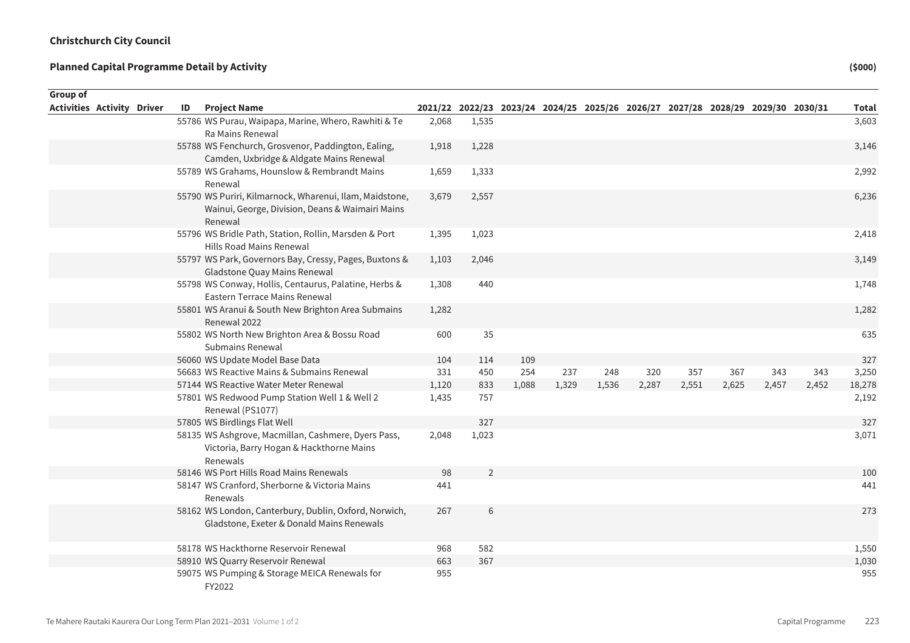**Christchurch City Council**

**Planned Capital Programme Detail by Activity** **($000)**

| Group of Activities | Activity | Driver | ID | Project Name | 2021/22 | 2022/23 | 2023/24 | 2024/25 | 2025/26 | 2026/27 | 2027/28 | 2028/29 | 2029/30 | 2030/31 | Total |
|---|---|---|---|---|---|---|---|---|---|---|---|---|---|---|---|
| | | | 55786 | WS Purau, Waipapa, Marine, Whero, Rawhiti & Te Ra Mains Renewal | 2,068 | 1,535 | | | | | | | | | 3,603 |
| | | | 55788 | WS Fenchurch, Grosvenor, Paddington, Ealing, Camden, Uxbridge & Aldgate Mains Renewal | 1,918 | 1,228 | | | | | | | | | 3,146 |
| | | | 55789 | WS Grahams, Hounslow & Rembrandt Mains Renewal | 1,659 | 1,333 | | | | | | | | | 2,992 |
| | | | 55790 | WS Puriri, Kilmarnock, Wharenui, Ilam, Maidstone, Wainui, George, Division, Deans & Waimairi Mains Renewal | 3,679 | 2,557 | | | | | | | | | 6,236 |
| | | | 55796 | WS Bridle Path, Station, Rollin, Marsden & Port Hills Road Mains Renewal | 1,395 | 1,023 | | | | | | | | | 2,418 |
| | | | 55797 | WS Park, Governors Bay, Cressy, Pages, Buxtons & Gladstone Quay Mains Renewal | 1,103 | 2,046 | | | | | | | | | 3,149 |
| | | | 55798 | WS Conway, Hollis, Centaurus, Palatine, Herbs & Eastern Terrace Mains Renewal | 1,308 | 440 | | | | | | | | | 1,748 |
| | | | 55801 | WS Aranui & South New Brighton Area Submains Renewal 2022 | 1,282 | | | | | | | | | | 1,282 |
| | | | 55802 | WS North New Brighton Area & Bossu Road Submains Renewal | 600 | 35 | | | | | | | | | 635 |
| | | | 56060 | WS Update Model Base Data | 104 | 114 | 109 | | | | | | | | 327 |
| | | | 56683 | WS Reactive Mains & Submains Renewal | 331 | 450 | 254 | 237 | 248 | 320 | 357 | 367 | 343 | 343 | 3,250 |
| | | | 57144 | WS Reactive Water Meter Renewal | 1,120 | 833 | 1,088 | 1,329 | 1,536 | 2,287 | 2,551 | 2,625 | 2,457 | 2,452 | 18,278 |
| | | | 57801 | WS Redwood Pump Station Well 1 & Well 2 Renewal (PS1077) | 1,435 | 757 | | | | | | | | | 2,192 |
| | | | 57805 | WS Birdlings Flat Well | | 327 | | | | | | | | | 327 |
| | | | 58135 | WS Ashgrove, Macmillan, Cashmere, Dyers Pass, Victoria, Barry Hogan & Hackthorne Mains Renewals | 2,048 | 1,023 | | | | | | | | | 3,071 |
| | | | 58146 | WS Port Hills Road Mains Renewals | 98 | 2 | | | | | | | | | 100 |
| | | | 58147 | WS Cranford, Sherborne & Victoria Mains Renewals | 441 | | | | | | | | | | 441 |
| | | | 58162 | WS London, Canterbury, Dublin, Oxford, Norwich, Gladstone, Exeter & Donald Mains Renewals | 267 | 6 | | | | | | | | | 273 |
| | | | 58178 | WS Hackthorne Reservoir Renewal | 968 | 582 | | | | | | | | | 1,550 |
| | | | 58910 | WS Quarry Reservoir Renewal | 663 | 367 | | | | | | | | | 1,030 |
| | | | 59075 | WS Pumping & Storage MEICA Renewals for FY2022 | 955 | | | | | | | | | | 955 |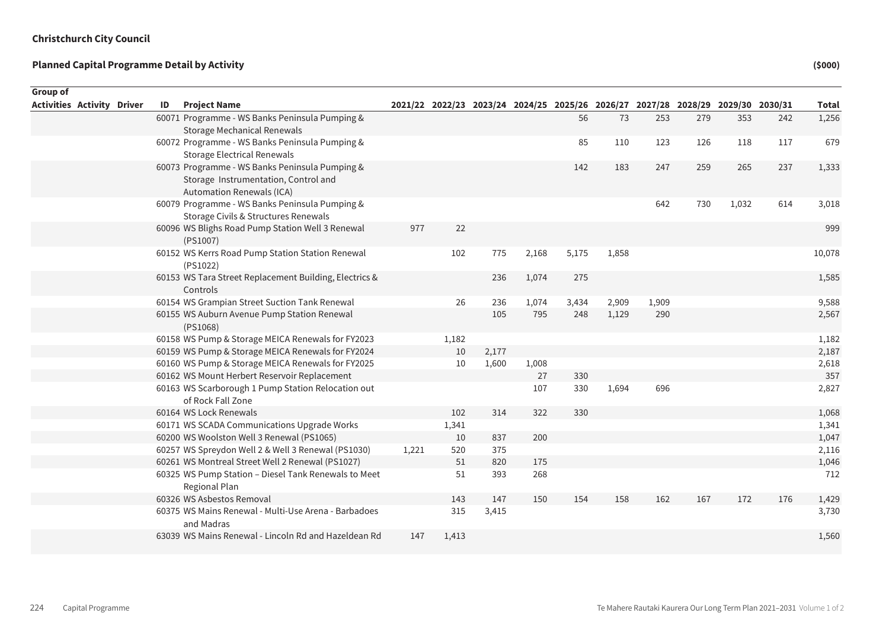**Christchurch City Council**

**Planned Capital Programme Detail by Activity** **($000)**

| Group of Activities | Activity | Driver | ID | Project Name | 2021/22 | 2022/23 | 2023/24 | 2024/25 | 2025/26 | 2026/27 | 2027/28 | 2028/29 | 2029/30 | 2030/31 | Total |
|---|---|---|---|---|---|---|---|---|---|---|---|---|---|---|---|
| | | | 60071 | Programme - WS Banks Peninsula Pumping & Storage Mechanical Renewals | | | | | 56 | 73 | 253 | 279 | 353 | 242 | 1,256 |
| | | | 60072 | Programme - WS Banks Peninsula Pumping & Storage Electrical Renewals | | | | | 85 | 110 | 123 | 126 | 118 | 117 | 679 |
| | | | 60073 | Programme - WS Banks Peninsula Pumping & Storage Instrumentation, Control and Automation Renewals (ICA) | | | | | 142 | 183 | 247 | 259 | 265 | 237 | 1,333 |
| | | | 60079 | Programme - WS Banks Peninsula Pumping & Storage Civils & Structures Renewals | | | | | | | 642 | 730 | 1,032 | 614 | 3,018 |
| | | | 60096 | WS Blighs Road Pump Station Well 3 Renewal (PS1007) | 977 | 22 | | | | | | | | | 999 |
| | | | 60152 | WS Kerrs Road Pump Station Station Renewal (PS1022) | | 102 | 775 | 2,168 | 5,175 | 1,858 | | | | | 10,078 |
| | | | 60153 | WS Tara Street Replacement Building, Electrics & Controls | | | 236 | 1,074 | 275 | | | | | | 1,585 |
| | | | 60154 | WS Grampian Street Suction Tank Renewal | | 26 | 236 | 1,074 | 3,434 | 2,909 | 1,909 | | | | 9,588 |
| | | | 60155 | WS Auburn Avenue Pump Station Renewal (PS1068) | | | 105 | 795 | 248 | 1,129 | 290 | | | | 2,567 |
| | | | 60158 | WS Pump & Storage MEICA Renewals for FY2023 | | 1,182 | | | | | | | | | 1,182 |
| | | | 60159 | WS Pump & Storage MEICA Renewals for FY2024 | | 10 | 2,177 | | | | | | | | 2,187 |
| | | | 60160 | WS Pump & Storage MEICA Renewals for FY2025 | | 10 | 1,600 | 1,008 | | | | | | | 2,618 |
| | | | 60162 | WS Mount Herbert Reservoir Replacement | | | | 27 | 330 | | | | | | 357 |
| | | | 60163 | WS Scarborough 1 Pump Station Relocation out of Rock Fall Zone | | | | 107 | 330 | 1,694 | 696 | | | | 2,827 |
| | | | 60164 | WS Lock Renewals | | 102 | 314 | 322 | 330 | | | | | | 1,068 |
| | | | 60171 | WS SCADA Communications Upgrade Works | | 1,341 | | | | | | | | | 1,341 |
| | | | 60200 | WS Woolston Well 3 Renewal (PS1065) | | 10 | 837 | 200 | | | | | | | 1,047 |
| | | | 60257 | WS Spreydon Well 2 & Well 3 Renewal (PS1030) | 1,221 | 520 | 375 | | | | | | | | 2,116 |
| | | | 60261 | WS Montreal Street Well 2 Renewal (PS1027) | | 51 | 820 | 175 | | | | | | | 1,046 |
| | | | 60325 | WS Pump Station – Diesel Tank Renewals to Meet Regional Plan | | 51 | 393 | 268 | | | | | | | 712 |
| | | | 60326 | WS Asbestos Removal | | 143 | 147 | 150 | 154 | 158 | 162 | 167 | 172 | 176 | 1,429 |
| | | | 60375 | WS Mains Renewal - Multi-Use Arena - Barbadoes and Madras | | 315 | 3,415 | | | | | | | | 3,730 |
| | | | 63039 | WS Mains Renewal - Lincoln Rd and Hazeldean Rd | 147 | 1,413 | | | | | | | | | 1,560 |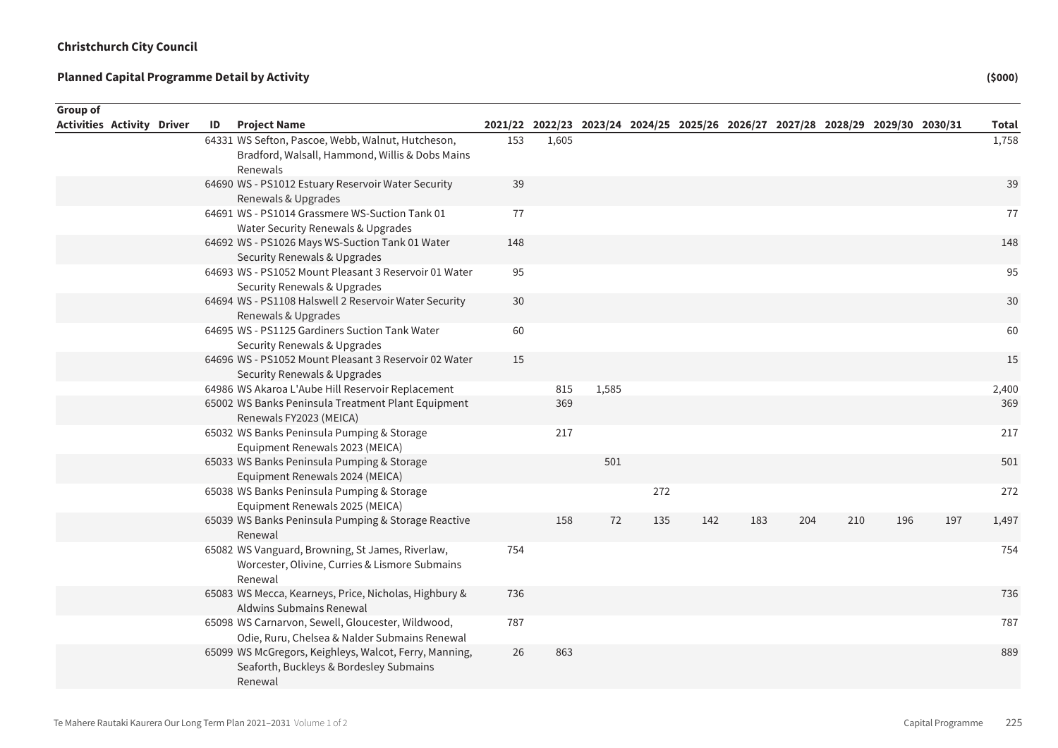**Christchurch City Council**

**Planned Capital Programme Detail by Activity** **($000)**

| Group of Activities | Activity | Driver | ID | Project Name | 2021/22 | 2022/23 | 2023/24 | 2024/25 | 2025/26 | 2026/27 | 2027/28 | 2028/29 | 2029/30 | 2030/31 | Total |
|---|---|---|---|---|---|---|---|---|---|---|---|---|---|---|---|
| | | | 64331 | WS Sefton, Pascoe, Webb, Walnut, Hutcheson, Bradford, Walsall, Hammond, Willis & Dobs Mains Renewals | 153 | 1,605 | | | | | | | | | 1,758 |
| | | | 64690 | WS - PS1012 Estuary Reservoir Water Security Renewals & Upgrades | 39 | | | | | | | | | | 39 |
| | | | 64691 | WS - PS1014 Grassmere WS-Suction Tank 01 Water Security Renewals & Upgrades | 77 | | | | | | | | | | 77 |
| | | | 64692 | WS - PS1026 Mays WS-Suction Tank 01 Water Security Renewals & Upgrades | 148 | | | | | | | | | | 148 |
| | | | 64693 | WS - PS1052 Mount Pleasant 3 Reservoir 01 Water Security Renewals & Upgrades | 95 | | | | | | | | | | 95 |
| | | | 64694 | WS - PS1108 Halswell 2 Reservoir Water Security Renewals & Upgrades | 30 | | | | | | | | | | 30 |
| | | | 64695 | WS - PS1125 Gardiners Suction Tank Water Security Renewals & Upgrades | 60 | | | | | | | | | | 60 |
| | | | 64696 | WS - PS1052 Mount Pleasant 3 Reservoir 02 Water Security Renewals & Upgrades | 15 | | | | | | | | | | 15 |
| | | | 64986 | WS Akaroa L'Aube Hill Reservoir Replacement | | 815 | 1,585 | | | | | | | | 2,400 |
| | | | 65002 | WS Banks Peninsula Treatment Plant Equipment Renewals FY2023 (MEICA) | | 369 | | | | | | | | | 369 |
| | | | 65032 | WS Banks Peninsula Pumping & Storage Equipment Renewals 2023 (MEICA) | | 217 | | | | | | | | | 217 |
| | | | 65033 | WS Banks Peninsula Pumping & Storage Equipment Renewals 2024 (MEICA) | | | 501 | | | | | | | | 501 |
| | | | 65038 | WS Banks Peninsula Pumping & Storage Equipment Renewals 2025 (MEICA) | | | | 272 | | | | | | | 272 |
| | | | 65039 | WS Banks Peninsula Pumping & Storage Reactive Renewal | | 158 | 72 | 135 | 142 | 183 | 204 | 210 | 196 | 197 | 1,497 |
| | | | 65082 | WS Vanguard, Browning, St James, Riverlaw, Worcester, Olivine, Curries & Lismore Submains Renewal | 754 | | | | | | | | | | 754 |
| | | | 65083 | WS Mecca, Kearneys, Price, Nicholas, Highbury & Aldwins Submains Renewal | 736 | | | | | | | | | | 736 |
| | | | 65098 | WS Carnarvon, Sewell, Gloucester, Wildwood, Odie, Ruru, Chelsea & Nalder Submains Renewal | 787 | | | | | | | | | | 787 |
| | | | 65099 | WS McGregors, Keighleys, Walcot, Ferry, Manning, Seaforth, Buckleys & Bordesley Submains Renewal | 26 | 863 | | | | | | | | | 889 |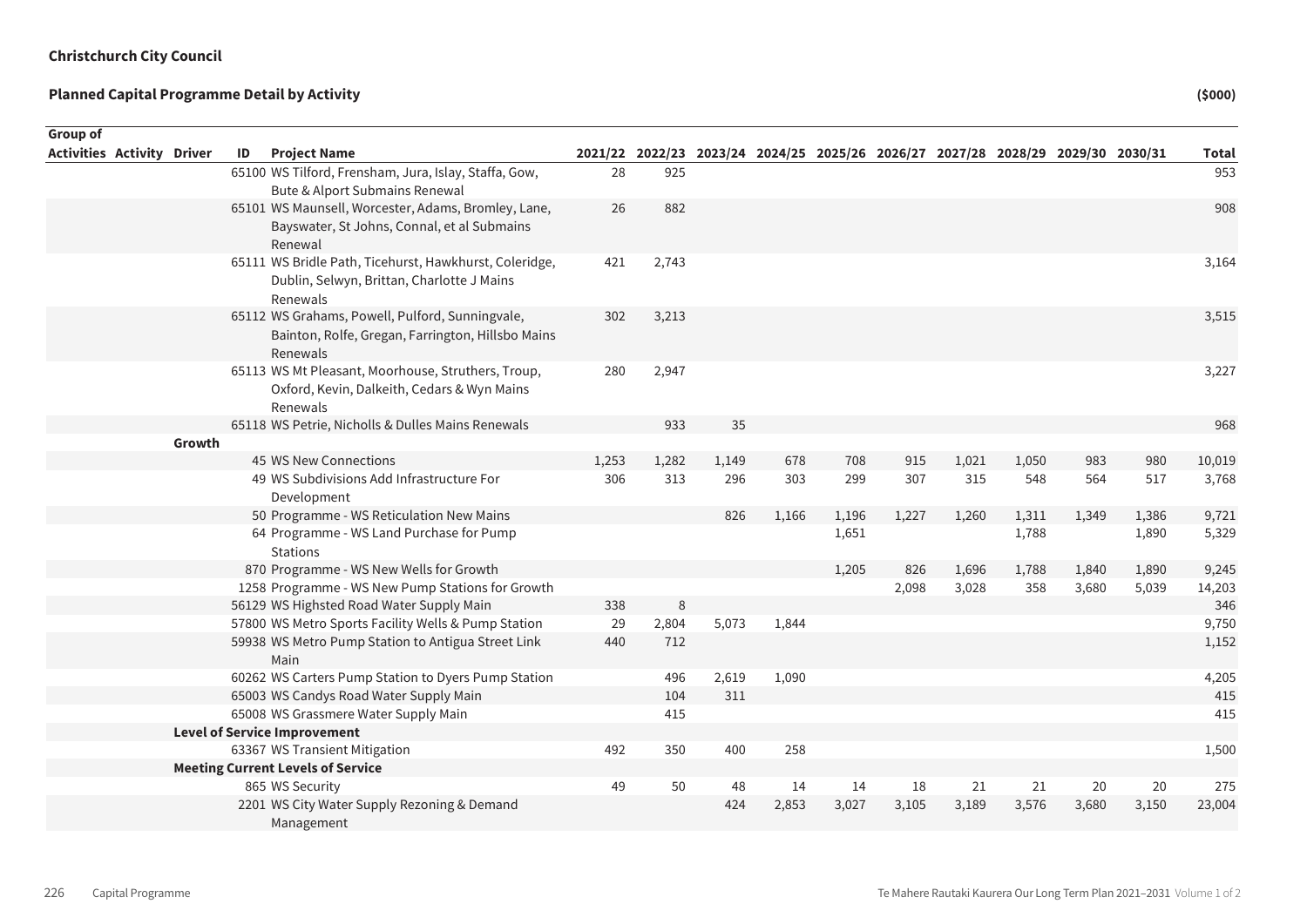**Christchurch City Council**

**Planned Capital Programme Detail by Activity** **($000)**

| Group of Activities | Activity | Driver | ID | Project Name | 2021/22 | 2022/23 | 2023/24 | 2024/25 | 2025/26 | 2026/27 | 2027/28 | 2028/29 | 2029/30 | 2030/31 | Total |
|---|---|---|---|---|---|---|---|---|---|---|---|---|---|---|---|
| | | | 65100 | WS Tilford, Frensham, Jura, Islay, Staffa, Gow, Bute & Alport Submains Renewal | 28 | 925 | | | | | | | | | 953 |
| | | | 65101 | WS Maunsell, Worcester, Adams, Bromley, Lane, Bayswater, St Johns, Connal, et al Submains Renewal | 26 | 882 | | | | | | | | | 908 |
| | | | 65111 | WS Bridle Path, Ticehurst, Hawkhurst, Coleridge, Dublin, Selwyn, Brittan, Charlotte J Mains Renewals | 421 | 2,743 | | | | | | | | | 3,164 |
| | | | 65112 | WS Grahams, Powell, Pulford, Sunningvale, Bainton, Rolfe, Gregan, Farrington, Hillsbo Mains Renewals | 302 | 3,213 | | | | | | | | | 3,515 |
| | | | 65113 | WS Mt Pleasant, Moorhouse, Struthers, Troup, Oxford, Kevin, Dalkeith, Cedars & Wyn Mains Renewals | 280 | 2,947 | | | | | | | | | 3,227 |
| | | | 65118 | WS Petrie, Nicholls & Dulles Mains Renewals | | 933 | 35 | | | | | | | | 968 |
| | | **Growth** | | | | | | | | | | | | | |
| | | | 45 | WS New Connections | 1,253 | 1,282 | 1,149 | 678 | 708 | 915 | 1,021 | 1,050 | 983 | 980 | 10,019 |
| | | | 49 | WS Subdivisions Add Infrastructure For Development | 306 | 313 | 296 | 303 | 299 | 307 | 315 | 548 | 564 | 517 | 3,768 |
| | | | 50 | Programme - WS Reticulation New Mains | | | 826 | 1,166 | 1,196 | 1,227 | 1,260 | 1,311 | 1,349 | 1,386 | 9,721 |
| | | | 64 | Programme - WS Land Purchase for Pump Stations | | | | | 1,651 | | | 1,788 | | 1,890 | 5,329 |
| | | | 870 | Programme - WS New Wells for Growth | | | | | 1,205 | 826 | 1,696 | 1,788 | 1,840 | 1,890 | 9,245 |
| | | | 1258 | Programme - WS New Pump Stations for Growth | | | | | | 2,098 | 3,028 | 358 | 3,680 | 5,039 | 14,203 |
| | | | 56129 | WS Highsted Road Water Supply Main | 338 | 8 | | | | | | | | | 346 |
| | | | 57800 | WS Metro Sports Facility Wells & Pump Station | 29 | 2,804 | 5,073 | 1,844 | | | | | | | 9,750 |
| | | | 59938 | WS Metro Pump Station to Antigua Street Link Main | 440 | 712 | | | | | | | | | 1,152 |
| | | | 60262 | WS Carters Pump Station to Dyers Pump Station | | 496 | 2,619 | 1,090 | | | | | | | 4,205 |
| | | | 65003 | WS Candys Road Water Supply Main | | 104 | 311 | | | | | | | | 415 |
| | | | 65008 | WS Grassmere Water Supply Main | | 415 | | | | | | | | | 415 |
| | | **Level of Service Improvement** | | | | | | | | | | | | | |
| | | | 63367 | WS Transient Mitigation | 492 | 350 | 400 | 258 | | | | | | | 1,500 |
| | | **Meeting Current Levels of Service** | | | | | | | | | | | | | |
| | | | 865 | WS Security | 49 | 50 | 48 | 14 | 14 | 18 | 21 | 21 | 20 | 20 | 275 |
| | | | 2201 | WS City Water Supply Rezoning & Demand Management | | | 424 | 2,853 | 3,027 | 3,105 | 3,189 | 3,576 | 3,680 | 3,150 | 23,004 |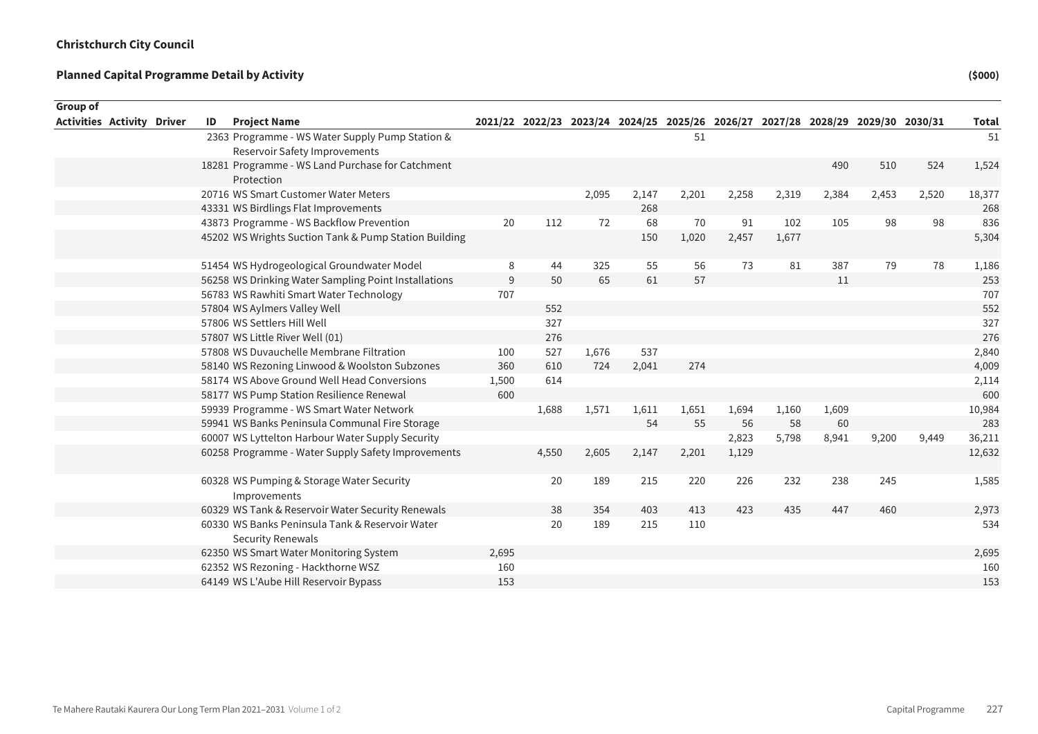**Christchurch City Council**

**Planned Capital Programme Detail by Activity** **($000)**

| Group of Activities | Activity | Driver | ID | Project Name | 2021/22 | 2022/23 | 2023/24 | 2024/25 | 2025/26 | 2026/27 | 2027/28 | 2028/29 | 2029/30 | 2030/31 | Total |
|---|---|---|---|---|---|---|---|---|---|---|---|---|---|---|---|
| | | | 2363 | Programme - WS Water Supply Pump Station & Reservoir Safety Improvements | | | | | 51 | | | | | | 51 |
| | | | 18281 | Programme - WS Land Purchase for Catchment Protection | | | | | | | | 490 | 510 | 524 | 1,524 |
| | | | 20716 | WS Smart Customer Water Meters | | | 2,095 | 2,147 | 2,201 | 2,258 | 2,319 | 2,384 | 2,453 | 2,520 | 18,377 |
| | | | 43331 | WS Birdlings Flat Improvements | | | | 268 | | | | | | | 268 |
| | | | 43873 | Programme - WS Backflow Prevention | 20 | 112 | 72 | 68 | 70 | 91 | 102 | 105 | 98 | 98 | 836 |
| | | | 45202 | WS Wrights Suction Tank & Pump Station Building | | | | 150 | 1,020 | 2,457 | 1,677 | | | | 5,304 |
| | | | 51454 | WS Hydrogeological Groundwater Model | 8 | 44 | 325 | 55 | 56 | 73 | 81 | 387 | 79 | 78 | 1,186 |
| | | | 56258 | WS Drinking Water Sampling Point Installations | 9 | 50 | 65 | 61 | 57 | | | 11 | | | 253 |
| | | | 56783 | WS Rawhiti Smart Water Technology | 707 | | | | | | | | | | 707 |
| | | | 57804 | WS Aylmers Valley Well | | 552 | | | | | | | | | 552 |
| | | | 57806 | WS Settlers Hill Well | | 327 | | | | | | | | | 327 |
| | | | 57807 | WS Little River Well (01) | | 276 | | | | | | | | | 276 |
| | | | 57808 | WS Duvauchelle Membrane Filtration | 100 | 527 | 1,676 | 537 | | | | | | | 2,840 |
| | | | 58140 | WS Rezoning Linwood & Woolston Subzones | 360 | 610 | 724 | 2,041 | 274 | | | | | | 4,009 |
| | | | 58174 | WS Above Ground Well Head Conversions | 1,500 | 614 | | | | | | | | | 2,114 |
| | | | 58177 | WS Pump Station Resilience Renewal | 600 | | | | | | | | | | 600 |
| | | | 59939 | Programme - WS Smart Water Network | | 1,688 | 1,571 | 1,611 | 1,651 | 1,694 | 1,160 | 1,609 | | | 10,984 |
| | | | 59941 | WS Banks Peninsula Communal Fire Storage | | | | 54 | 55 | 56 | 58 | 60 | | | 283 |
| | | | 60007 | WS Lyttelton Harbour Water Supply Security | | | | | | 2,823 | 5,798 | 8,941 | 9,200 | 9,449 | 36,211 |
| | | | 60258 | Programme - Water Supply Safety Improvements | | 4,550 | 2,605 | 2,147 | 2,201 | 1,129 | | | | | 12,632 |
| | | | 60328 | WS Pumping & Storage Water Security Improvements | | 20 | 189 | 215 | 220 | 226 | 232 | 238 | 245 | | 1,585 |
| | | | 60329 | WS Tank & Reservoir Water Security Renewals | | 38 | 354 | 403 | 413 | 423 | 435 | 447 | 460 | | 2,973 |
| | | | 60330 | WS Banks Peninsula Tank & Reservoir Water Security Renewals | | 20 | 189 | 215 | 110 | | | | | | 534 |
| | | | 62350 | WS Smart Water Monitoring System | 2,695 | | | | | | | | | | 2,695 |
| | | | 62352 | WS Rezoning - Hackthorne WSZ | 160 | | | | | | | | | | 160 |
| | | | 64149 | WS L'Aube Hill Reservoir Bypass | 153 | | | | | | | | | | 153 |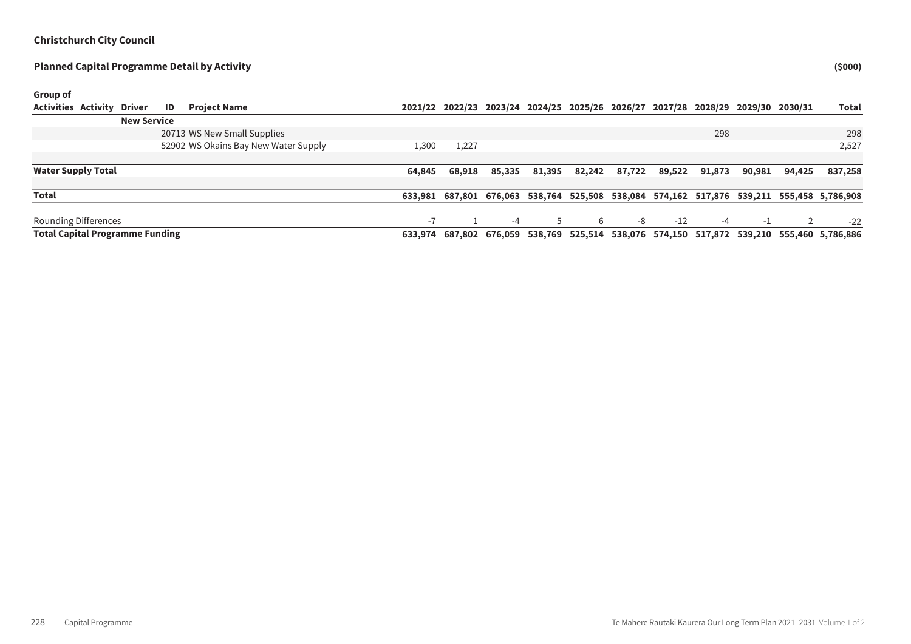**Christchurch City Council**

**Planned Capital Programme Detail by Activity** **($000)**

| Group of Activities | Activity | Driver | ID | Project Name | 2021/22 | 2022/23 | 2023/24 | 2024/25 | 2025/26 | 2026/27 | 2027/28 | 2028/29 | 2029/30 | 2030/31 | Total |
|---|---|---|---|---|---|---|---|---|---|---|---|---|---|---|---|
| | | **New Service** | | | | | | | | | | | | | |
| | | | 20713 | WS New Small Supplies | | | | | | | | 298 | | | 298 |
| | | | 52902 | WS Okains Bay New Water Supply | 1,300 | 1,227 | | | | | | | | | 2,527 |
| **Water Supply Total** | | | | | **64,845** | **68,918** | **85,335** | **81,395** | **82,242** | **87,722** | **89,522** | **91,873** | **90,981** | **94,425** | **837,258** |
| **Total** | | | | | **633,981** | **687,801** | **676,063** | **538,764** | **525,508** | **538,084** | **574,162** | **517,876** | **539,211** | **555,458** | **5,786,908** |
| Rounding Differences | | | | | -7 | 1 | -4 | 5 | 6 | -8 | -12 | -4 | -1 | 2 | -22 |
| **Total Capital Programme Funding** | | | | | **633,974** | **687,802** | **676,059** | **538,769** | **525,514** | **538,076** | **574,150** | **517,872** | **539,210** | **555,460** | **5,786,886** |